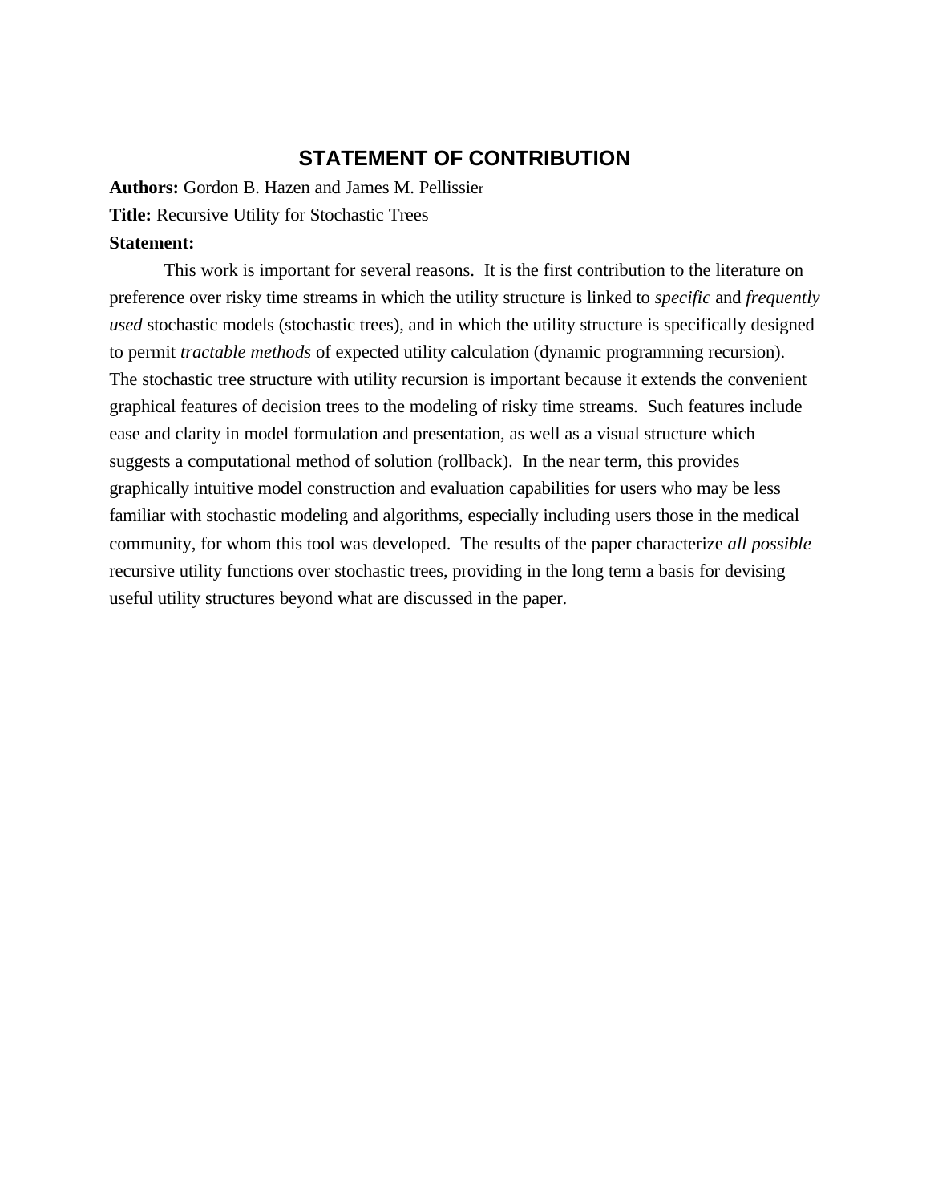# STATEMENT OF CONTRIBUTION

**Authors:** Gordon B. Hazen and James M. Pellissier

**Title:** Recursive Utility for Stochastic Trees

**Statement:**

This work is important for several reasons. It is the first contribution to the literature on preference over risky time streams in which the utility structure is linked to *specific* and *frequently used* stochastic models (stochastic trees), and in which the utility structure is specifically designed to permit *tractable methods* of expected utility calculation (dynamic programming recursion). The stochastic tree structure with utility recursion is important because it extends the convenient graphical features of decision trees to the modeling of risky time streams. Such features include ease and clarity in model formulation and presentation, as well as a visual structure which suggests a computational method of solution (rollback). In the near term, this provides graphically intuitive model construction and evaluation capabilities for users who may be less familiar with stochastic modeling and algorithms, especially including users those in the medical community, for whom this tool was developed. The results of the paper characterize *all possible* recursive utility functions over stochastic trees, providing in the long term a basis for devising useful utility structures beyond what are discussed in the paper.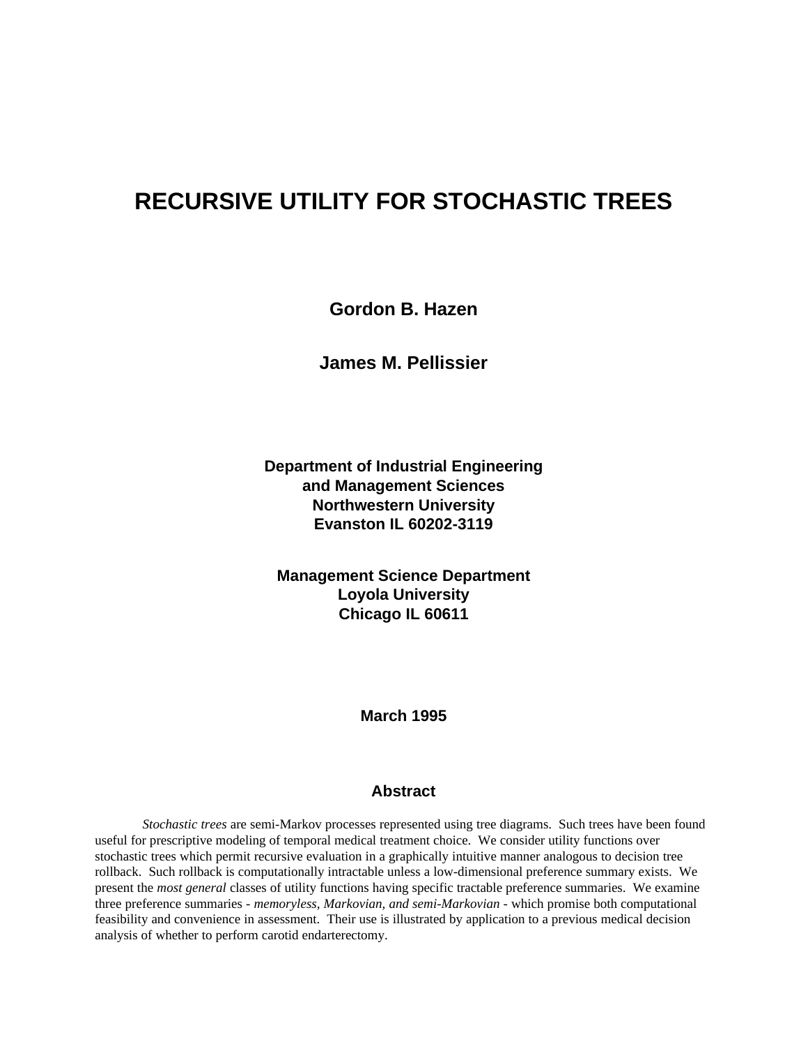# RECURSIVE UTILITY FOR STOCHASTIC TREES

**Gordon B. Hazen**

**James M. Pellissier**

**Department of Industrial Engineering and Management Sciences**
**Northwestern University**
**Evanston IL 60202-3119**

**Management Science Department**
**Loyola University**
**Chicago IL 60611**

**March 1995**

## Abstract

*Stochastic trees* are semi-Markov processes represented using tree diagrams. Such trees have been found useful for prescriptive modeling of temporal medical treatment choice. We consider utility functions over stochastic trees which permit recursive evaluation in a graphically intuitive manner analogous to decision tree rollback. Such rollback is computationally intractable unless a low-dimensional preference summary exists. We present the *most general* classes of utility functions having specific tractable preference summaries. We examine three preference summaries - *memoryless, Markovian, and semi-Markovian* - which promise both computational feasibility and convenience in assessment. Their use is illustrated by application to a previous medical decision analysis of whether to perform carotid endarterectomy.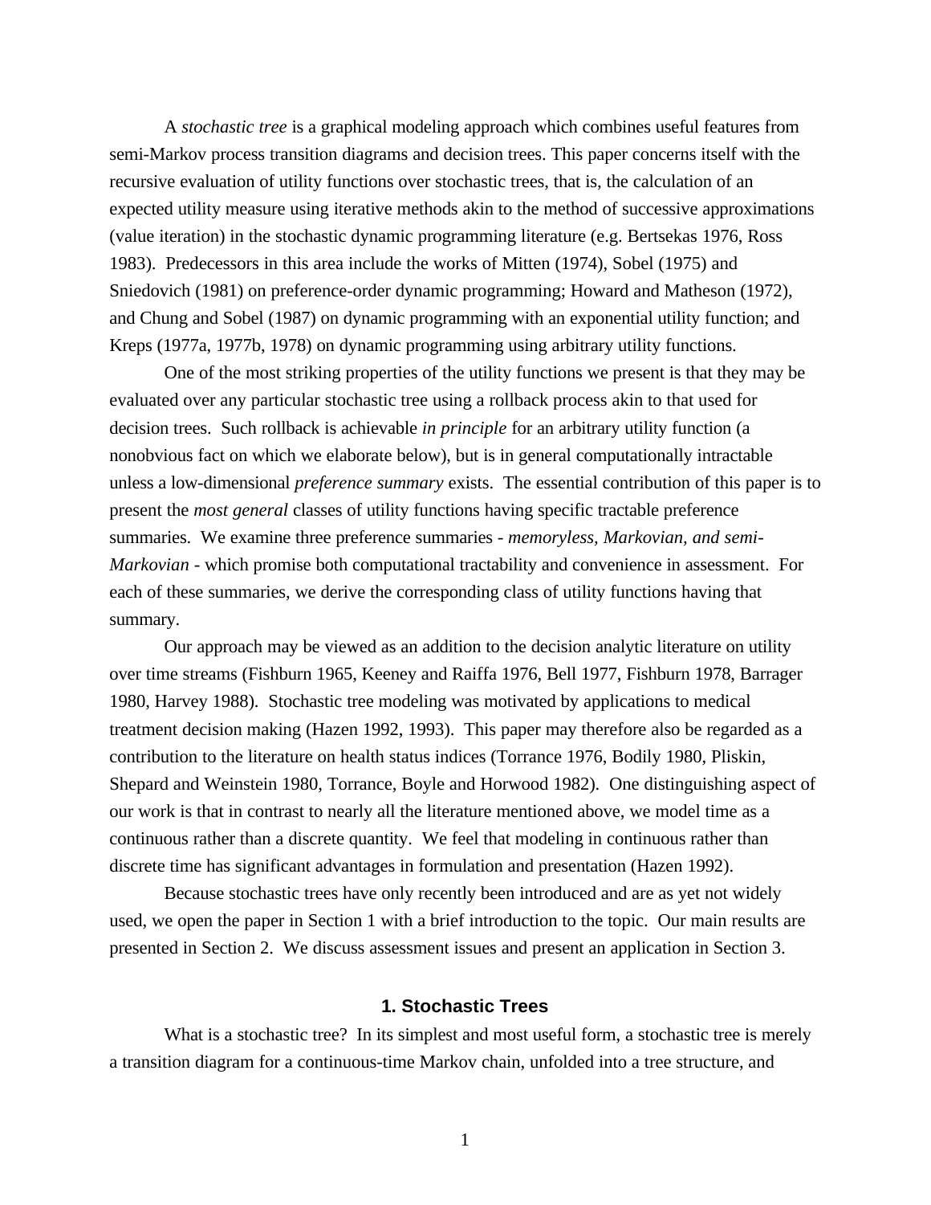A *stochastic tree* is a graphical modeling approach which combines useful features from semi-Markov process transition diagrams and decision trees. This paper concerns itself with the recursive evaluation of utility functions over stochastic trees, that is, the calculation of an expected utility measure using iterative methods akin to the method of successive approximations (value iteration) in the stochastic dynamic programming literature (e.g. Bertsekas 1976, Ross 1983). Predecessors in this area include the works of Mitten (1974), Sobel (1975) and Sniedovich (1981) on preference-order dynamic programming; Howard and Matheson (1972), and Chung and Sobel (1987) on dynamic programming with an exponential utility function; and Kreps (1977a, 1977b, 1978) on dynamic programming using arbitrary utility functions.

One of the most striking properties of the utility functions we present is that they may be evaluated over any particular stochastic tree using a rollback process akin to that used for decision trees. Such rollback is achievable *in principle* for an arbitrary utility function (a nonobvious fact on which we elaborate below), but is in general computationally intractable unless a low-dimensional *preference summary* exists. The essential contribution of this paper is to present the *most general* classes of utility functions having specific tractable preference summaries. We examine three preference summaries - *memoryless, Markovian, and semi-Markovian* - which promise both computational tractability and convenience in assessment. For each of these summaries, we derive the corresponding class of utility functions having that summary.

Our approach may be viewed as an addition to the decision analytic literature on utility over time streams (Fishburn 1965, Keeney and Raiffa 1976, Bell 1977, Fishburn 1978, Barrager 1980, Harvey 1988). Stochastic tree modeling was motivated by applications to medical treatment decision making (Hazen 1992, 1993). This paper may therefore also be regarded as a contribution to the literature on health status indices (Torrance 1976, Bodily 1980, Pliskin, Shepard and Weinstein 1980, Torrance, Boyle and Horwood 1982). One distinguishing aspect of our work is that in contrast to nearly all the literature mentioned above, we model time as a continuous rather than a discrete quantity. We feel that modeling in continuous rather than discrete time has significant advantages in formulation and presentation (Hazen 1992).

Because stochastic trees have only recently been introduced and are as yet not widely used, we open the paper in Section 1 with a brief introduction to the topic. Our main results are presented in Section 2. We discuss assessment issues and present an application in Section 3.

## 1. Stochastic Trees

What is a stochastic tree? In its simplest and most useful form, a stochastic tree is merely a transition diagram for a continuous-time Markov chain, unfolded into a tree structure, and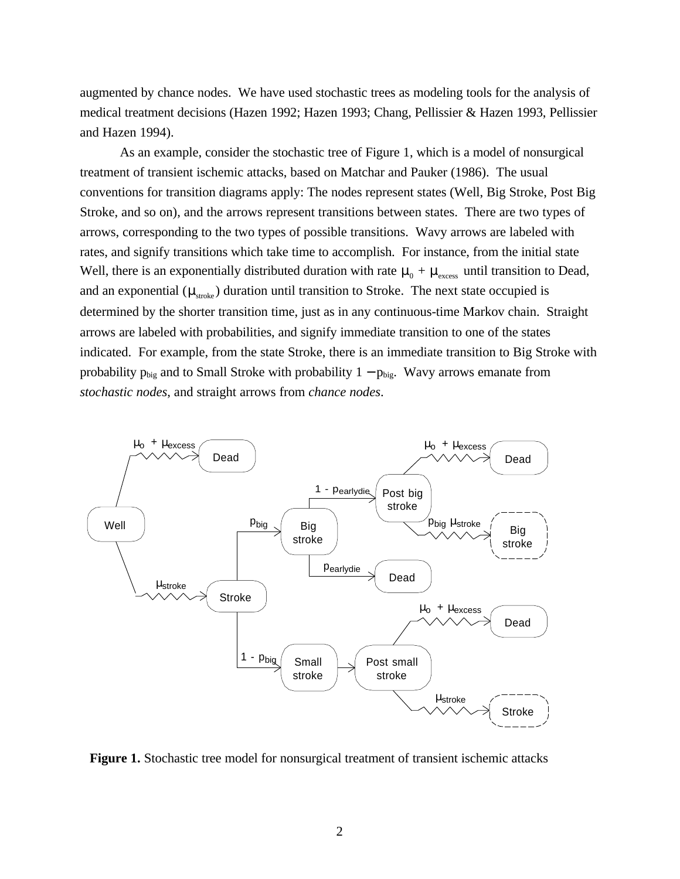augmented by chance nodes. We have used stochastic trees as modeling tools for the analysis of medical treatment decisions (Hazen 1992; Hazen 1993; Chang, Pellissier & Hazen 1993, Pellissier and Hazen 1994).

As an example, consider the stochastic tree of Figure 1, which is a model of nonsurgical treatment of transient ischemic attacks, based on Matchar and Pauker (1986). The usual conventions for transition diagrams apply: The nodes represent states (Well, Big Stroke, Post Big Stroke, and so on), and the arrows represent transitions between states. There are two types of arrows, corresponding to the two types of possible transitions. Wavy arrows are labeled with rates, and signify transitions which take time to accomplish. For instance, from the initial state Well, there is an exponentially distributed duration with rate $\mu_0 + \mu_{excess}$ until transition to Dead, and an exponential ($\mu_{stroke}$) duration until transition to Stroke. The next state occupied is determined by the shorter transition time, just as in any continuous-time Markov chain. Straight arrows are labeled with probabilities, and signify immediate transition to one of the states indicated. For example, from the state Stroke, there is an immediate transition to Big Stroke with probability $p_{big}$ and to Small Stroke with probability $1 - p_{big}$. Wavy arrows emanate from *stochastic nodes*, and straight arrows from *chance nodes*.

**Figure 1.** Stochastic tree model for nonsurgical treatment of transient ischemic attacks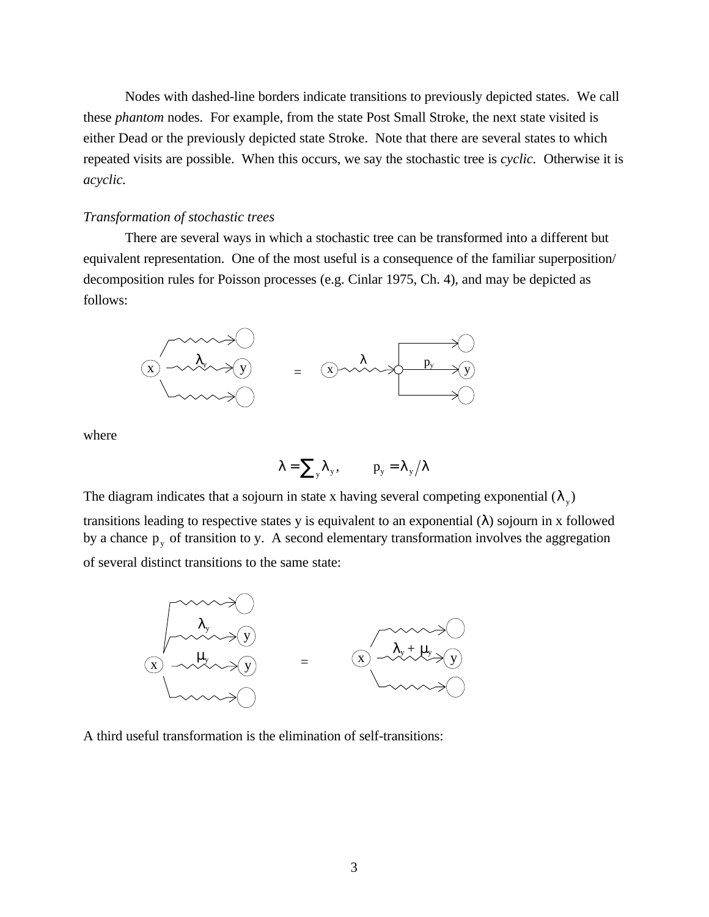Nodes with dashed-line borders indicate transitions to previously depicted states. We call these *phantom* nodes. For example, from the state Post Small Stroke, the next state visited is either Dead or the previously depicted state Stroke. Note that there are several states to which repeated visits are possible. When this occurs, we say the stochastic tree is *cyclic*. Otherwise it is *acyclic*.

*Transformation of stochastic trees*

There are several ways in which a stochastic tree can be transformed into a different but equivalent representation. One of the most useful is a consequence of the familiar superposition/ decomposition rules for Poisson processes (e.g. Cinlar 1975, Ch. 4), and may be depicted as follows:

where

$$\lambda = \sum_y \lambda_y, \qquad p_y = \lambda_y / \lambda$$

The diagram indicates that a sojourn in state x having several competing exponential ($\lambda_y$) transitions leading to respective states y is equivalent to an exponential ($\lambda$) sojourn in x followed by a chance $p_y$ of transition to y. A second elementary transformation involves the aggregation of several distinct transitions to the same state:

A third useful transformation is the elimination of self-transitions: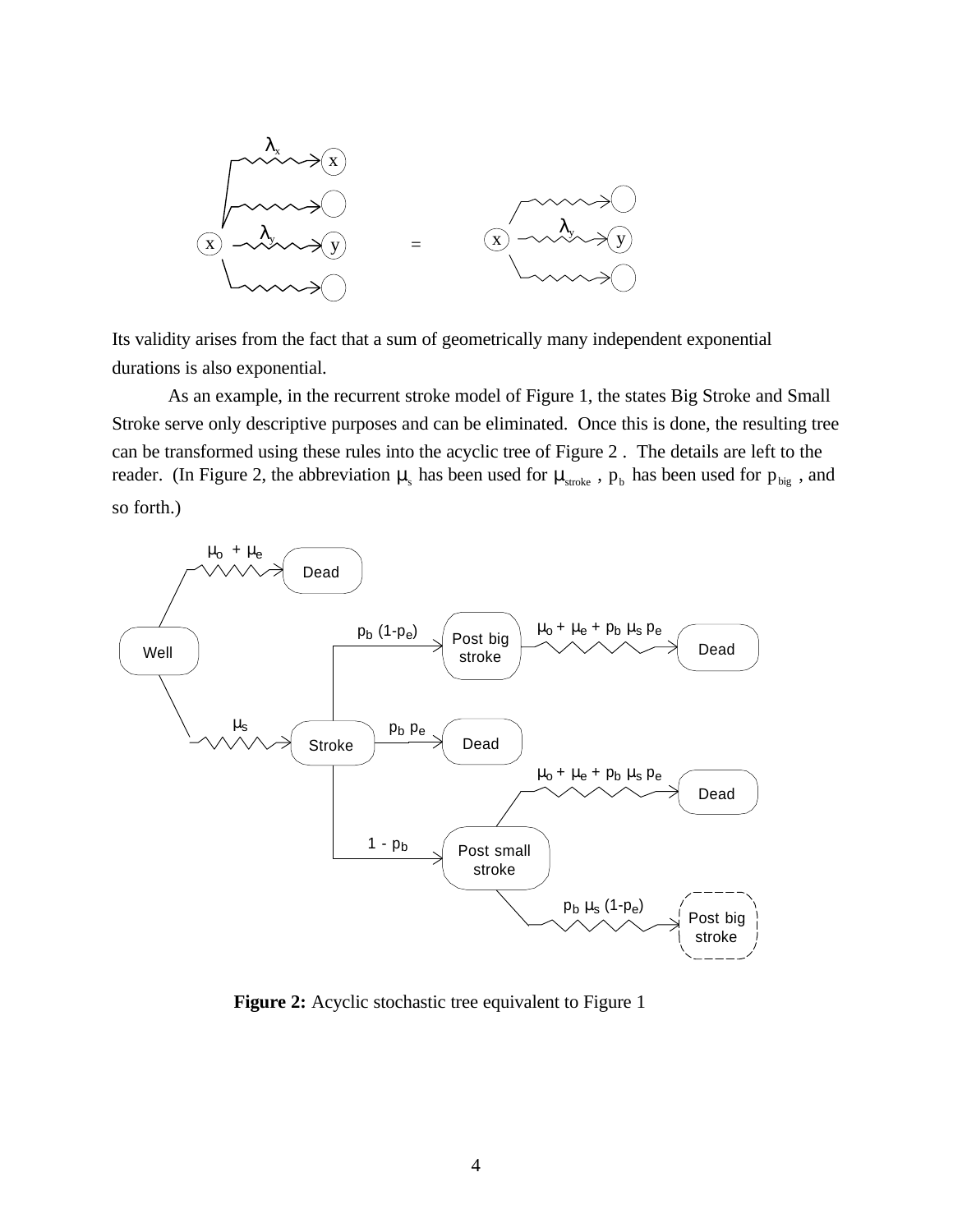Its validity arises from the fact that a sum of geometrically many independent exponential durations is also exponential.

As an example, in the recurrent stroke model of Figure 1, the states Big Stroke and Small Stroke serve only descriptive purposes and can be eliminated. Once this is done, the resulting tree can be transformed using these rules into the acyclic tree of Figure 2 . The details are left to the reader. (In Figure 2, the abbreviation $\mu_s$ has been used for $\mu_{stroke}$ , $p_b$ has been used for $p_{big}$ , and so forth.)

**Figure 2:** Acyclic stochastic tree equivalent to Figure 1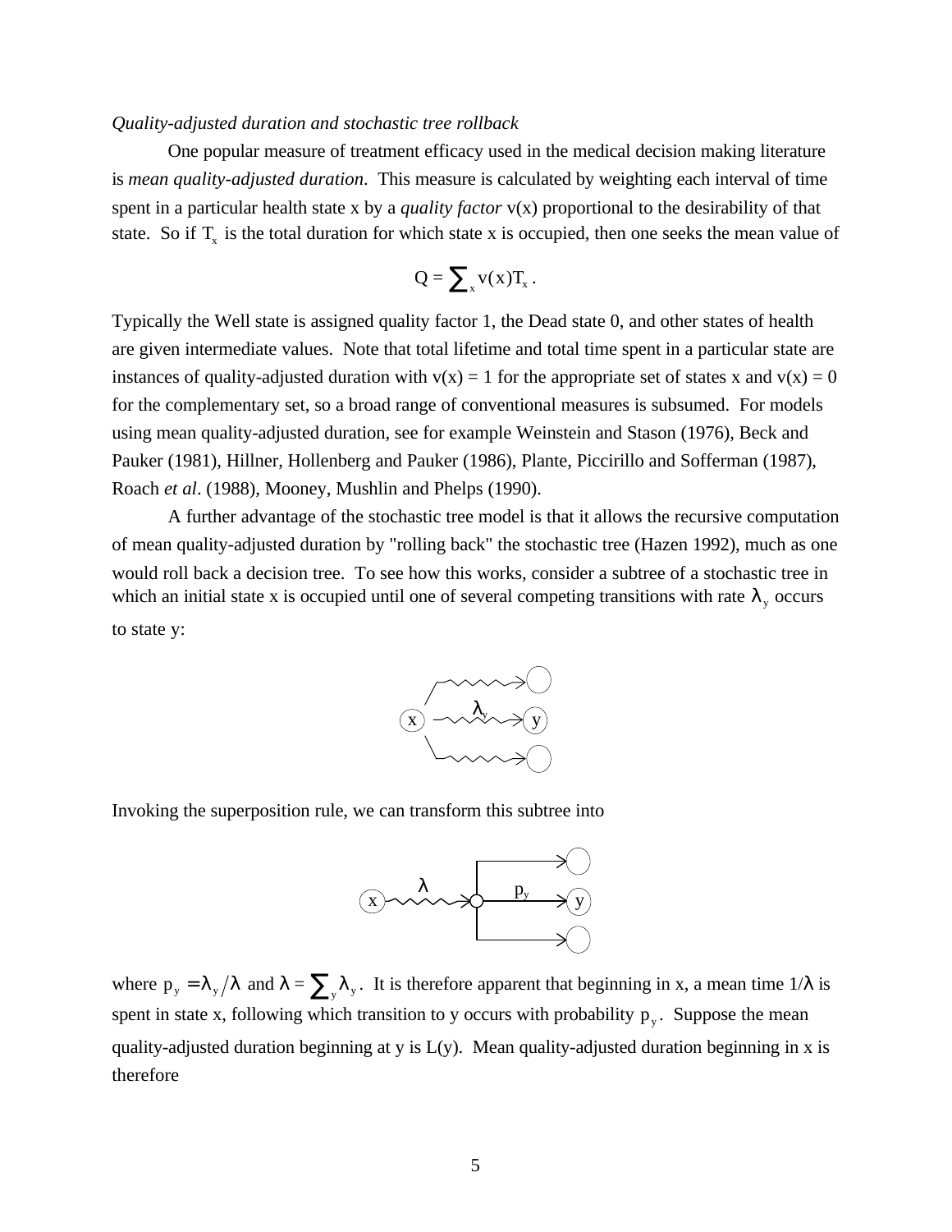*Quality-adjusted duration and stochastic tree rollback*

One popular measure of treatment efficacy used in the medical decision making literature is *mean quality-adjusted duration*. This measure is calculated by weighting each interval of time spent in a particular health state x by a *quality factor* v(x) proportional to the desirability of that state. So if $T_x$ is the total duration for which state x is occupied, then one seeks the mean value of

$$Q = \sum_x v(x)T_x .$$

Typically the Well state is assigned quality factor 1, the Dead state 0, and other states of health are given intermediate values. Note that total lifetime and total time spent in a particular state are instances of quality-adjusted duration with v(x) = 1 for the appropriate set of states x and v(x) = 0 for the complementary set, so a broad range of conventional measures is subsumed. For models using mean quality-adjusted duration, see for example Weinstein and Stason (1976), Beck and Pauker (1981), Hillner, Hollenberg and Pauker (1986), Plante, Piccirillo and Sofferman (1987), Roach *et al*. (1988), Mooney, Mushlin and Phelps (1990).

A further advantage of the stochastic tree model is that it allows the recursive computation of mean quality-adjusted duration by "rolling back" the stochastic tree (Hazen 1992), much as one would roll back a decision tree. To see how this works, consider a subtree of a stochastic tree in which an initial state x is occupied until one of several competing transitions with rate $\lambda_y$ occurs to state y:

Invoking the superposition rule, we can transform this subtree into

where $p_y = \lambda_y / \lambda$ and $\lambda = \sum_y \lambda_y$. It is therefore apparent that beginning in x, a mean time $1/\lambda$ is spent in state x, following which transition to y occurs with probability $p_y$. Suppose the mean quality-adjusted duration beginning at y is L(y). Mean quality-adjusted duration beginning in x is therefore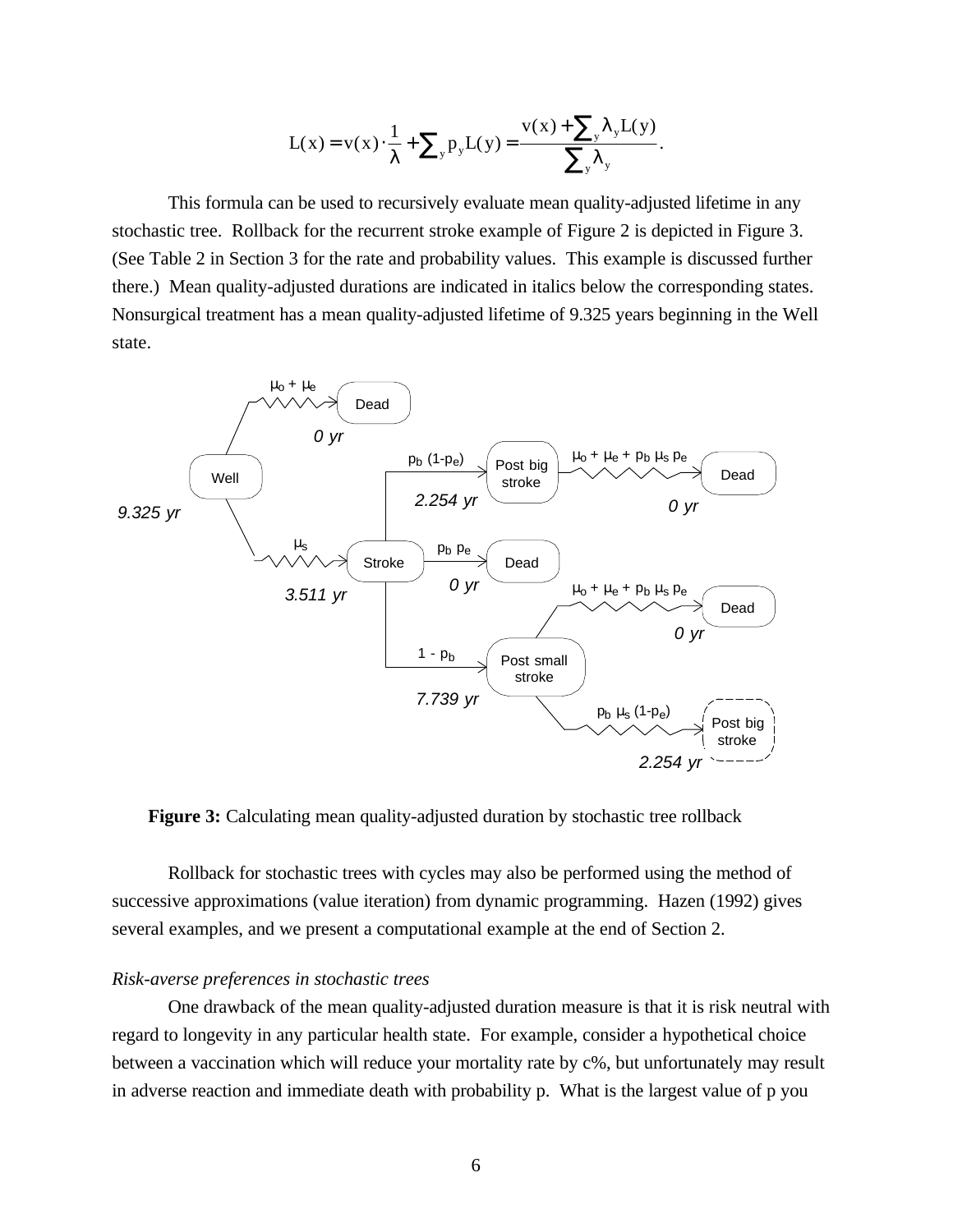$$L(x) = v(x) \cdot \frac{1}{\lambda} + \sum_y p_y L(y) = \frac{v(x) + \sum_y \lambda_y L(y)}{\sum_y \lambda_y}.$$

This formula can be used to recursively evaluate mean quality-adjusted lifetime in any stochastic tree. Rollback for the recurrent stroke example of Figure 2 is depicted in Figure 3. (See Table 2 in Section 3 for the rate and probability values. This example is discussed further there.) Mean quality-adjusted durations are indicated in italics below the corresponding states. Nonsurgical treatment has a mean quality-adjusted lifetime of 9.325 years beginning in the Well state.

**Figure 3:** Calculating mean quality-adjusted duration by stochastic tree rollback

Rollback for stochastic trees with cycles may also be performed using the method of successive approximations (value iteration) from dynamic programming. Hazen (1992) gives several examples, and we present a computational example at the end of Section 2.

*Risk-averse preferences in stochastic trees*

One drawback of the mean quality-adjusted duration measure is that it is risk neutral with regard to longevity in any particular health state. For example, consider a hypothetical choice between a vaccination which will reduce your mortality rate by c%, but unfortunately may result in adverse reaction and immediate death with probability p. What is the largest value of p you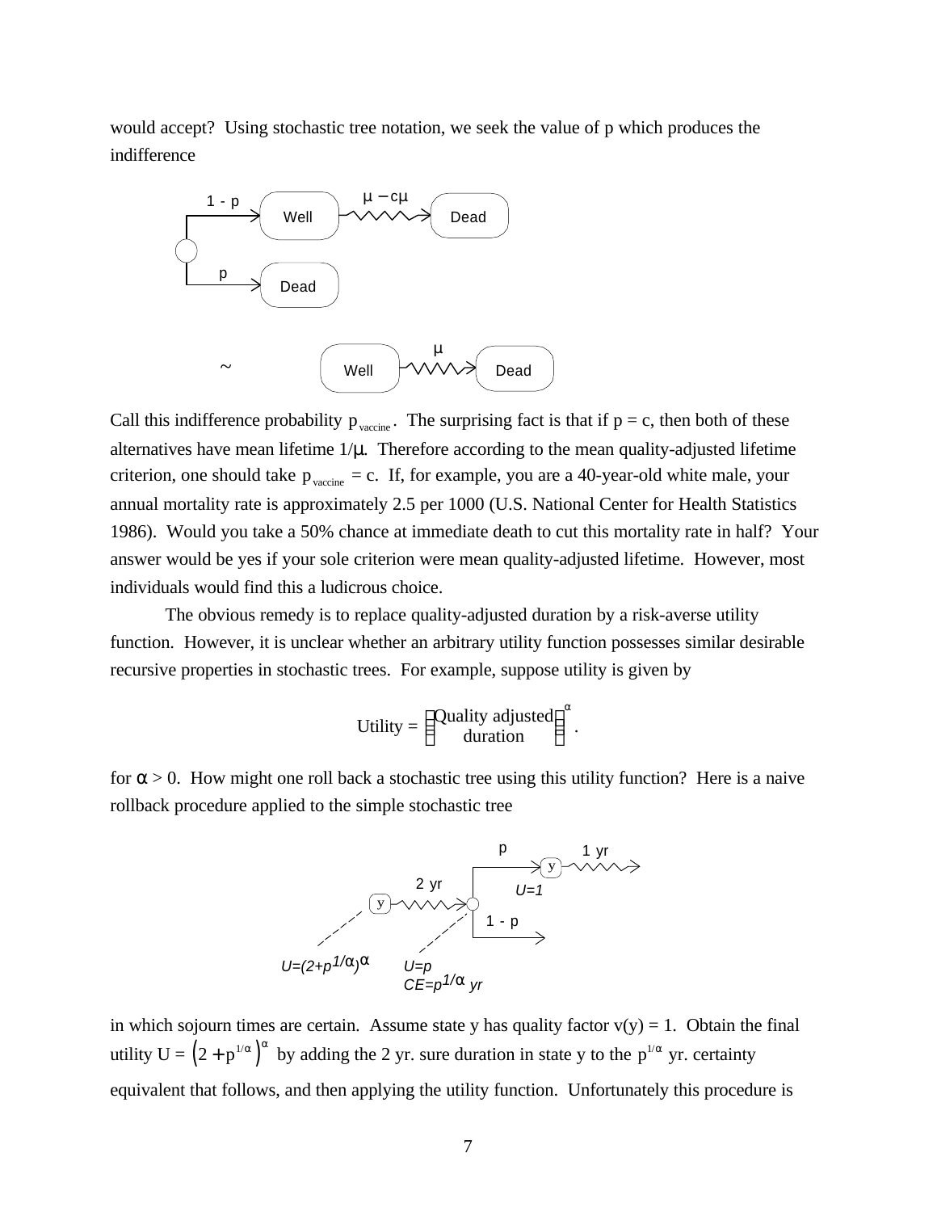would accept? Using stochastic tree notation, we seek the value of p which produces the indifference

Call this indifference probability $p_{\text{vaccine}}$. The surprising fact is that if p = c, then both of these alternatives have mean lifetime $1/\mu$. Therefore according to the mean quality-adjusted lifetime criterion, one should take $p_{\text{vaccine}}$ = c. If, for example, you are a 40-year-old white male, your annual mortality rate is approximately 2.5 per 1000 (U.S. National Center for Health Statistics 1986). Would you take a 50% chance at immediate death to cut this mortality rate in half? Your answer would be yes if your sole criterion were mean quality-adjusted lifetime. However, most individuals would find this a ludicrous choice.

The obvious remedy is to replace quality-adjusted duration by a risk-averse utility function. However, it is unclear whether an arbitrary utility function possesses similar desirable recursive properties in stochastic trees. For example, suppose utility is given by

$$\text{Utility} = \left(\begin{matrix}\text{Quality adjusted} \\ \text{duration}\end{matrix}\right)^{\alpha}.$$

for $\alpha > 0$. How might one roll back a stochastic tree using this utility function? Here is a naive rollback procedure applied to the simple stochastic tree

in which sojourn times are certain. Assume state y has quality factor v(y) = 1. Obtain the final utility $U = \left(2 + p^{1/\alpha}\right)^{\alpha}$ by adding the 2 yr. sure duration in state y to the $p^{1/\alpha}$ yr. certainty equivalent that follows, and then applying the utility function. Unfortunately this procedure is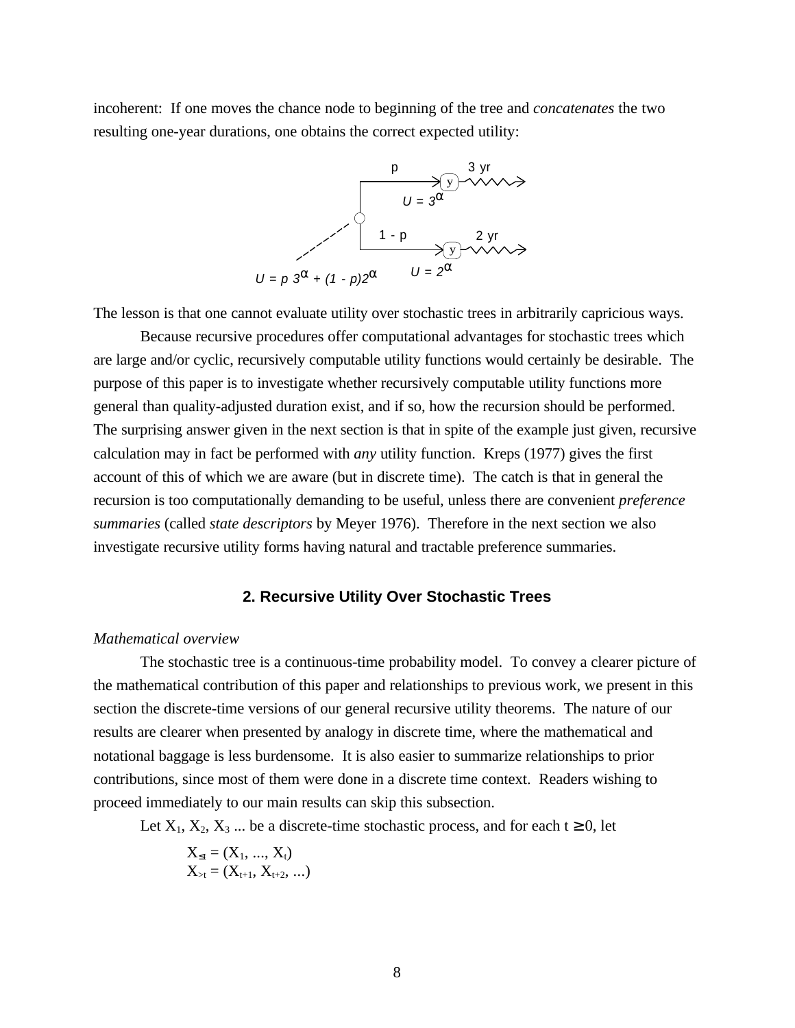incoherent: If one moves the chance node to beginning of the tree and *concatenates* the two resulting one-year durations, one obtains the correct expected utility:

p 3 yr

$U = 3^\alpha$

1 - p 2 yr

$U = 2^\alpha$

$U = p\,3^\alpha + (1 - p)2^\alpha$

The lesson is that one cannot evaluate utility over stochastic trees in arbitrarily capricious ways.

Because recursive procedures offer computational advantages for stochastic trees which are large and/or cyclic, recursively computable utility functions would certainly be desirable. The purpose of this paper is to investigate whether recursively computable utility functions more general than quality-adjusted duration exist, and if so, how the recursion should be performed. The surprising answer given in the next section is that in spite of the example just given, recursive calculation may in fact be performed with *any* utility function. Kreps (1977) gives the first account of this of which we are aware (but in discrete time). The catch is that in general the recursion is too computationally demanding to be useful, unless there are convenient *preference summaries* (called *state descriptors* by Meyer 1976). Therefore in the next section we also investigate recursive utility forms having natural and tractable preference summaries.

## 2. Recursive Utility Over Stochastic Trees

*Mathematical overview*

The stochastic tree is a continuous-time probability model. To convey a clearer picture of the mathematical contribution of this paper and relationships to previous work, we present in this section the discrete-time versions of our general recursive utility theorems. The nature of our results are clearer when presented by analogy in discrete time, where the mathematical and notational baggage is less burdensome. It is also easier to summarize relationships to prior contributions, since most of them were done in a discrete time context. Readers wishing to proceed immediately to our main results can skip this subsection.

Let $X_1, X_2, X_3 \ldots$ be a discrete-time stochastic process, and for each $t \geq 0$, let

$$X_{\leq t} = (X_1, \ldots, X_t)$$
$$X_{>t} = (X_{t+1}, X_{t+2}, \ldots)$$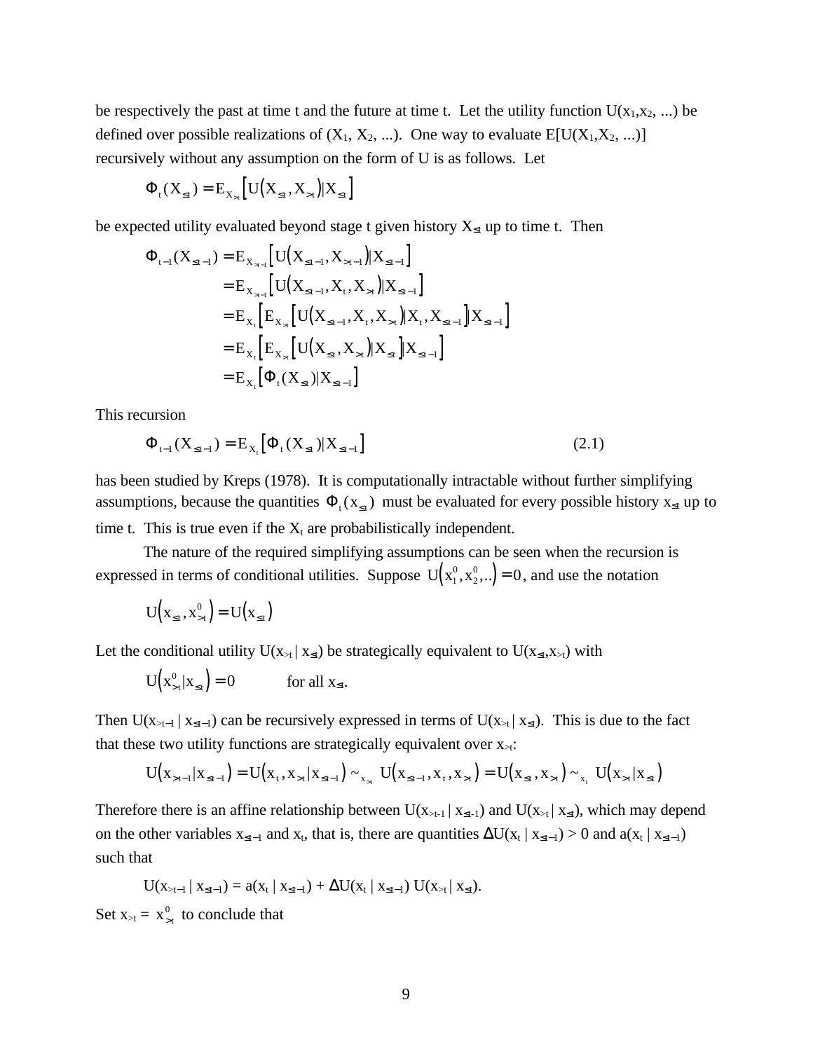be respectively the past at time t and the future at time t. Let the utility function $U(x_1, x_2, ...)$ be defined over possible realizations of $(X_1, X_2, ...)$. One way to evaluate $E[U(X_1, X_2, ...)]$ recursively without any assumption on the form of U is as follows. Let

$$\Phi_t(X_{\le t}) = E_{X_{>t}}\left[U\left(X_{\le t}, X_{>t}\right) | X_{\le t}\right]$$

be expected utility evaluated beyond stage t given history $X_{\le t}$ up to time t. Then

$$\begin{aligned}
\Phi_{t-1}(X_{\le t-1}) &= E_{X_{>t-1}}\left[U\left(X_{\le t-1}, X_{>t-1}\right) | X_{\le t-1}\right] \\
&= E_{X_{>t-1}}\left[U\left(X_{\le t-1}, X_t, X_{>t}\right) | X_{\le t-1}\right] \\
&= E_{X_t}\left[E_{X_{>t}}\left[U\left(X_{\le t-1}, X_t, X_{>t}\right) | X_t, X_{\le t-1}\right] | X_{\le t-1}\right] \\
&= E_{X_t}\left[E_{X_{>t}}\left[U\left(X_{\le t}, X_{>t}\right) | X_{\le t}\right] | X_{\le t-1}\right] \\
&= E_{X_t}\left[\Phi_t(X_{\le t}) | X_{\le t-1}\right]
\end{aligned}$$

This recursion

$$\Phi_{t-1}(X_{\le t-1}) = E_{X_t}\left[\Phi_t(X_{\le t}) | X_{\le t-1}\right] \tag{2.1}$$

has been studied by Kreps (1978). It is computationally intractable without further simplifying assumptions, because the quantities $\Phi_t(x_{\le t})$ must be evaluated for every possible history $x_{\le t}$ up to time t. This is true even if the $X_t$ are probabilistically independent.

The nature of the required simplifying assumptions can be seen when the recursion is expressed in terms of conditional utilities. Suppose $U\left(x_1^0, x_2^0, ..\right) = 0$, and use the notation

$$U\left(x_{\le t}, x_{>t}^0\right) = U\left(x_{\le t}\right)$$

Let the conditional utility $U(x_{>t} | x_{\le t})$ be strategically equivalent to $U(x_{\le t}, x_{>t})$ with

$$U\left(x_{>t}^0 | x_{\le t}\right) = 0 \qquad \text{for all } x_{\le t}.$$

Then $U(x_{>t-1} | x_{\le t-1})$ can be recursively expressed in terms of $U(x_{>t} | x_{\le t})$. This is due to the fact that these two utility functions are strategically equivalent over $x_{>t}$:

$$U\left(x_{>t-1} | x_{\le t-1}\right) = U\left(x_t, x_{>t} | x_{\le t-1}\right) \sim_{x_{>t}} U\left(x_{\le t-1}, x_t, x_{>t}\right) = U\left(x_{\le t}, x_{>t}\right) \sim_{x_t} U\left(x_{>t} | x_{\le t}\right)$$

Therefore there is an affine relationship between $U(x_{>t-1} | x_{\le t-1})$ and $U(x_{>t} | x_{\le t})$, which may depend on the other variables $x_{\le t-1}$ and $x_t$, that is, there are quantities $\Delta U(x_t | x_{\le t-1}) > 0$ and $a(x_t | x_{\le t-1})$ such that

$$U(x_{>t-1} | x_{\le t-1}) = a(x_t | x_{\le t-1}) + \Delta U(x_t | x_{\le t-1})\, U(x_{>t} | x_{\le t}).$$

Set $x_{>t} = x_{>t}^0$ to conclude that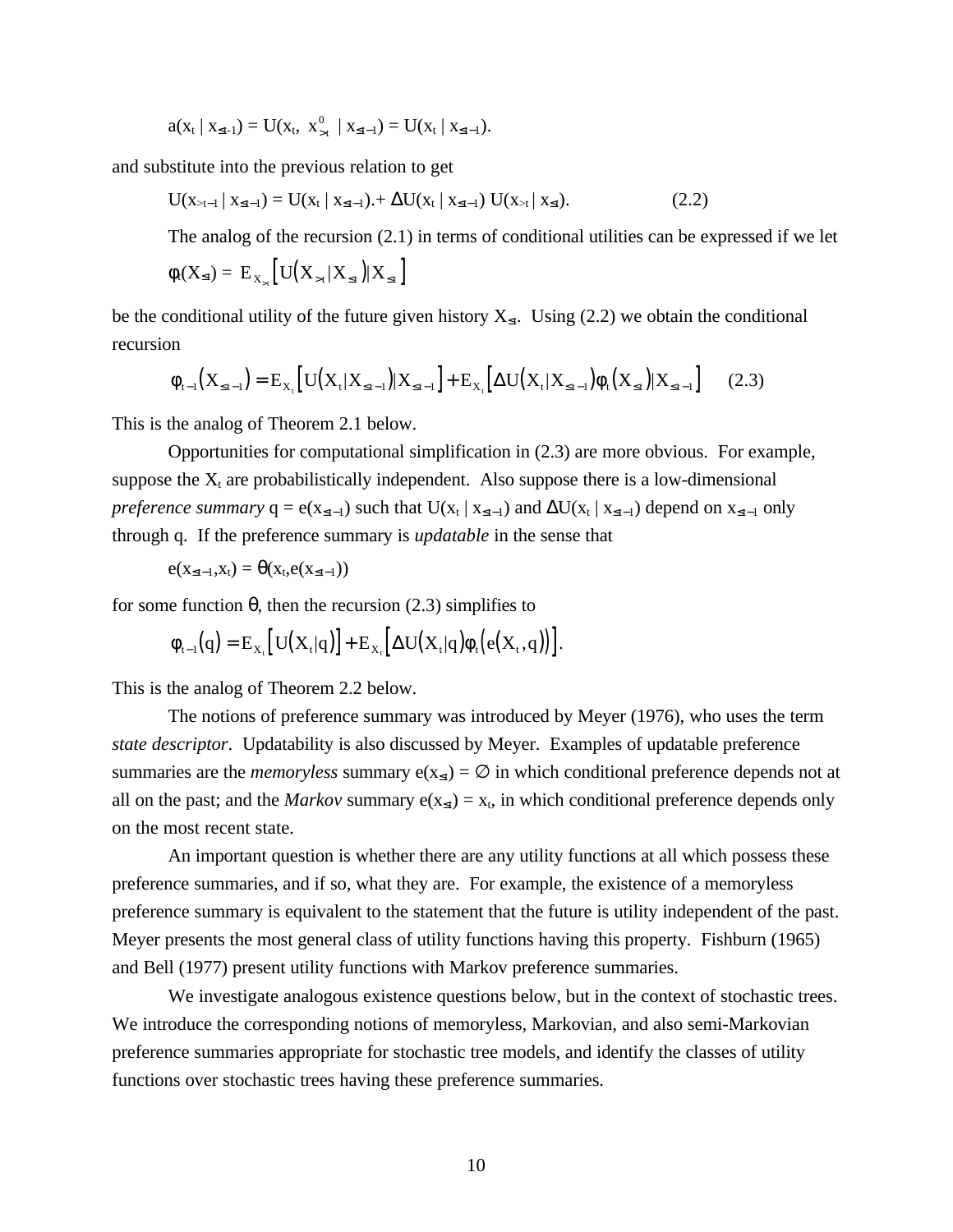$$a(x_t \mid x_{\leq t-1}) = U(x_t,\ x^0_{>t} \mid x_{\leq t-1}) = U(x_t \mid x_{\leq t-1}).$$

and substitute into the previous relation to get

$$U(x_{>t-1} \mid x_{\leq t-1}) = U(x_t \mid x_{\leq t-1}).+ \Delta U(x_t \mid x_{\leq t-1})\ U(x_{>t} \mid x_{\leq t}). \qquad (2.2)$$

The analog of the recursion (2.1) in terms of conditional utilities can be expressed if we let

$$\phi_t(X_{\leq t}) = E_{X_{>t}}\left[U\left(X_{>t} \mid X_{\leq t}\right) \mid X_{\leq t}\right]$$

be the conditional utility of the future given history $X_{\leq t}$. Using (2.2) we obtain the conditional recursion

$$\phi_{t-1}\left(X_{\leq t-1}\right) = E_{X_t}\left[U\left(X_t \mid X_{\leq t-1}\right) \mid X_{\leq t-1}\right] + E_{X_t}\left[\Delta U\left(X_t \mid X_{\leq t-1}\right)\phi_t\left(X_{\leq t}\right) \mid X_{\leq t-1}\right] \qquad (2.3)$$

This is the analog of Theorem 2.1 below.

Opportunities for computational simplification in (2.3) are more obvious. For example, suppose the $X_t$ are probabilistically independent. Also suppose there is a low-dimensional *preference summary* $q = e(x_{\leq t-1})$ such that $U(x_t \mid x_{\leq t-1})$ and $\Delta U(x_t \mid x_{\leq t-1})$ depend on $x_{\leq t-1}$ only through q. If the preference summary is *updatable* in the sense that

$$e(x_{\leq t-1},x_t) = \theta(x_t,e(x_{\leq t-1}))$$

for some function $\theta$, then the recursion (2.3) simplifies to

$$\phi_{t-1}(q) = E_{X_t}\left[U\left(X_t \mid q\right)\right] + E_{X_t}\left[\Delta U\left(X_t \mid q\right)\phi_t\left(e\left(X_t, q\right)\right)\right].$$

This is the analog of Theorem 2.2 below.

The notions of preference summary was introduced by Meyer (1976), who uses the term *state descriptor*. Updatability is also discussed by Meyer. Examples of updatable preference summaries are the *memoryless* summary $e(x_{\leq t}) = \emptyset$ in which conditional preference depends not at all on the past; and the *Markov* summary $e(x_{\leq t}) = x_t$, in which conditional preference depends only on the most recent state.

An important question is whether there are any utility functions at all which possess these preference summaries, and if so, what they are. For example, the existence of a memoryless preference summary is equivalent to the statement that the future is utility independent of the past. Meyer presents the most general class of utility functions having this property. Fishburn (1965) and Bell (1977) present utility functions with Markov preference summaries.

We investigate analogous existence questions below, but in the context of stochastic trees. We introduce the corresponding notions of memoryless, Markovian, and also semi-Markovian preference summaries appropriate for stochastic tree models, and identify the classes of utility functions over stochastic trees having these preference summaries.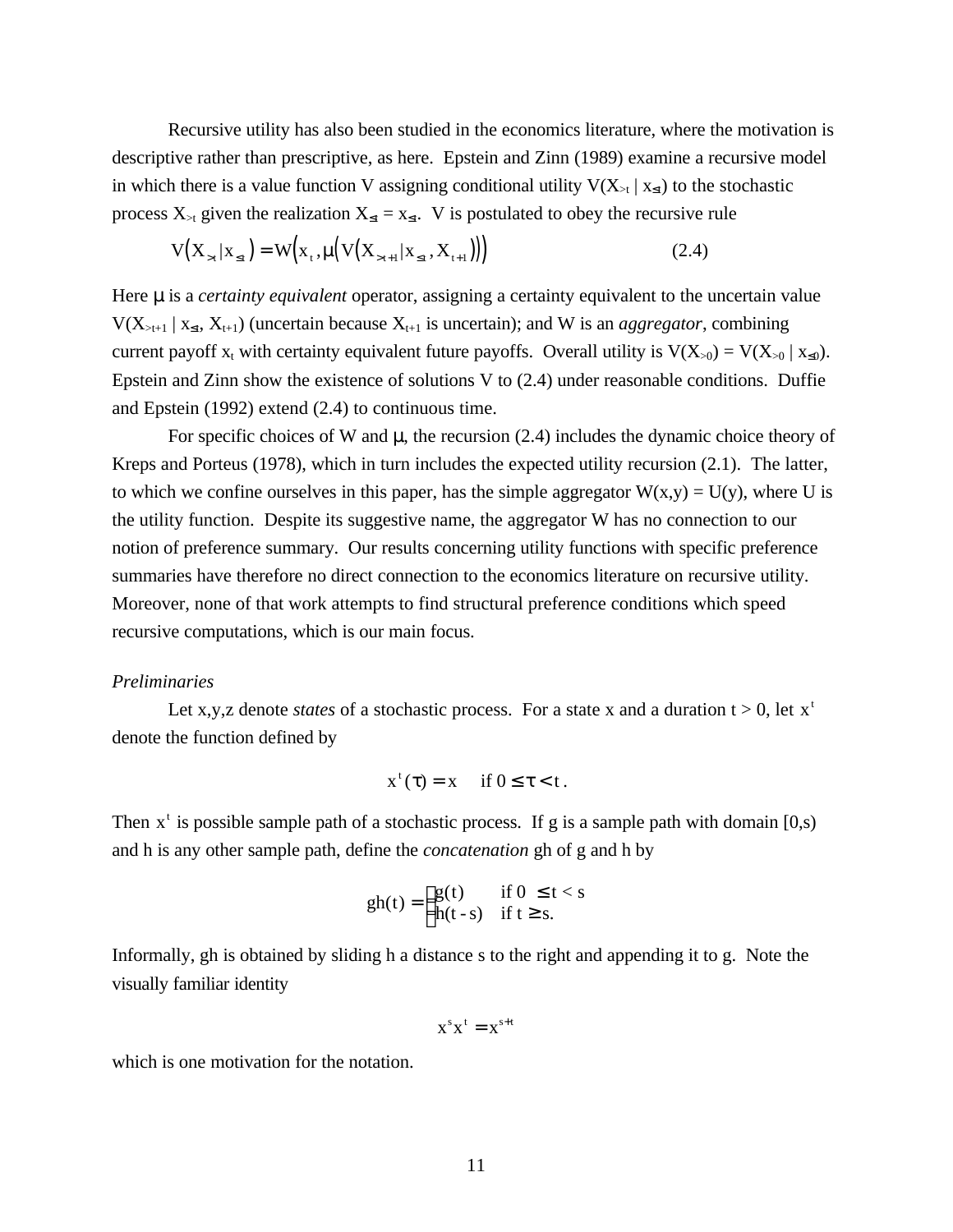Recursive utility has also been studied in the economics literature, where the motivation is descriptive rather than prescriptive, as here. Epstein and Zinn (1989) examine a recursive model in which there is a value function V assigning conditional utility $V(X_{>t} \mid x_{\le t})$ to the stochastic process $X_{>t}$ given the realization $X_{\le t} = x_{\le t}$. V is postulated to obey the recursive rule

$$V\left(X_{>t} \mid x_{\le t}\right) = W\left(x_t, \mu\left(V\left(X_{>t+1} \mid x_{\le t}, X_{t+1}\right)\right)\right) \qquad (2.4)$$

Here $\mu$ is a *certainty equivalent* operator, assigning a certainty equivalent to the uncertain value $V(X_{>t+1} \mid x_{\le t}, X_{t+1})$ (uncertain because $X_{t+1}$ is uncertain); and W is an *aggregator*, combining current payoff $x_t$ with certainty equivalent future payoffs. Overall utility is $V(X_{>0}) = V(X_{>0} \mid x_{\le 0})$. Epstein and Zinn show the existence of solutions V to (2.4) under reasonable conditions. Duffie and Epstein (1992) extend (2.4) to continuous time.

For specific choices of W and $\mu$, the recursion (2.4) includes the dynamic choice theory of Kreps and Porteus (1978), which in turn includes the expected utility recursion (2.1). The latter, to which we confine ourselves in this paper, has the simple aggregator $W(x,y) = U(y)$, where U is the utility function. Despite its suggestive name, the aggregator W has no connection to our notion of preference summary. Our results concerning utility functions with specific preference summaries have therefore no direct connection to the economics literature on recursive utility. Moreover, none of that work attempts to find structural preference conditions which speed recursive computations, which is our main focus.

*Preliminaries*

Let x,y,z denote *states* of a stochastic process. For a state x and a duration t > 0, let $x^t$ denote the function defined by

$$x^t(\tau) = x \quad \text{if } 0 \le \tau < t\,.$$

Then $x^t$ is possible sample path of a stochastic process. If g is a sample path with domain [0,s) and h is any other sample path, define the *concatenation* gh of g and h by

$$gh(t) = \begin{cases} g(t) & \text{if } 0 \le t < s \\ h(t-s) & \text{if } t \ge s. \end{cases}$$

Informally, gh is obtained by sliding h a distance s to the right and appending it to g. Note the visually familiar identity

$$x^s x^t = x^{s+t}$$

which is one motivation for the notation.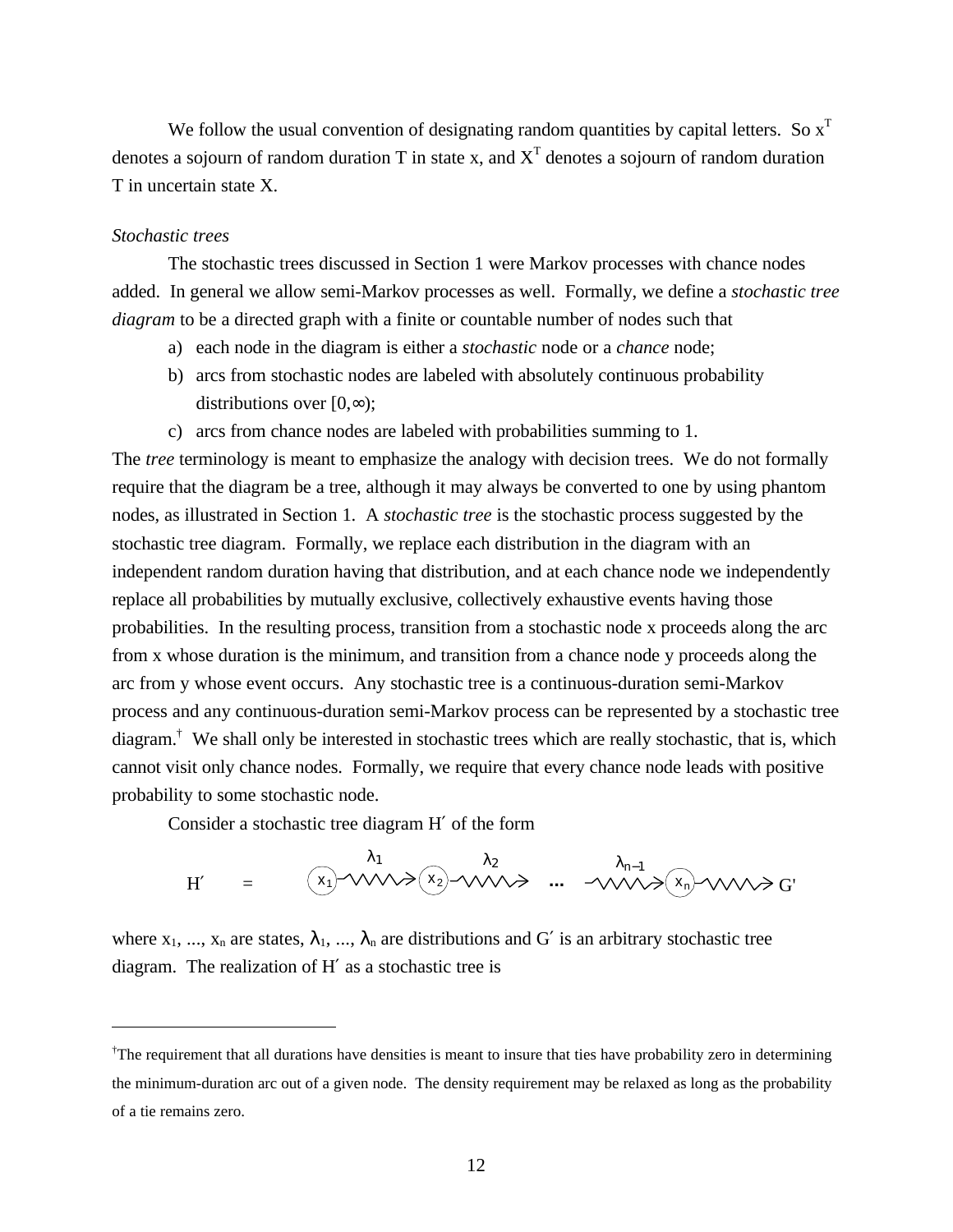We follow the usual convention of designating random quantities by capital letters. So $x^T$ denotes a sojourn of random duration T in state x, and $X^T$ denotes a sojourn of random duration T in uncertain state X.

*Stochastic trees*

The stochastic trees discussed in Section 1 were Markov processes with chance nodes added. In general we allow semi-Markov processes as well. Formally, we define a *stochastic tree diagram* to be a directed graph with a finite or countable number of nodes such that

a) each node in the diagram is either a *stochastic* node or a *chance* node;
b) arcs from stochastic nodes are labeled with absolutely continuous probability distributions over $[0,\infty)$;
c) arcs from chance nodes are labeled with probabilities summing to 1.

The *tree* terminology is meant to emphasize the analogy with decision trees. We do not formally require that the diagram be a tree, although it may always be converted to one by using phantom nodes, as illustrated in Section 1. A *stochastic tree* is the stochastic process suggested by the stochastic tree diagram. Formally, we replace each distribution in the diagram with an independent random duration having that distribution, and at each chance node we independently replace all probabilities by mutually exclusive, collectively exhaustive events having those probabilities. In the resulting process, transition from a stochastic node x proceeds along the arc from x whose duration is the minimum, and transition from a chance node y proceeds along the arc from y whose event occurs. Any stochastic tree is a continuous-duration semi-Markov process and any continuous-duration semi-Markov process can be represented by a stochastic tree diagram.[†] We shall only be interested in stochastic trees which are really stochastic, that is, which cannot visit only chance nodes. Formally, we require that every chance node leads with positive probability to some stochastic node.

Consider a stochastic tree diagram H′ of the form

$$H' \quad = \quad x_1 \xrightarrow{\lambda_1} x_2 \xrightarrow{\lambda_2} \cdots \xrightarrow{\lambda_{n-1}} x_n \longrightarrow G'$$

where $x_1, \ldots, x_n$ are states, $\lambda_1, \ldots, \lambda_n$ are distributions and G′ is an arbitrary stochastic tree diagram. The realization of H′ as a stochastic tree is

---

[†]The requirement that all durations have densities is meant to insure that ties have probability zero in determining the minimum-duration arc out of a given node. The density requirement may be relaxed as long as the probability of a tie remains zero.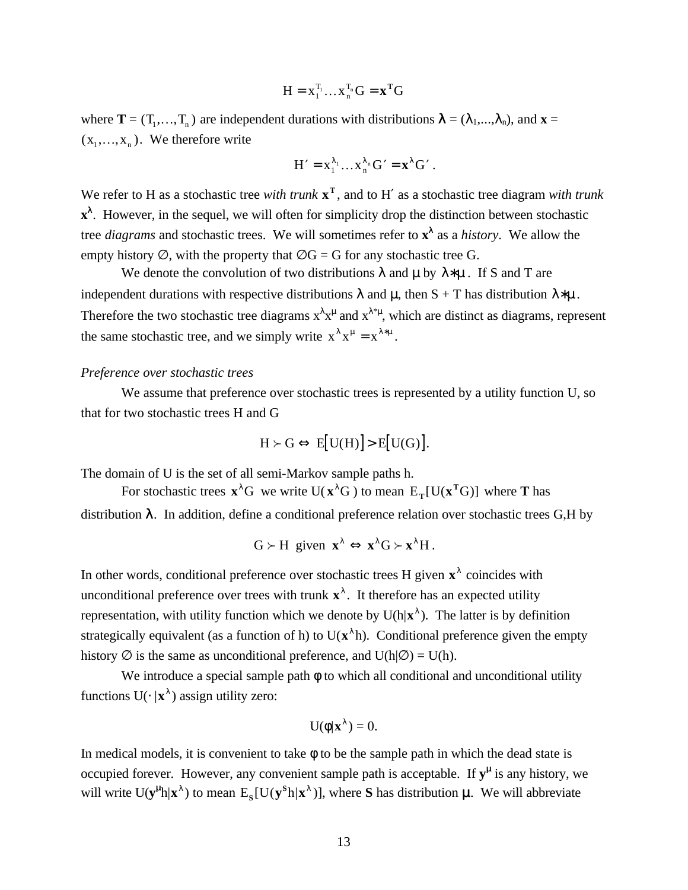$$H = x_1^{T_1} \ldots x_n^{T_n} G = \mathbf{x}^{\mathbf{T}} G$$

where $\mathbf{T} = (T_1, \ldots, T_n)$ are independent durations with distributions $\boldsymbol{\lambda} = (\lambda_1, \ldots, \lambda_n)$, and $\mathbf{x} = (x_1, \ldots, x_n)$. We therefore write

$$H' = x_1^{\lambda_1} \ldots x_n^{\lambda_n} G' = \mathbf{x}^{\boldsymbol{\lambda}} G' .$$

We refer to H as a stochastic tree *with trunk* $\mathbf{x}^{\mathbf{T}}$, and to H′ as a stochastic tree diagram *with trunk* $\mathbf{x}^{\boldsymbol{\lambda}}$. However, in the sequel, we will often for simplicity drop the distinction between stochastic tree *diagrams* and stochastic trees. We will sometimes refer to $\mathbf{x}^{\boldsymbol{\lambda}}$ as a *history*. We allow the empty history ∅, with the property that ∅G = G for any stochastic tree G.

We denote the convolution of two distributions λ and μ by $\lambda * \mu$. If S and T are independent durations with respective distributions λ and μ, then S + T has distribution $\lambda * \mu$. Therefore the two stochastic tree diagrams $x^{\lambda}x^{\mu}$ and $x^{\lambda*\mu}$, which are distinct as diagrams, represent the same stochastic tree, and we simply write $x^{\lambda} x^{\mu} = x^{\lambda*\mu}$.

*Preference over stochastic trees*

We assume that preference over stochastic trees is represented by a utility function U, so that for two stochastic trees H and G

$$H \succ G \Leftrightarrow E[U(H)] > E[U(G)].$$

The domain of U is the set of all semi-Markov sample paths h.

For stochastic trees $\mathbf{x}^{\boldsymbol{\lambda}}G$ we write $U(\mathbf{x}^{\boldsymbol{\lambda}}G)$ to mean $E_{\mathbf{T}}[U(\mathbf{x}^{\mathbf{T}}G)]$ where $\mathbf{T}$ has distribution $\boldsymbol{\lambda}$. In addition, define a conditional preference relation over stochastic trees G,H by

$$G \succ H \text{ given } \mathbf{x}^{\boldsymbol{\lambda}} \Leftrightarrow \mathbf{x}^{\boldsymbol{\lambda}} G \succ \mathbf{x}^{\boldsymbol{\lambda}} H .$$

In other words, conditional preference over stochastic trees H given $\mathbf{x}^{\boldsymbol{\lambda}}$ coincides with unconditional preference over trees with trunk $\mathbf{x}^{\boldsymbol{\lambda}}$. It therefore has an expected utility representation, with utility function which we denote by $U(h|\mathbf{x}^{\boldsymbol{\lambda}})$. The latter is by definition strategically equivalent (as a function of h) to $U(\mathbf{x}^{\boldsymbol{\lambda}}h)$. Conditional preference given the empty history ∅ is the same as unconditional preference, and $U(h|\emptyset) = U(h)$.

We introduce a special sample path φ to which all conditional and unconditional utility functions $U(\cdot\,|\mathbf{x}^{\boldsymbol{\lambda}})$ assign utility zero:

$$U(\phi|\mathbf{x}^{\boldsymbol{\lambda}}) = 0.$$

In medical models, it is convenient to take φ to be the sample path in which the dead state is occupied forever. However, any convenient sample path is acceptable. If $\mathbf{y}^{\boldsymbol{\mu}}$ is any history, we will write $U(\mathbf{y}^{\boldsymbol{\mu}}h|\mathbf{x}^{\boldsymbol{\lambda}})$ to mean $E_{\mathbf{S}}[U(\mathbf{y}^{\mathbf{S}}h|\mathbf{x}^{\boldsymbol{\lambda}})]$, where $\mathbf{S}$ has distribution $\boldsymbol{\mu}$. We will abbreviate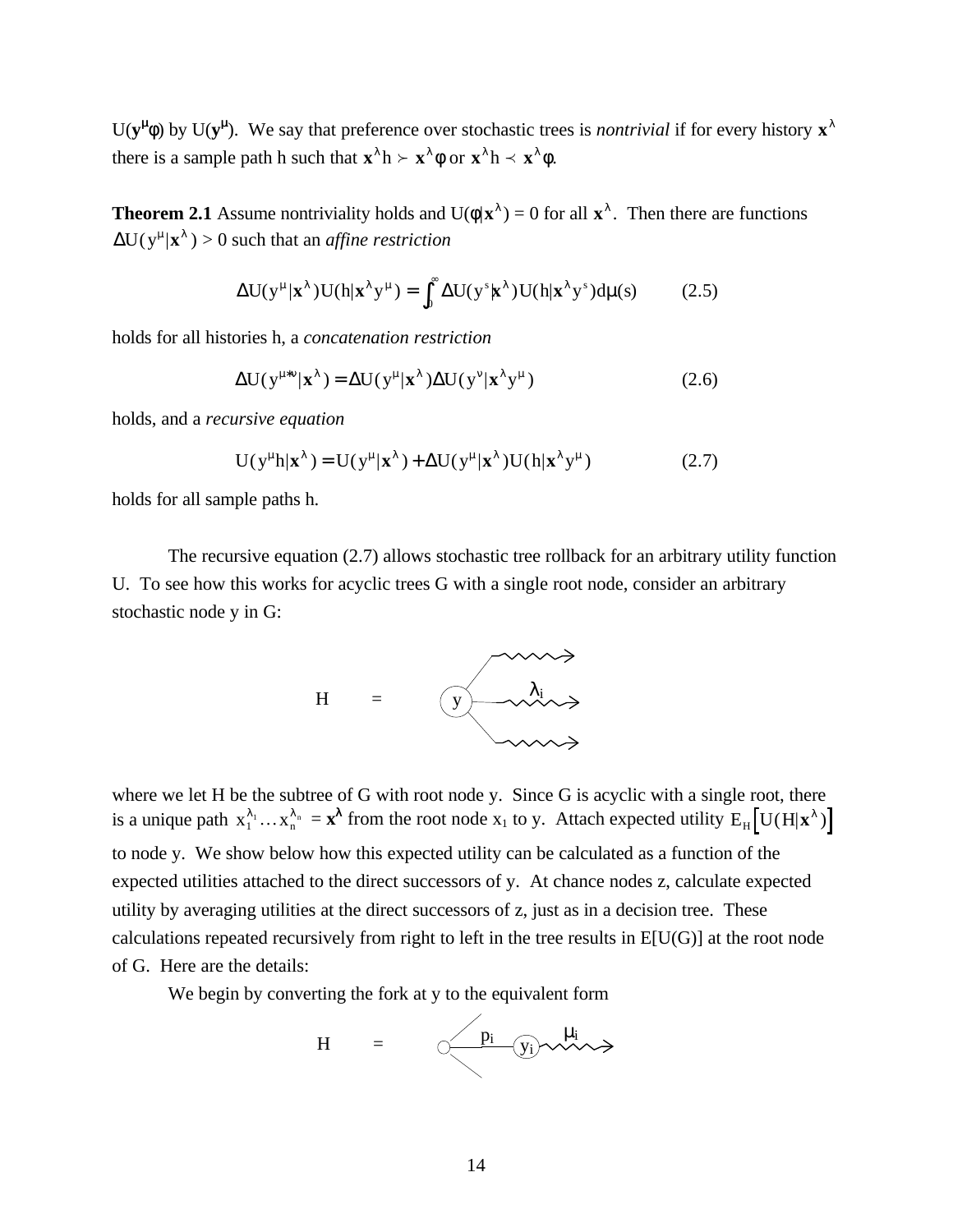$U(\mathbf{y}^{\mu}\phi)$ by $U(\mathbf{y}^{\mu})$. We say that preference over stochastic trees is *nontrivial* if for every history $\mathbf{x}^{\lambda}$ there is a sample path h such that $\mathbf{x}^{\lambda}h \succ \mathbf{x}^{\lambda}\phi$ or $\mathbf{x}^{\lambda}h \prec \mathbf{x}^{\lambda}\phi$.

**Theorem 2.1** Assume nontriviality holds and $U(\phi|\mathbf{x}^{\lambda}) = 0$ for all $\mathbf{x}^{\lambda}$. Then there are functions $\Delta U(y^{\mu}|\mathbf{x}^{\lambda}) > 0$ such that an *affine restriction*

$$\Delta U(y^{\mu}|\mathbf{x}^{\lambda})U(h|\mathbf{x}^{\lambda}y^{\mu}) = \int_0^{\infty} \Delta U(y^{s}|\mathbf{x}^{\lambda})U(h|\mathbf{x}^{\lambda}y^{s})d\mu(s) \qquad (2.5)$$

holds for all histories h, a *concatenation restriction*

$$\Delta U(y^{\mu*\nu}|\mathbf{x}^{\lambda}) = \Delta U(y^{\mu}|\mathbf{x}^{\lambda})\Delta U(y^{\nu}|\mathbf{x}^{\lambda}y^{\mu}) \qquad (2.6)$$

holds, and a *recursive equation*

$$U(y^{\mu}h|\mathbf{x}^{\lambda}) = U(y^{\mu}|\mathbf{x}^{\lambda}) + \Delta U(y^{\mu}|\mathbf{x}^{\lambda})U(h|\mathbf{x}^{\lambda}y^{\mu}) \qquad (2.7)$$

holds for all sample paths h.

The recursive equation (2.7) allows stochastic tree rollback for an arbitrary utility function U. To see how this works for acyclic trees G with a single root node, consider an arbitrary stochastic node y in G:

H = (y) with outgoing stochastic arcs, one labeled $\lambda_i$

where we let H be the subtree of G with root node y. Since G is acyclic with a single root, there is a unique path $x_1^{\lambda_1}\ldots x_n^{\lambda_n} = \mathbf{x}^{\lambda}$ from the root node $x_1$ to y. Attach expected utility $E_H\left[U(H|\mathbf{x}^{\lambda})\right]$ to node y. We show below how this expected utility can be calculated as a function of the expected utilities attached to the direct successors of y. At chance nodes z, calculate expected utility by averaging utilities at the direct successors of z, just as in a decision tree. These calculations repeated recursively from right to left in the tree results in E[U(G)] at the root node of G. Here are the details:

We begin by converting the fork at y to the equivalent form

H = chance node with branch $p_i$ leading to $(y_i)$ with stochastic arc $\mu_i$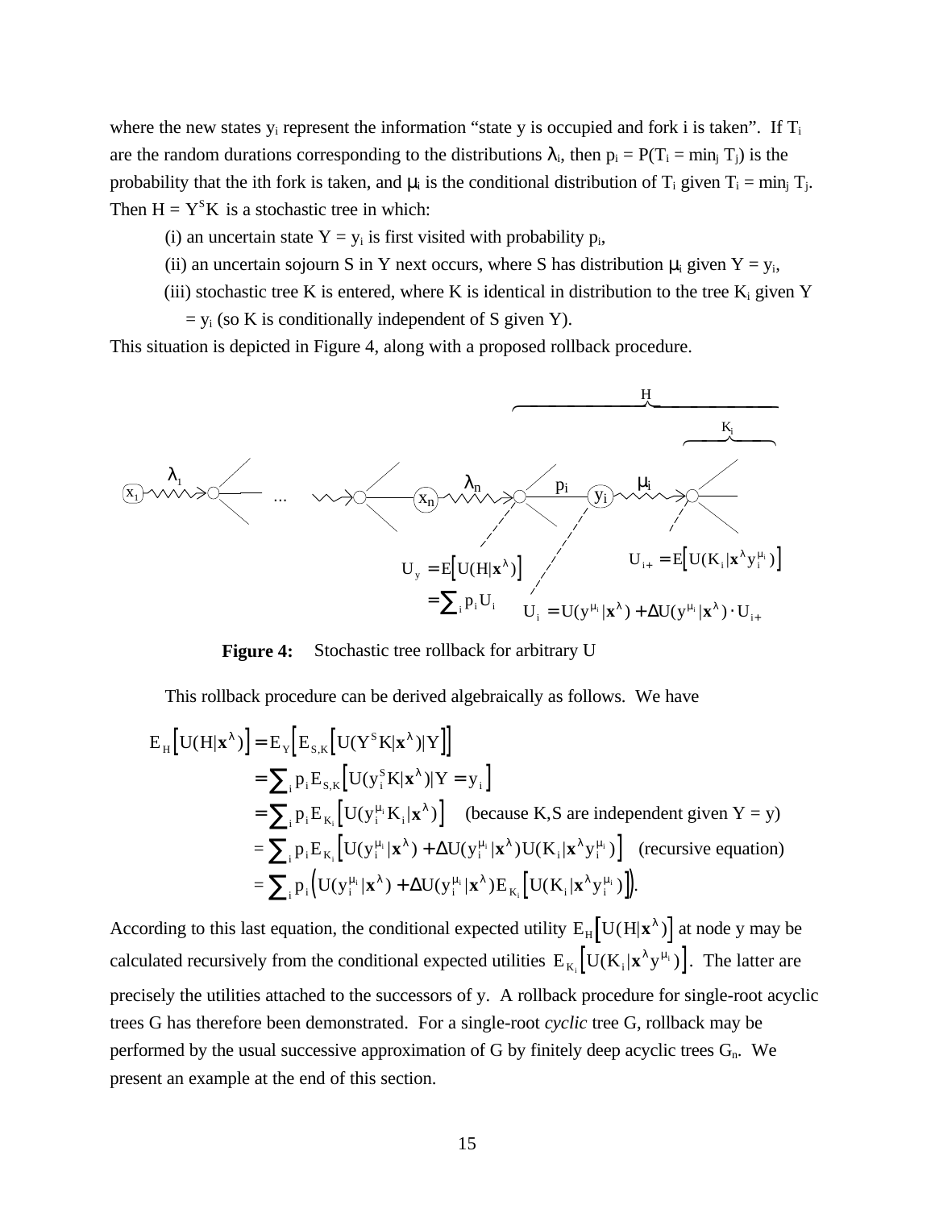where the new states $y_i$ represent the information "state y is occupied and fork i is taken". If $T_i$ are the random durations corresponding to the distributions $\lambda_i$, then $p_i = P(T_i = \min_j T_j)$ is the probability that the ith fork is taken, and $\mu_i$ is the conditional distribution of $T_i$ given $T_i = \min_j T_j$. Then $H = Y^S K$ is a stochastic tree in which:

(i) an uncertain state $Y = y_i$ is first visited with probability $p_i$,

(ii) an uncertain sojourn S in Y next occurs, where S has distribution $\mu_i$ given $Y = y_i$,

(iii) stochastic tree K is entered, where K is identical in distribution to the tree $K_i$ given $Y = y_i$ (so K is conditionally independent of S given Y).

This situation is depicted in Figure 4, along with a proposed rollback procedure.

$$U_y = E\left[U(H|\mathbf{x}^\lambda)\right] = \sum_i p_i U_i$$

$$U_{i+} = E\left[U(K_i|\mathbf{x}^\lambda y_i^{\mu_i})\right]$$

$$U_i = U(y^{\mu_i}|\mathbf{x}^\lambda) + \Delta U(y^{\mu_i}|\mathbf{x}^\lambda)\cdot U_{i+}$$

**Figure 4:** Stochastic tree rollback for arbitrary U

This rollback procedure can be derived algebraically as follows. We have

$$
\begin{aligned}
E_H\left[U(H|\mathbf{x}^\lambda)\right] &= E_Y\left[E_{S,K}\left[U(Y^S K|\mathbf{x}^\lambda)|Y\right]\right] \\
&= \sum_i p_i E_{S,K}\left[U(y_i^S K|\mathbf{x}^\lambda)|Y = y_i\right] \\
&= \sum_i p_i E_{K_i}\left[U(y_i^{\mu_i} K_i|\mathbf{x}^\lambda)\right] \quad \text{(because K,S are independent given Y = y)} \\
&= \sum_i p_i E_{K_i}\left[U(y_i^{\mu_i}|\mathbf{x}^\lambda) + \Delta U(y_i^{\mu_i}|\mathbf{x}^\lambda) U(K_i|\mathbf{x}^\lambda y_i^{\mu_i})\right] \quad \text{(recursive equation)} \\
&= \sum_i p_i \left(U(y_i^{\mu_i}|\mathbf{x}^\lambda) + \Delta U(y_i^{\mu_i}|\mathbf{x}^\lambda) E_{K_i}\left[U(K_i|\mathbf{x}^\lambda y_i^{\mu_i})\right]\right).
\end{aligned}
$$

According to this last equation, the conditional expected utility $E_H\left[U(H|\mathbf{x}^\lambda)\right]$ at node y may be calculated recursively from the conditional expected utilities $E_{K_i}\left[U(K_i|\mathbf{x}^\lambda y^{\mu_i})\right]$. The latter are precisely the utilities attached to the successors of y. A rollback procedure for single-root acyclic trees G has therefore been demonstrated. For a single-root *cyclic* tree G, rollback may be performed by the usual successive approximation of G by finitely deep acyclic trees $G_n$. We present an example at the end of this section.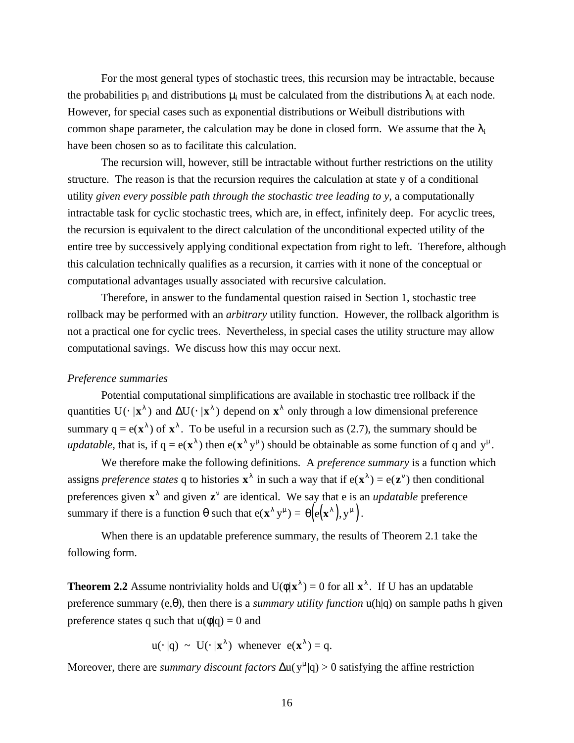For the most general types of stochastic trees, this recursion may be intractable, because the probabilities $p_i$ and distributions $\mu_i$ must be calculated from the distributions $\lambda_i$ at each node. However, for special cases such as exponential distributions or Weibull distributions with common shape parameter, the calculation may be done in closed form. We assume that the $\lambda_i$ have been chosen so as to facilitate this calculation.

The recursion will, however, still be intractable without further restrictions on the utility structure. The reason is that the recursion requires the calculation at state y of a conditional utility *given every possible path through the stochastic tree leading to y*, a computationally intractable task for cyclic stochastic trees, which are, in effect, infinitely deep. For acyclic trees, the recursion is equivalent to the direct calculation of the unconditional expected utility of the entire tree by successively applying conditional expectation from right to left. Therefore, although this calculation technically qualifies as a recursion, it carries with it none of the conceptual or computational advantages usually associated with recursive calculation.

Therefore, in answer to the fundamental question raised in Section 1, stochastic tree rollback may be performed with an *arbitrary* utility function. However, the rollback algorithm is not a practical one for cyclic trees. Nevertheless, in special cases the utility structure may allow computational savings. We discuss how this may occur next.

*Preference summaries*

Potential computational simplifications are available in stochastic tree rollback if the quantities $U(\cdot\,|\mathbf{x}^\lambda)$ and $\Delta U(\cdot\,|\mathbf{x}^\lambda)$ depend on $\mathbf{x}^\lambda$ only through a low dimensional preference summary $q = e(\mathbf{x}^\lambda)$ of $\mathbf{x}^\lambda$. To be useful in a recursion such as (2.7), the summary should be *updatable*, that is, if $q = e(\mathbf{x}^\lambda)$ then $e(\mathbf{x}^\lambda y^\mu)$ should be obtainable as some function of q and $y^\mu$.

We therefore make the following definitions. A *preference summary* is a function which assigns *preference states* q to histories $\mathbf{x}^\lambda$ in such a way that if $e(\mathbf{x}^\lambda) = e(\mathbf{z}^\nu)$ then conditional preferences given $\mathbf{x}^\lambda$ and given $\mathbf{z}^\nu$ are identical. We say that e is an *updatable* preference summary if there is a function $\theta$ such that $e(\mathbf{x}^\lambda y^\mu) = \theta\left(e\left(\mathbf{x}^\lambda\right), y^\mu\right)$.

When there is an updatable preference summary, the results of Theorem 2.1 take the following form.

**Theorem 2.2** Assume nontriviality holds and $U(\phi|\mathbf{x}^\lambda) = 0$ for all $\mathbf{x}^\lambda$. If U has an updatable preference summary $(e,\theta)$, then there is a *summary utility function* $u(h|q)$ on sample paths h given preference states q such that $u(\phi|q) = 0$ and

$$u(\cdot\,|q) \;\sim\; U(\cdot\,|\mathbf{x}^\lambda) \;\text{ whenever }\; e(\mathbf{x}^\lambda) = q.$$

Moreover, there are *summary discount factors* $\Delta u(y^\mu|q) > 0$ satisfying the affine restriction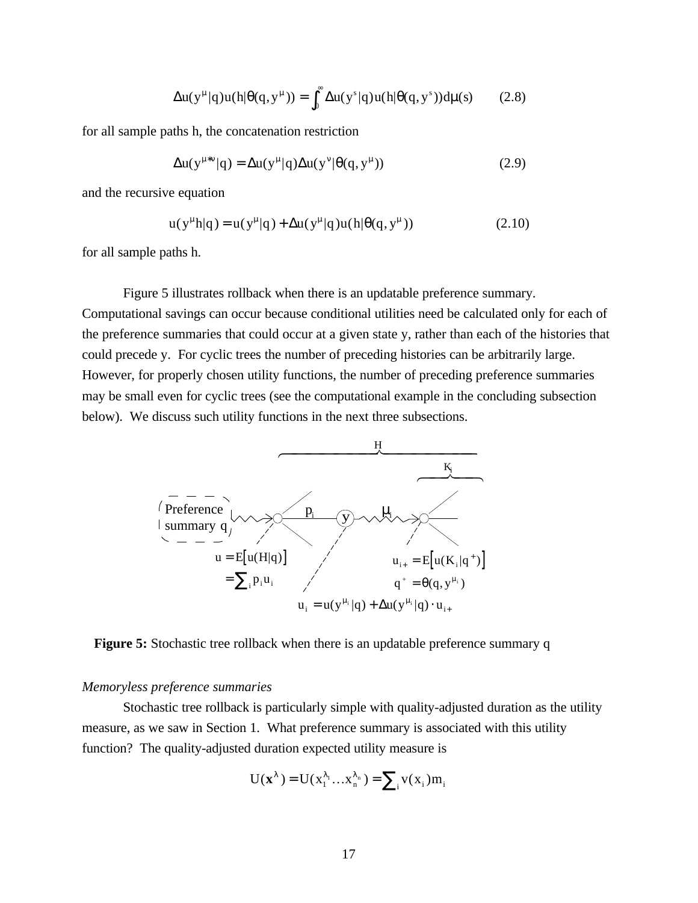$$\Delta u(y^{\mu}|q)u(h|\theta(q,y^{\mu})) = \int_0^{\infty} \Delta u(y^s|q)u(h|\theta(q,y^s))d\mu(s) \qquad (2.8)$$

for all sample paths h, the concatenation restriction

$$\Delta u(y^{\mu*\nu}|q) = \Delta u(y^{\mu}|q)\Delta u(y^{\nu}|\theta(q,y^{\mu})) \qquad (2.9)$$

and the recursive equation

$$u(y^{\mu}h|q) = u(y^{\mu}|q) + \Delta u(y^{\mu}|q)u(h|\theta(q,y^{\mu})) \qquad (2.10)$$

for all sample paths h.

Figure 5 illustrates rollback when there is an updatable preference summary. Computational savings can occur because conditional utilities need be calculated only for each of the preference summaries that could occur at a given state y, rather than each of the histories that could precede y. For cyclic trees the number of preceding histories can be arbitrarily large. However, for properly chosen utility functions, the number of preceding preference summaries may be small even for cyclic trees (see the computational example in the concluding subsection below). We discuss such utility functions in the next three subsections.

**Figure 5:** Stochastic tree rollback when there is an updatable preference summary q

*Memoryless preference summaries*

Stochastic tree rollback is particularly simple with quality-adjusted duration as the utility measure, as we saw in Section 1. What preference summary is associated with this utility function? The quality-adjusted duration expected utility measure is

$$U(\mathbf{x}^{\lambda}) = U(x_1^{\lambda_1} \ldots x_n^{\lambda_n}) = \sum_i v(x_i)m_i$$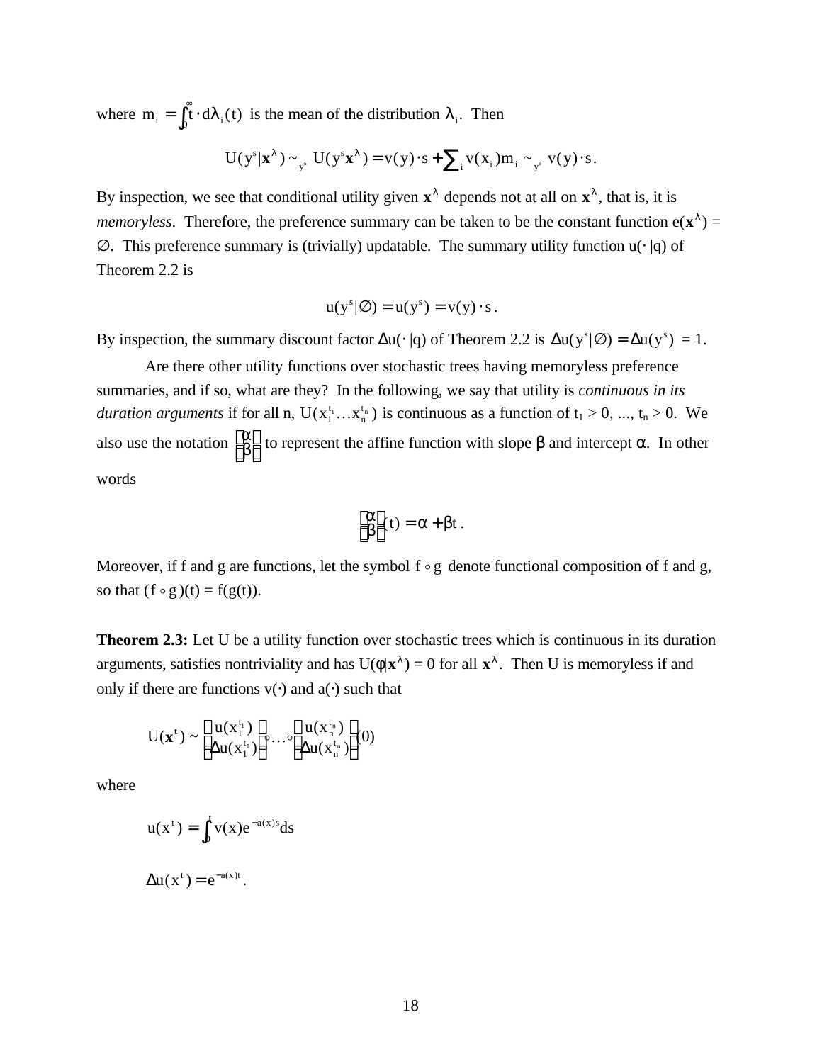where $m_i = \int_0^\infty t \cdot d\lambda_i(t)$ is the mean of the distribution $\lambda_i$. Then

$$U(y^s|\mathbf{x}^\lambda) \sim_{y^s} U(y^s\mathbf{x}^\lambda) = v(y)\cdot s + \sum_i v(x_i)m_i \sim_{y^s} v(y)\cdot s.$$

By inspection, we see that conditional utility given $\mathbf{x}^\lambda$ depends not at all on $\mathbf{x}^\lambda$, that is, it is *memoryless*. Therefore, the preference summary can be taken to be the constant function $e(\mathbf{x}^\lambda) = \varnothing$. This preference summary is (trivially) updatable. The summary utility function $u(\cdot\,|q)$ of Theorem 2.2 is

$$u(y^s|\varnothing) = u(y^s) = v(y)\cdot s.$$

By inspection, the summary discount factor $\Delta u(\cdot\,|q)$ of Theorem 2.2 is $\Delta u(y^s|\varnothing) = \Delta u(y^s) = 1$.

Are there other utility functions over stochastic trees having memoryless preference summaries, and if so, what are they? In the following, we say that utility is *continuous in its duration arguments* if for all n, $U(x_1^{t_1}\ldots x_n^{t_n})$ is continuous as a function of $t_1 > 0, \ldots, t_n > 0$. We also use the notation $\begin{bmatrix}\alpha\\ \beta\end{bmatrix}$ to represent the affine function with slope $\beta$ and intercept $\alpha$. In other words

$$\begin{bmatrix}\alpha\\ \beta\end{bmatrix}(t) = \alpha + \beta t.$$

Moreover, if f and g are functions, let the symbol $f \circ g$ denote functional composition of f and g, so that $(f \circ g)(t) = f(g(t))$.

**Theorem 2.3:** Let U be a utility function over stochastic trees which is continuous in its duration arguments, satisfies nontriviality and has $U(\phi|\mathbf{x}^\lambda) = 0$ for all $\mathbf{x}^\lambda$. Then U is memoryless if and only if there are functions $v(\cdot)$ and $a(\cdot)$ such that

$$U(\mathbf{x}^\mathbf{t}) \sim \begin{bmatrix}u(x_1^{t_1})\\ \Delta u(x_1^{t_1})\end{bmatrix} \circ \ldots \circ \begin{bmatrix}u(x_n^{t_n})\\ \Delta u(x_n^{t_n})\end{bmatrix}(0)$$

where

$$u(x^t) = \int_0^t v(x)e^{-a(x)s}ds$$

$$\Delta u(x^t) = e^{-a(x)t}.$$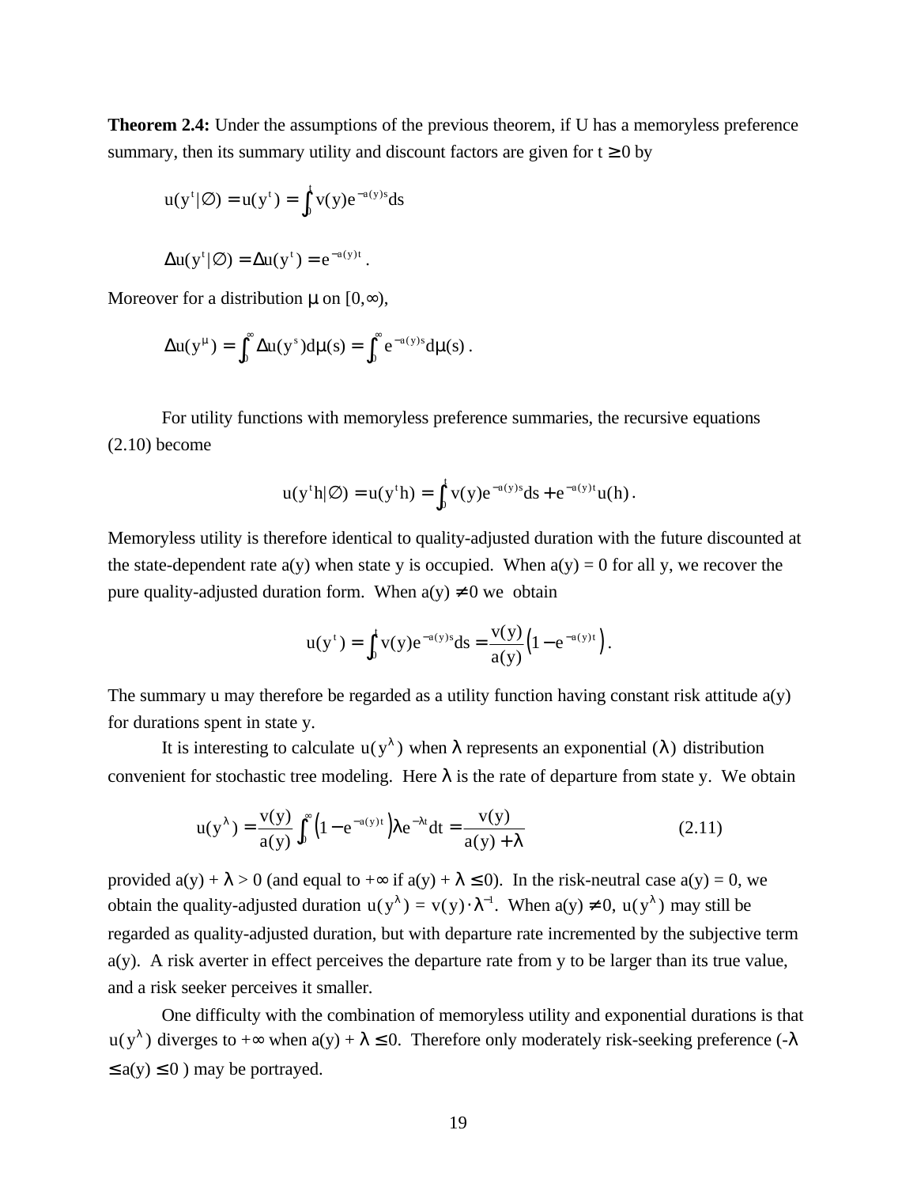**Theorem 2.4:** Under the assumptions of the previous theorem, if U has a memoryless preference summary, then its summary utility and discount factors are given for $t \geq 0$ by

$$u(y^t|\emptyset) = u(y^t) = \int_0^t v(y)e^{-a(y)s}ds$$

$$\Delta u(y^t|\emptyset) = \Delta u(y^t) = e^{-a(y)t}.$$

Moreover for a distribution $\mu$ on $[0,\infty)$,

$$\Delta u(y^\mu) = \int_0^\infty \Delta u(y^s)d\mu(s) = \int_0^\infty e^{-a(y)s}d\mu(s).$$

For utility functions with memoryless preference summaries, the recursive equations (2.10) become

$$u(y^t h|\emptyset) = u(y^t h) = \int_0^t v(y)e^{-a(y)s}ds + e^{-a(y)t}u(h).$$

Memoryless utility is therefore identical to quality-adjusted duration with the future discounted at the state-dependent rate a(y) when state y is occupied. When a(y) = 0 for all y, we recover the pure quality-adjusted duration form. When $a(y) \neq 0$ we obtain

$$u(y^t) = \int_0^t v(y)e^{-a(y)s}ds = \frac{v(y)}{a(y)}\left(1 - e^{-a(y)t}\right).$$

The summary u may therefore be regarded as a utility function having constant risk attitude a(y) for durations spent in state y.

It is interesting to calculate $u(y^\lambda)$ when $\lambda$ represents an exponential $(\lambda)$ distribution convenient for stochastic tree modeling. Here $\lambda$ is the rate of departure from state y. We obtain

$$u(y^\lambda) = \frac{v(y)}{a(y)}\int_0^\infty \left(1 - e^{-a(y)t}\right)\lambda e^{-\lambda t}dt = \frac{v(y)}{a(y) + \lambda} \qquad (2.11)$$

provided $a(y) + \lambda > 0$ (and equal to $+\infty$ if $a(y) + \lambda \leq 0$). In the risk-neutral case a(y) = 0, we obtain the quality-adjusted duration $u(y^\lambda) = v(y)\cdot\lambda^{-1}$. When $a(y) \neq 0$, $u(y^\lambda)$ may still be regarded as quality-adjusted duration, but with departure rate incremented by the subjective term a(y). A risk averter in effect perceives the departure rate from y to be larger than its true value, and a risk seeker perceives it smaller.

One difficulty with the combination of memoryless utility and exponential durations is that $u(y^\lambda)$ diverges to $+\infty$ when $a(y) + \lambda \leq 0$. Therefore only moderately risk-seeking preference ($-\lambda \leq a(y) \leq 0$) may be portrayed.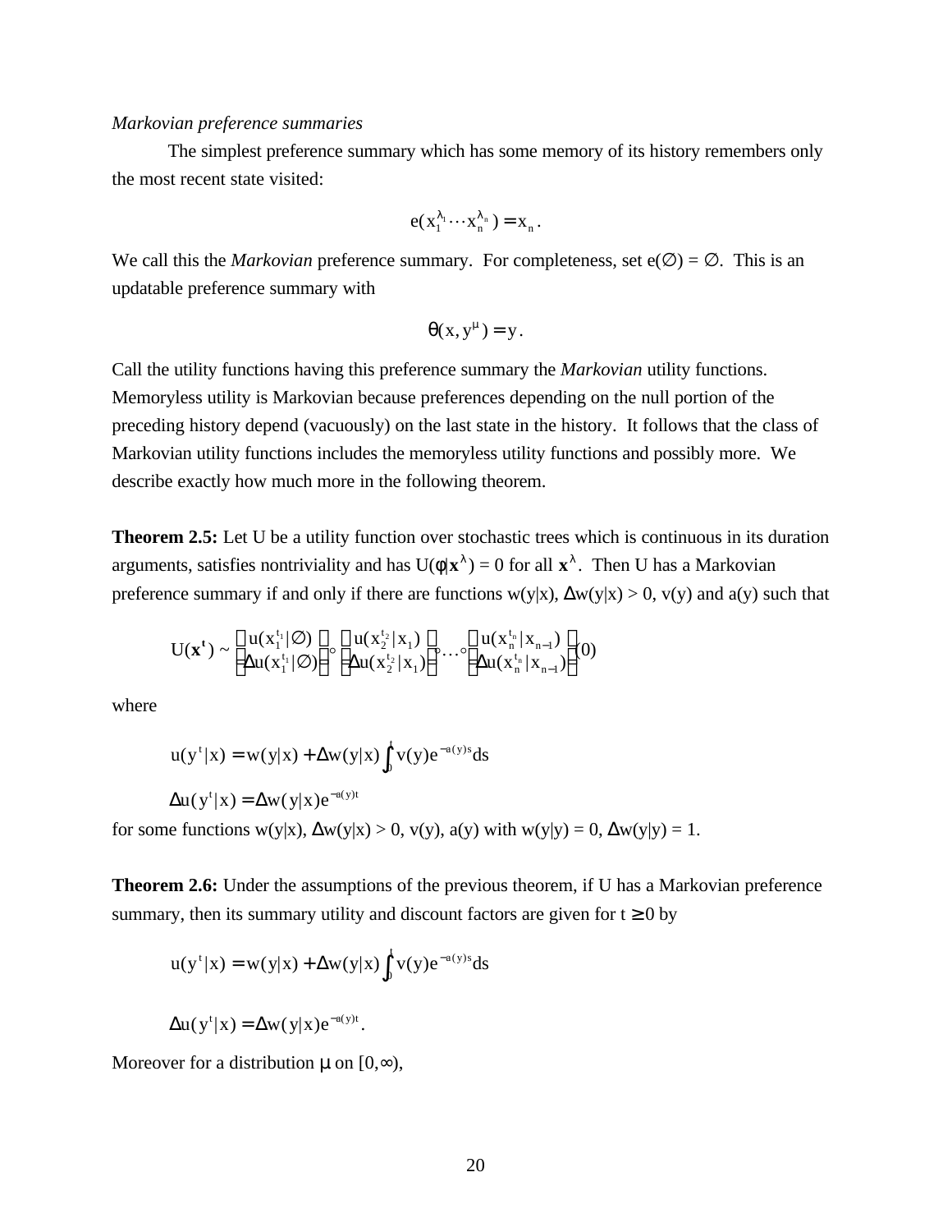*Markovian preference summaries*

The simplest preference summary which has some memory of its history remembers only the most recent state visited:

$$e(x_1^{\lambda_1}\cdots x_n^{\lambda_n}) = x_n .$$

We call this the *Markovian* preference summary. For completeness, set e(∅) = ∅. This is an updatable preference summary with

$$\theta(x, y^{\mu}) = y .$$

Call the utility functions having this preference summary the *Markovian* utility functions. Memoryless utility is Markovian because preferences depending on the null portion of the preceding history depend (vacuously) on the last state in the history. It follows that the class of Markovian utility functions includes the memoryless utility functions and possibly more. We describe exactly how much more in the following theorem.

**Theorem 2.5:** Let U be a utility function over stochastic trees which is continuous in its duration arguments, satisfies nontriviality and has $U(\phi|\mathbf{x}^{\lambda}) = 0$ for all $\mathbf{x}^{\lambda}$. Then U has a Markovian preference summary if and only if there are functions $w(y|x)$, $\Delta w(y|x) > 0$, $v(y)$ and $a(y)$ such that

$$U(\mathbf{x}^{\mathbf{t}}) \sim \begin{bmatrix} u(x_1^{t_1}|\emptyset) \\ \Delta u(x_1^{t_1}|\emptyset) \end{bmatrix} \circ \begin{bmatrix} u(x_2^{t_2}|x_1) \\ \Delta u(x_2^{t_2}|x_1) \end{bmatrix} \circ \cdots \circ \begin{bmatrix} u(x_n^{t_n}|x_{n-1}) \\ \Delta u(x_n^{t_n}|x_{n-1}) \end{bmatrix} (0)$$

where

$$u(y^t|x) = w(y|x) + \Delta w(y|x)\int_0^t v(y)e^{-a(y)s}ds$$

$$\Delta u(y^t|x) = \Delta w(y|x)e^{-a(y)t}$$

for some functions $w(y|x)$, $\Delta w(y|x) > 0$, $v(y)$, $a(y)$ with $w(y|y) = 0$, $\Delta w(y|y) = 1$.

**Theorem 2.6:** Under the assumptions of the previous theorem, if U has a Markovian preference summary, then its summary utility and discount factors are given for $t \geq 0$ by

$$u(y^t|x) = w(y|x) + \Delta w(y|x)\int_0^t v(y)e^{-a(y)s}ds$$

$$\Delta u(y^t|x) = \Delta w(y|x)e^{-a(y)t}.$$

Moreover for a distribution $\mu$ on $[0,\infty)$,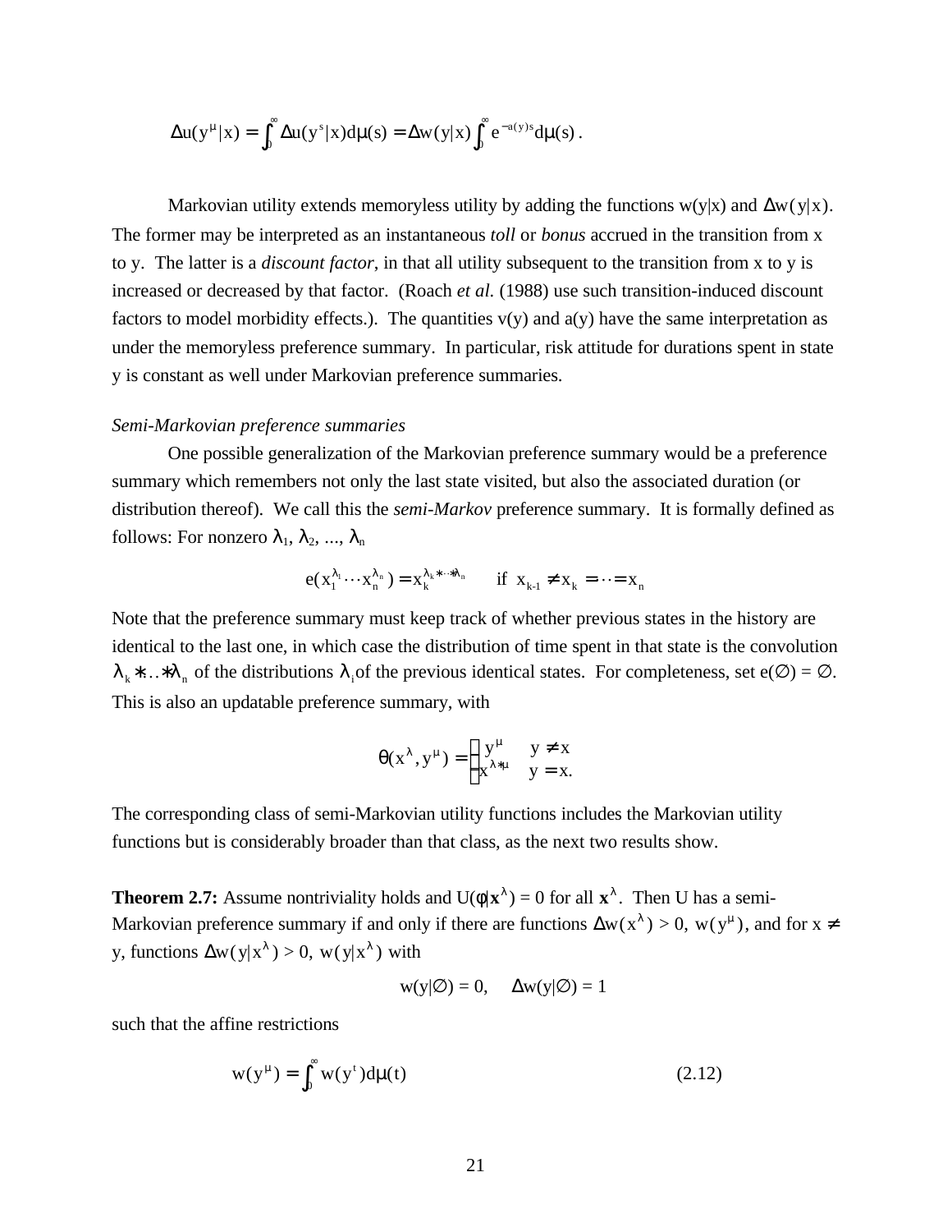$$\Delta u(y^\mu|x) = \int_0^\infty \Delta u(y^s|x)d\mu(s) = \Delta w(y|x)\int_0^\infty e^{-a(y)s}d\mu(s)\,.$$

Markovian utility extends memoryless utility by adding the functions w(y|x) and $\Delta w(y|x)$. The former may be interpreted as an instantaneous *toll* or *bonus* accrued in the transition from x to y. The latter is a *discount factor*, in that all utility subsequent to the transition from x to y is increased or decreased by that factor. (Roach *et al.* (1988) use such transition-induced discount factors to model morbidity effects.). The quantities v(y) and a(y) have the same interpretation as under the memoryless preference summary. In particular, risk attitude for durations spent in state y is constant as well under Markovian preference summaries.

*Semi-Markovian preference summaries*

One possible generalization of the Markovian preference summary would be a preference summary which remembers not only the last state visited, but also the associated duration (or distribution thereof). We call this the *semi-Markov* preference summary. It is formally defined as follows: For nonzero $\lambda_1, \lambda_2, \ldots, \lambda_n$

$$e(x_1^{\lambda_1}\cdots x_n^{\lambda_n}) = x_k^{\lambda_k * \cdots * \lambda_n} \qquad \text{if } \; x_{k-1} \neq x_k = \cdots = x_n$$

Note that the preference summary must keep track of whether previous states in the history are identical to the last one, in which case the distribution of time spent in that state is the convolution $\lambda_k * \ldots * \lambda_n$ of the distributions $\lambda_i$ of the previous identical states. For completeness, set $e(\varnothing) = \varnothing$. This is also an updatable preference summary, with

$$\theta(x^\lambda, y^\mu) = \begin{cases} y^\mu & y \neq x \\ x^{\lambda * \mu} & y = x. \end{cases}$$

The corresponding class of semi-Markovian utility functions includes the Markovian utility functions but is considerably broader than that class, as the next two results show.

**Theorem 2.7:** Assume nontriviality holds and $U(\phi|\mathbf{x}^\lambda) = 0$ for all $\mathbf{x}^\lambda$. Then U has a semi-Markovian preference summary if and only if there are functions $\Delta w(x^\lambda) > 0$, $w(y^\mu)$, and for $x \neq y$, functions $\Delta w(y|x^\lambda) > 0$, $w(y|x^\lambda)$ with

$$w(y|\varnothing) = 0, \quad \Delta w(y|\varnothing) = 1$$

such that the affine restrictions

$$w(y^\mu) = \int_0^\infty w(y^t)d\mu(t) \tag{2.12}$$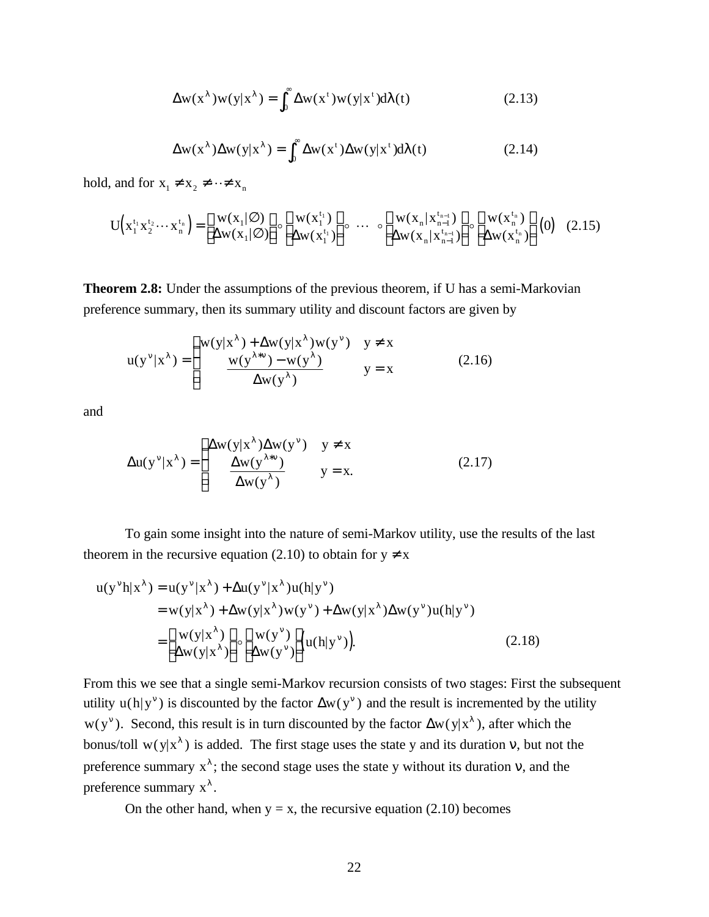$$\Delta w(x^\lambda)w(y|x^\lambda) = \int_0^\infty \Delta w(x^t)w(y|x^t)d\lambda(t) \tag{2.13}$$

$$\Delta w(x^\lambda)\Delta w(y|x^\lambda) = \int_0^\infty \Delta w(x^t)\Delta w(y|x^t)d\lambda(t) \tag{2.14}$$

hold, and for $x_1 \neq x_2 \neq \cdots \neq x_n$

$$U\left(x_1^{t_1}x_2^{t_2}\cdots x_n^{t_n}\right) = \begin{pmatrix} w(x_1|\varnothing) \\ \Delta w(x_1|\varnothing) \end{pmatrix} \circ \begin{pmatrix} w(x_1^{t_1}) \\ \Delta w(x_1^{t_1}) \end{pmatrix} \circ \cdots \circ \begin{pmatrix} w(x_n|x_{n-1}^{t_{n-1}}) \\ \Delta w(x_n|x_{n-1}^{t_{n-1}}) \end{pmatrix} \circ \begin{pmatrix} w(x_n^{t_n}) \\ \Delta w(x_n^{t_n}) \end{pmatrix} (0) \tag{2.15}$$

**Theorem 2.8:** Under the assumptions of the previous theorem, if U has a semi-Markovian preference summary, then its summary utility and discount factors are given by

$$u(y^\nu|x^\lambda) = \begin{cases} w(y|x^\lambda) + \Delta w(y|x^\lambda)w(y^\nu) & y \neq x \\ \dfrac{w(y^{\lambda+\nu}) - w(y^\lambda)}{\Delta w(y^\lambda)} & y = x \end{cases} \tag{2.16}$$

and

$$\Delta u(y^\nu|x^\lambda) = \begin{cases} \Delta w(y|x^\lambda)\Delta w(y^\nu) & y \neq x \\ \dfrac{\Delta w(y^{\lambda+\nu})}{\Delta w(y^\lambda)} & y = x. \end{cases} \tag{2.17}$$

To gain some insight into the nature of semi-Markov utility, use the results of the last theorem in the recursive equation (2.10) to obtain for $y \neq x$

$$\begin{aligned} u(y^\nu h|x^\lambda) &= u(y^\nu|x^\lambda) + \Delta u(y^\nu|x^\lambda)u(h|y^\nu) \\ &= w(y|x^\lambda) + \Delta w(y|x^\lambda)w(y^\nu) + \Delta w(y|x^\lambda)\Delta w(y^\nu)u(h|y^\nu) \\ &= \begin{pmatrix} w(y|x^\lambda) \\ \Delta w(y|x^\lambda) \end{pmatrix} \circ \begin{pmatrix} w(y^\nu) \\ \Delta w(y^\nu) \end{pmatrix} \left(u(h|y^\nu)\right). \end{aligned} \tag{2.18}$$

From this we see that a single semi-Markov recursion consists of two stages: First the subsequent utility $u(h|y^\nu)$ is discounted by the factor $\Delta w(y^\nu)$ and the result is incremented by the utility $w(y^\nu)$. Second, this result is in turn discounted by the factor $\Delta w(y|x^\lambda)$, after which the bonus/toll $w(y|x^\lambda)$ is added. The first stage uses the state y and its duration $\nu$, but not the preference summary $x^\lambda$; the second stage uses the state y without its duration $\nu$, and the preference summary $x^\lambda$.

On the other hand, when y = x, the recursive equation (2.10) becomes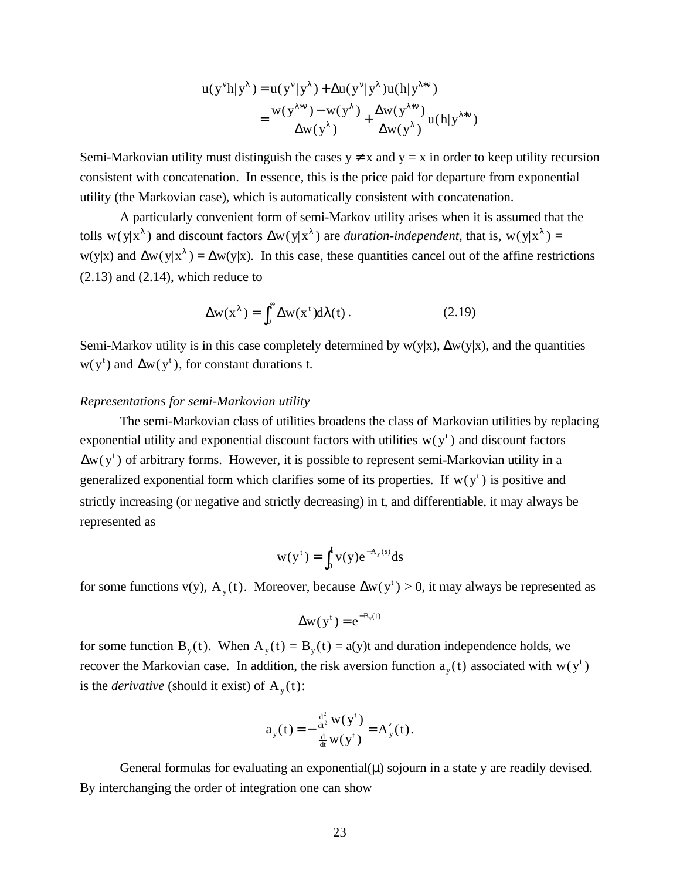$$u(y^{\nu}h|y^{\lambda}) = u(y^{\nu}|y^{\lambda}) + \Delta u(y^{\nu}|y^{\lambda})u(h|y^{\lambda*\nu})$$

$$= \frac{w(y^{\lambda*\nu}) - w(y^{\lambda})}{\Delta w(y^{\lambda})} + \frac{\Delta w(y^{\lambda*\nu})}{\Delta w(y^{\lambda})} u(h|y^{\lambda*\nu})$$

Semi-Markovian utility must distinguish the cases $y \neq x$ and $y = x$ in order to keep utility recursion consistent with concatenation. In essence, this is the price paid for departure from exponential utility (the Markovian case), which is automatically consistent with concatenation.

A particularly convenient form of semi-Markov utility arises when it is assumed that the tolls $w(y|x^{\lambda})$ and discount factors $\Delta w(y|x^{\lambda})$ are *duration-independent*, that is, $w(y|x^{\lambda}) = w(y|x)$ and $\Delta w(y|x^{\lambda}) = \Delta w(y|x)$. In this case, these quantities cancel out of the affine restrictions (2.13) and (2.14), which reduce to

$$\Delta w(x^{\lambda}) = \int_0^{\infty} \Delta w(x^t) d\lambda(t) . \qquad (2.19)$$

Semi-Markov utility is in this case completely determined by $w(y|x)$, $\Delta w(y|x)$, and the quantities $w(y^t)$ and $\Delta w(y^t)$, for constant durations t.

*Representations for semi-Markovian utility*

The semi-Markovian class of utilities broadens the class of Markovian utilities by replacing exponential utility and exponential discount factors with utilities $w(y^t)$ and discount factors $\Delta w(y^t)$ of arbitrary forms. However, it is possible to represent semi-Markovian utility in a generalized exponential form which clarifies some of its properties. If $w(y^t)$ is positive and strictly increasing (or negative and strictly decreasing) in t, and differentiable, it may always be represented as

$$w(y^t) = \int_0^t v(y)e^{-A_y(s)}ds$$

for some functions $v(y)$, $A_y(t)$. Moreover, because $\Delta w(y^t) > 0$, it may always be represented as

$$\Delta w(y^t) = e^{-B_y(t)}$$

for some function $B_y(t)$. When $A_y(t) = B_y(t) = a(y)t$ and duration independence holds, we recover the Markovian case. In addition, the risk aversion function $a_y(t)$ associated with $w(y^t)$ is the *derivative* (should it exist) of $A_y(t)$:

$$a_y(t) = -\frac{\frac{d^2}{dt^2}w(y^t)}{\frac{d}{dt}w(y^t)} = A'_y(t).$$

General formulas for evaluating an exponential($\mu$) sojourn in a state y are readily devised. By interchanging the order of integration one can show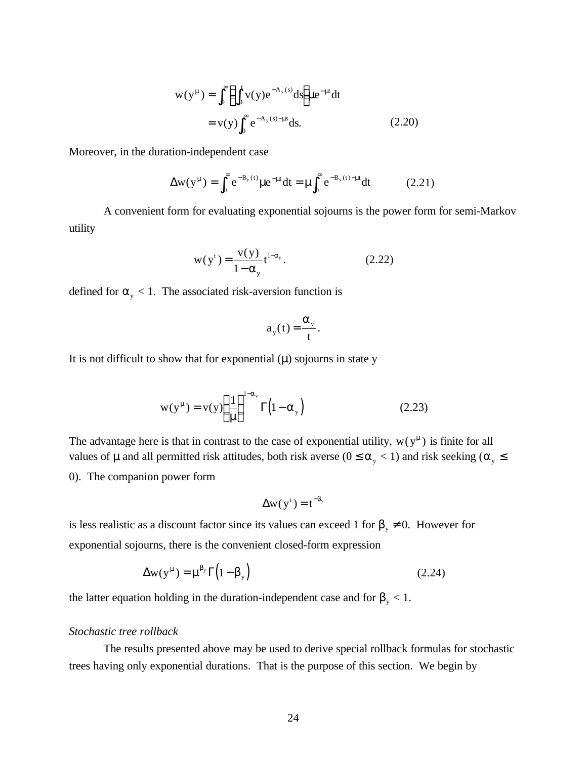$$w(y^{\mu}) = \int_0^{\infty}\left(\int_0^t v(y)e^{-A_y(s)}ds\right)\mu e^{-\mu t}dt$$

$$= v(y)\int_0^{\infty} e^{-A_y(s)-\mu s}ds. \tag{2.20}$$

Moreover, in the duration-independent case

$$\Delta w(y^{\mu}) = \int_0^{\infty} e^{-B_y(t)}\mu e^{-\mu t}dt = \mu\int_0^{\infty} e^{-B_y(t)-\mu t}dt \tag{2.21}$$

A convenient form for evaluating exponential sojourns is the power form for semi-Markov utility

$$w(y^t) = \frac{v(y)}{1-\alpha_y}t^{1-\alpha_y}. \tag{2.22}$$

defined for $\alpha_y < 1$. The associated risk-aversion function is

$$a_y(t) = \frac{\alpha_y}{t}.$$

It is not difficult to show that for exponential ($\mu$) sojourns in state y

$$w(y^{\mu}) = v(y)\left(\frac{1}{\mu}\right)^{1-\alpha_y}\Gamma\left(1-\alpha_y\right) \tag{2.23}$$

The advantage here is that in contrast to the case of exponential utility, $w(y^{\mu})$ is finite for all values of $\mu$ and all permitted risk attitudes, both risk averse ($0 \le \alpha_y < 1$) and risk seeking ($\alpha_y \le 0$). The companion power form

$$\Delta w(y^t) = t^{-\beta_y}$$

is less realistic as a discount factor since its values can exceed 1 for $\beta_y \ne 0$. However for exponential sojourns, there is the convenient closed-form expression

$$\Delta w(y^{\mu}) = \mu^{\beta_y}\Gamma\left(1-\beta_y\right) \tag{2.24}$$

the latter equation holding in the duration-independent case and for $\beta_y < 1$.

*Stochastic tree rollback*

The results presented above may be used to derive special rollback formulas for stochastic trees having only exponential durations. That is the purpose of this section. We begin by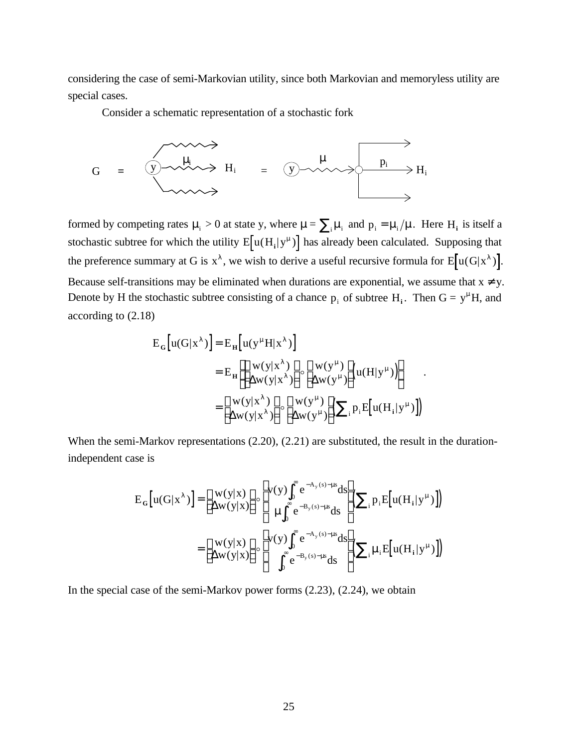considering the case of semi-Markovian utility, since both Markovian and memoryless utility are special cases.

Consider a schematic representation of a stochastic fork

$$G \;=\; y \overset{\mu_i}{\rightsquigarrow} H_i \;=\; y \overset{\mu}{\rightsquigarrow} \circ \overset{p_i}{\rightarrow} H_i$$

formed by competing rates $\mu_i > 0$ at state y, where $\mu = \sum_i \mu_i$ and $p_i = \mu_i / \mu$. Here $H_i$ is itself a stochastic subtree for which the utility $E\left[u(H_i|y^\mu)\right]$ has already been calculated. Supposing that the preference summary at G is $x^\lambda$, we wish to derive a useful recursive formula for $E\left[u(G|x^\lambda)\right]$. Because self-transitions may be eliminated when durations are exponential, we assume that $x \neq y$. Denote by H the stochastic subtree consisting of a chance $p_i$ of subtree $H_i$. Then $G = y^\mu H$, and according to (2.18)

$$
\begin{aligned}
E_G\left[u(G|x^\lambda)\right] &= E_H\left[u(y^\mu H|x^\lambda)\right] \\
&= E_H\left[\left(\frac{w(y|x^\lambda)}{\Delta w(y|x^\lambda)}\right) \circ \left(\frac{w(y^\mu)}{\Delta w(y^\mu)}\right)\left(u(H|y^\mu)\right)\right] \\
&= \left(\frac{w(y|x^\lambda)}{\Delta w(y|x^\lambda)}\right) \circ \left(\frac{w(y^\mu)}{\Delta w(y^\mu)}\right)\left(\sum_i p_i E\left[u(H_i|y^\mu)\right]\right)
\end{aligned}
$$

When the semi-Markov representations (2.20), (2.21) are substituted, the result in the duration-independent case is

$$
\begin{aligned}
E_G\left[u(G|x^\lambda)\right] &= \left(\frac{w(y|x)}{\Delta w(y|x)}\right) \circ \left(\frac{v(y)\int_0^\infty e^{-A_y(s)-\mu s}ds}{\mu\int_0^\infty e^{-B_y(s)-\mu s}ds}\right)\left(\sum_i p_i E\left[u(H_i|y^\mu)\right]\right) \\
&= \left(\frac{w(y|x)}{\Delta w(y|x)}\right) \circ \left(\frac{v(y)\int_0^\infty e^{-A_y(s)-\mu s}ds}{\int_0^\infty e^{-B_y(s)-\mu s}ds}\right)\left(\sum_i \mu_i E\left[u(H_i|y^\mu)\right]\right)
\end{aligned}
$$

In the special case of the semi-Markov power forms (2.23), (2.24), we obtain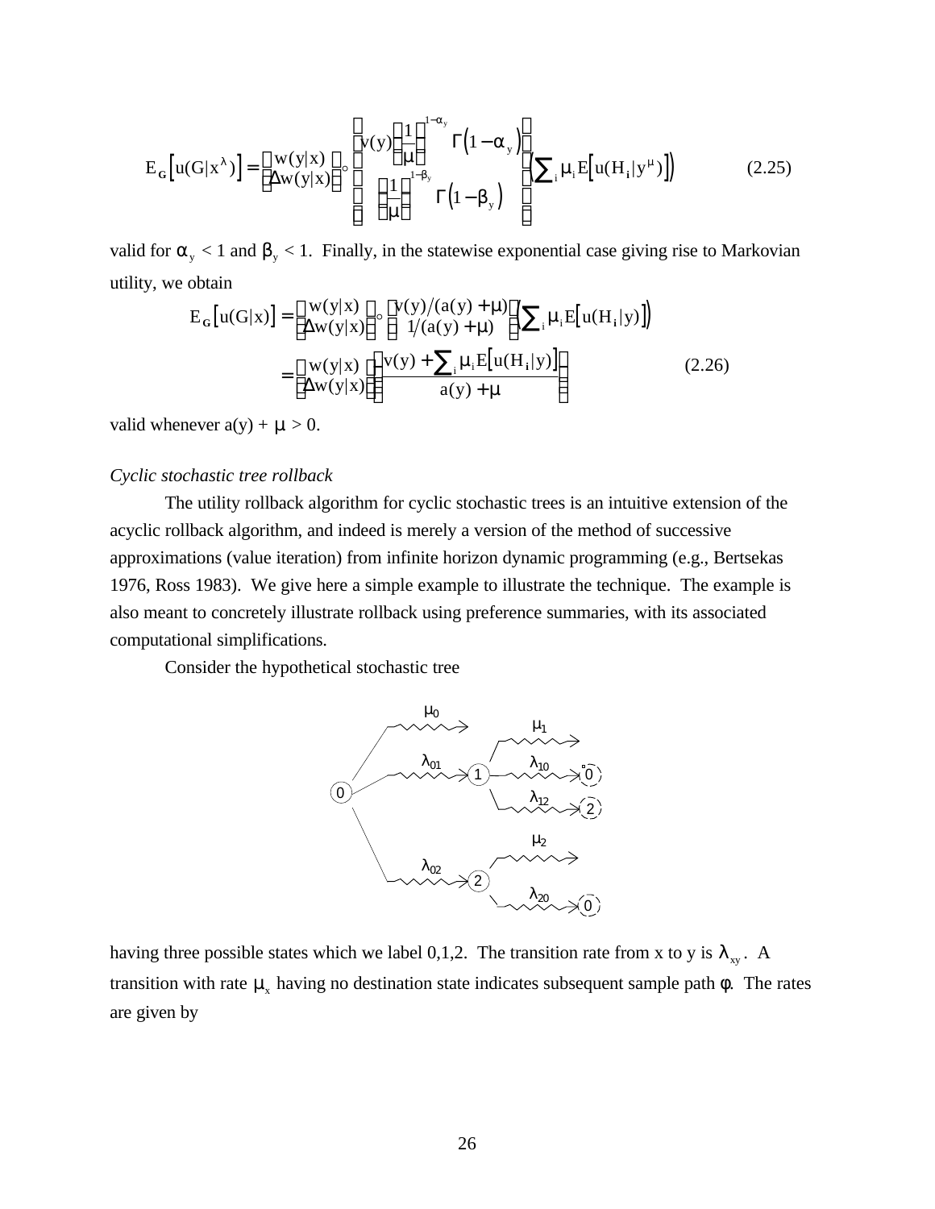$$E_{\mathbf{G}}\left[u(G|x^{\lambda})\right] = \begin{pmatrix} w(y|x) \\ \Delta w(y|x) \end{pmatrix} \circ \begin{pmatrix} v(y)\left(\dfrac{1}{\mu}\right)^{1-\alpha_y} \Gamma\left(1-\alpha_y\right) \\ \left(\dfrac{1}{\mu}\right)^{1-\beta_y} \Gamma\left(1-\beta_y\right) \end{pmatrix} \left(\sum_i \mu_i E\left[u(H_i|y^{\mu})\right]\right) \tag{2.25}$$

valid for $\alpha_y < 1$ and $\beta_y < 1$. Finally, in the statewise exponential case giving rise to Markovian utility, we obtain

$$\begin{aligned} E_{\mathbf{G}}\left[u(G|x)\right] &= \begin{pmatrix} w(y|x) \\ \Delta w(y|x) \end{pmatrix} \circ \begin{pmatrix} v(y)/(a(y)+\mu) \\ 1/(a(y)+\mu) \end{pmatrix} \left(\sum_i \mu_i E\left[u(H_i|y)\right]\right) \\ &= \begin{pmatrix} w(y|x) \\ \Delta w(y|x) \end{pmatrix} \left(\frac{v(y) + \sum_i \mu_i E\left[u(H_i|y)\right]}{a(y)+\mu}\right) \end{aligned} \tag{2.26}$$

valid whenever $a(y) + \mu > 0$.

*Cyclic stochastic tree rollback*

The utility rollback algorithm for cyclic stochastic trees is an intuitive extension of the acyclic rollback algorithm, and indeed is merely a version of the method of successive approximations (value iteration) from infinite horizon dynamic programming (e.g., Bertsekas 1976, Ross 1983). We give here a simple example to illustrate the technique. The example is also meant to concretely illustrate rollback using preference summaries, with its associated computational simplifications.

Consider the hypothetical stochastic tree

having three possible states which we label 0,1,2. The transition rate from x to y is $\lambda_{xy}$. A transition with rate $\mu_x$ having no destination state indicates subsequent sample path $\phi$. The rates are given by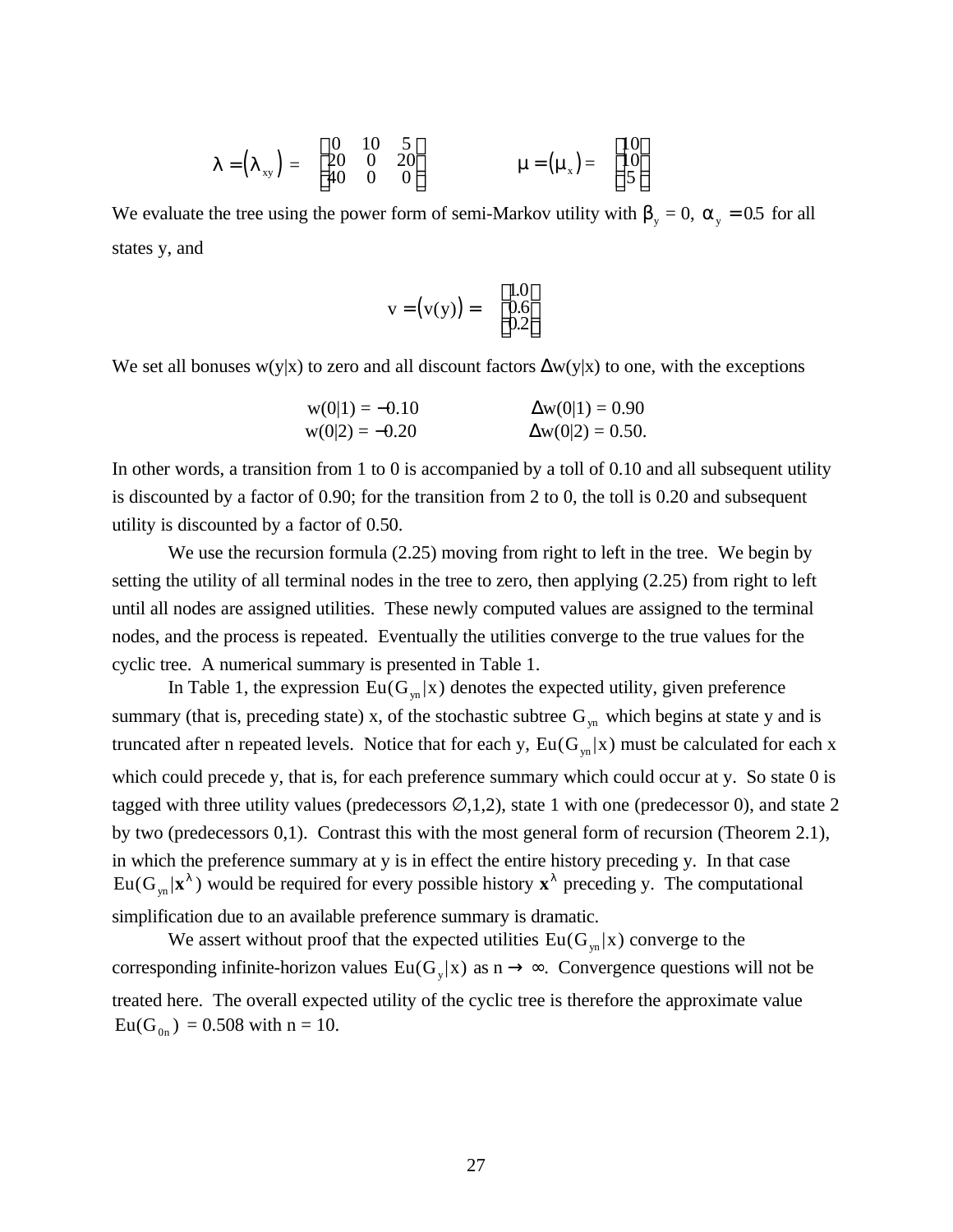$$\lambda = \left(\lambda_{xy}\right) = \begin{pmatrix} 0 & 10 & 5 \\ 20 & 0 & 20 \\ 40 & 0 & 0 \end{pmatrix} \qquad \mu = \left(\mu_x\right) = \begin{pmatrix} 10 \\ 10 \\ 5 \end{pmatrix}$$

We evaluate the tree using the power form of semi-Markov utility with $\beta_y = 0$, $\alpha_y = 0.5$ for all states y, and

$$v = \left(v(y)\right) = \begin{pmatrix} 1.0 \\ 0.6 \\ 0.2 \end{pmatrix}$$

We set all bonuses w(y|x) to zero and all discount factors $\Delta$w(y|x) to one, with the exceptions

$$w(0|1) = -0.10 \qquad \Delta w(0|1) = 0.90$$
$$w(0|2) = -0.20 \qquad \Delta w(0|2) = 0.50.$$

In other words, a transition from 1 to 0 is accompanied by a toll of 0.10 and all subsequent utility is discounted by a factor of 0.90; for the transition from 2 to 0, the toll is 0.20 and subsequent utility is discounted by a factor of 0.50.

We use the recursion formula (2.25) moving from right to left in the tree. We begin by setting the utility of all terminal nodes in the tree to zero, then applying (2.25) from right to left until all nodes are assigned utilities. These newly computed values are assigned to the terminal nodes, and the process is repeated. Eventually the utilities converge to the true values for the cyclic tree. A numerical summary is presented in Table 1.

In Table 1, the expression $\mathrm{Eu}(G_{yn}|x)$ denotes the expected utility, given preference summary (that is, preceding state) x, of the stochastic subtree $G_{yn}$ which begins at state y and is truncated after n repeated levels. Notice that for each y, $\mathrm{Eu}(G_{yn}|x)$ must be calculated for each x which could precede y, that is, for each preference summary which could occur at y. So state 0 is tagged with three utility values (predecessors $\varnothing$,1,2), state 1 with one (predecessor 0), and state 2 by two (predecessors 0,1). Contrast this with the most general form of recursion (Theorem 2.1), in which the preference summary at y is in effect the entire history preceding y. In that case $\mathrm{Eu}(G_{yn}|\mathbf{x}^\lambda)$ would be required for every possible history $\mathbf{x}^\lambda$ preceding y. The computational simplification due to an available preference summary is dramatic.

We assert without proof that the expected utilities $\mathrm{Eu}(G_{yn}|x)$ converge to the corresponding infinite-horizon values $\mathrm{Eu}(G_y|x)$ as $n \to \infty$. Convergence questions will not be treated here. The overall expected utility of the cyclic tree is therefore the approximate value $\mathrm{Eu}(G_{0n}) = 0.508$ with n = 10.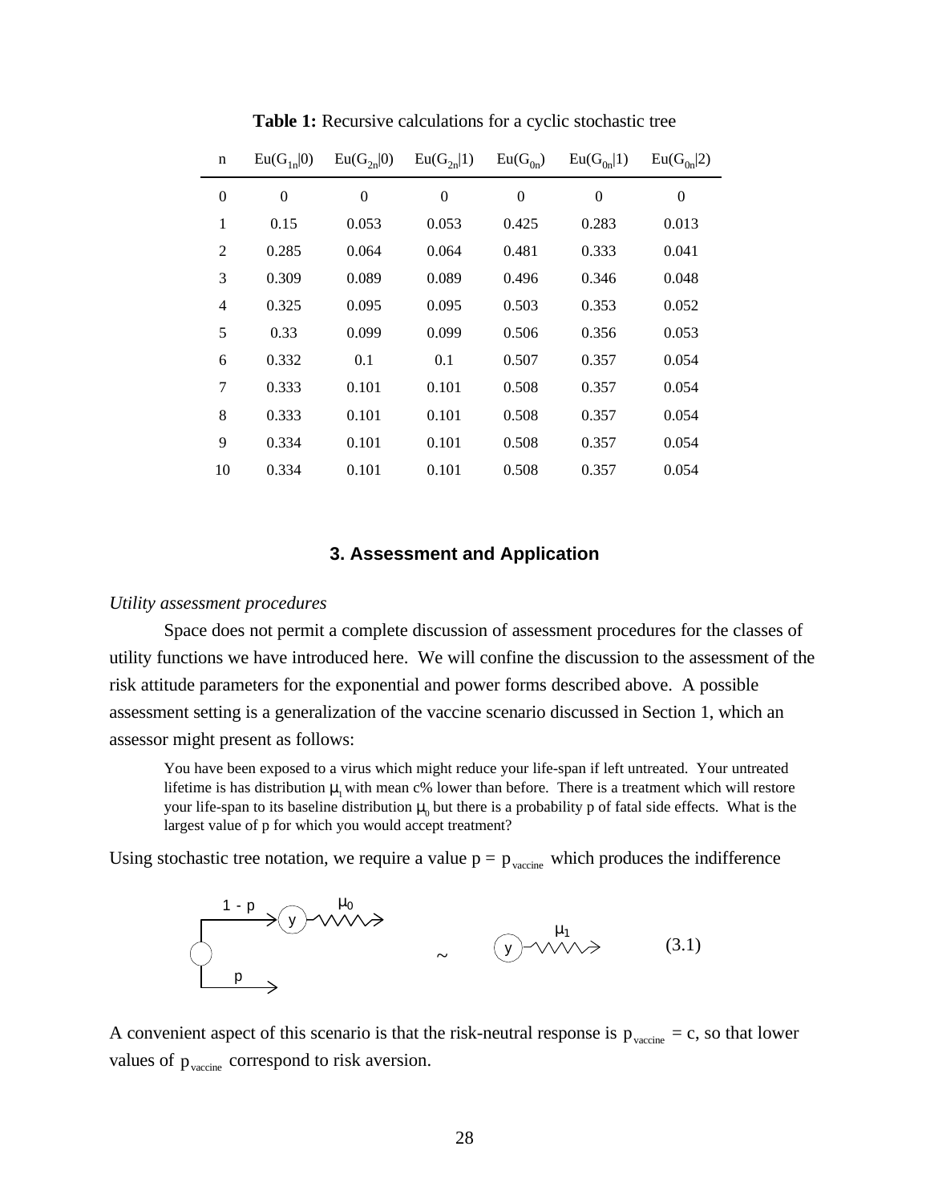**Table 1:** Recursive calculations for a cyclic stochastic tree

| n | $Eu(G_{1n}\|0)$ | $Eu(G_{2n}\|0)$ | $Eu(G_{2n}\|1)$ | $Eu(G_{0n})$ | $Eu(G_{0n}\|1)$ | $Eu(G_{0n}\|2)$ |
|---|---|---|---|---|---|---|
| 0 | 0 | 0 | 0 | 0 | 0 | 0 |
| 1 | 0.15 | 0.053 | 0.053 | 0.425 | 0.283 | 0.013 |
| 2 | 0.285 | 0.064 | 0.064 | 0.481 | 0.333 | 0.041 |
| 3 | 0.309 | 0.089 | 0.089 | 0.496 | 0.346 | 0.048 |
| 4 | 0.325 | 0.095 | 0.095 | 0.503 | 0.353 | 0.052 |
| 5 | 0.33 | 0.099 | 0.099 | 0.506 | 0.356 | 0.053 |
| 6 | 0.332 | 0.1 | 0.1 | 0.507 | 0.357 | 0.054 |
| 7 | 0.333 | 0.101 | 0.101 | 0.508 | 0.357 | 0.054 |
| 8 | 0.333 | 0.101 | 0.101 | 0.508 | 0.357 | 0.054 |
| 9 | 0.334 | 0.101 | 0.101 | 0.508 | 0.357 | 0.054 |
| 10 | 0.334 | 0.101 | 0.101 | 0.508 | 0.357 | 0.054 |

## 3. Assessment and Application

*Utility assessment procedures*

Space does not permit a complete discussion of assessment procedures for the classes of utility functions we have introduced here. We will confine the discussion to the assessment of the risk attitude parameters for the exponential and power forms described above. A possible assessment setting is a generalization of the vaccine scenario discussed in Section 1, which an assessor might present as follows:

> You have been exposed to a virus which might reduce your life-span if left untreated. Your untreated lifetime is has distribution $\mu_1$ with mean c% lower than before. There is a treatment which will restore your life-span to its baseline distribution $\mu_0$ but there is a probability p of fatal side effects. What is the largest value of p for which you would accept treatment?

Using stochastic tree notation, we require a value $p = p_{vaccine}$ which produces the indifference

$$\left[\begin{array}{l} 1-p \rightarrow (y) \rightsquigarrow \mu_0 \\ p \rightarrow \end{array}\right] \sim (y) \rightsquigarrow \mu_1 \qquad (3.1)$$

A convenient aspect of this scenario is that the risk-neutral response is $p_{vaccine} = c$, so that lower values of $p_{vaccine}$ correspond to risk aversion.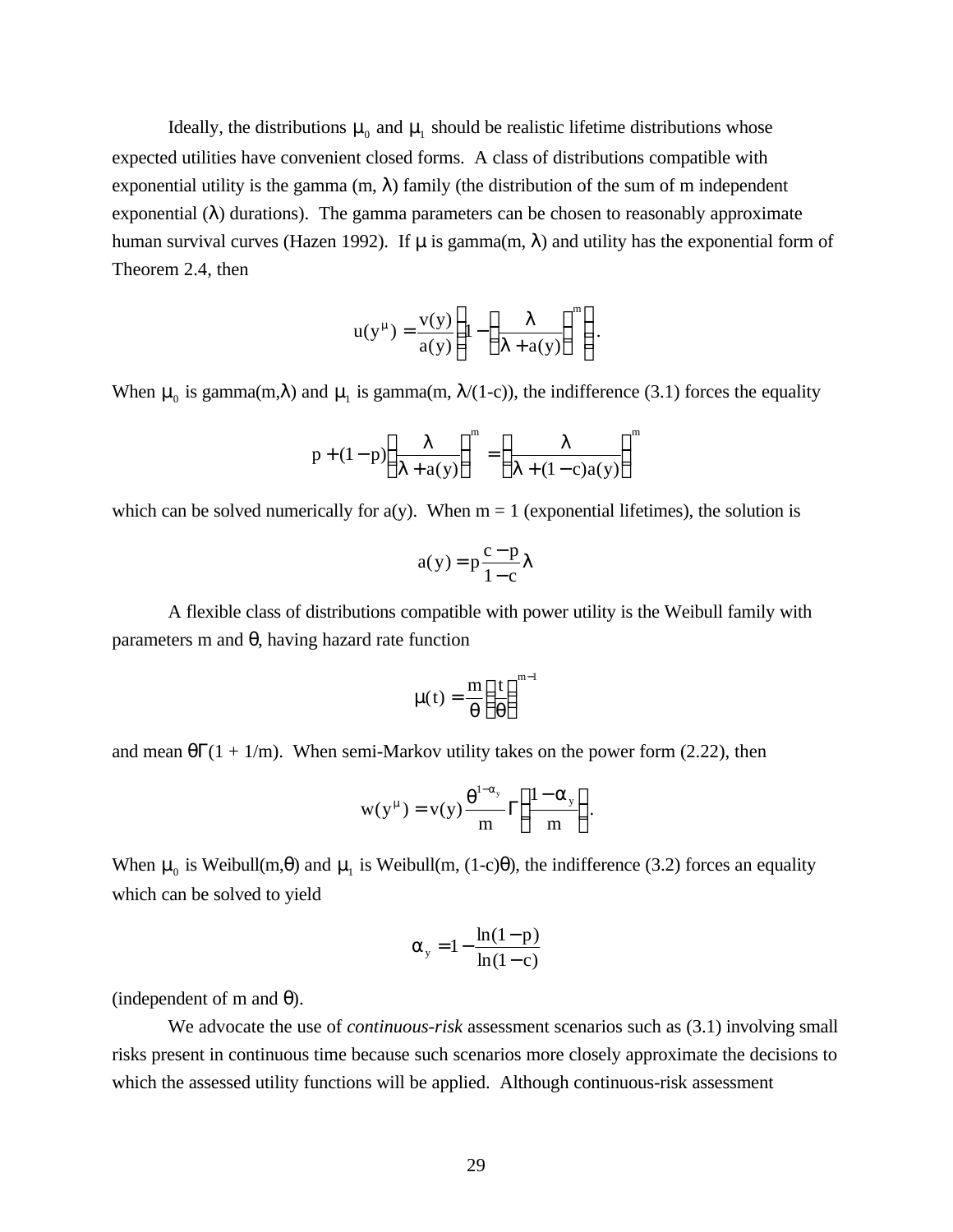Ideally, the distributions $\mu_0$ and $\mu_1$ should be realistic lifetime distributions whose expected utilities have convenient closed forms. A class of distributions compatible with exponential utility is the gamma (m, $\lambda$) family (the distribution of the sum of m independent exponential ($\lambda$) durations). The gamma parameters can be chosen to reasonably approximate human survival curves (Hazen 1992). If $\mu$ is gamma(m, $\lambda$) and utility has the exponential form of Theorem 2.4, then

$$u(y^{\mu}) = \frac{v(y)}{a(y)}\left(1 - \left(\frac{\lambda}{\lambda + a(y)}\right)^{m}\right).$$

When $\mu_0$ is gamma(m,$\lambda$) and $\mu_1$ is gamma(m, $\lambda$/(1-c)), the indifference (3.1) forces the equality

$$p + (1-p)\left(\frac{\lambda}{\lambda + a(y)}\right)^{m} = \left(\frac{\lambda}{\lambda + (1-c)a(y)}\right)^{m}$$

which can be solved numerically for a(y). When m = 1 (exponential lifetimes), the solution is

$$a(y) = p\frac{c-p}{1-c}\lambda$$

A flexible class of distributions compatible with power utility is the Weibull family with parameters m and $\theta$, having hazard rate function

$$\mu(t) = \frac{m}{\theta}\left(\frac{t}{\theta}\right)^{m-1}$$

and mean $\theta\Gamma(1 + 1/m)$. When semi-Markov utility takes on the power form (2.22), then

$$w(y^{\mu}) = v(y)\frac{\theta^{1-\alpha_y}}{m}\Gamma\left(\frac{1-\alpha_y}{m}\right).$$

When $\mu_0$ is Weibull(m,$\theta$) and $\mu_1$ is Weibull(m, (1-c)$\theta$), the indifference (3.2) forces an equality which can be solved to yield

$$\alpha_y = 1 - \frac{\ln(1-p)}{\ln(1-c)}$$

(independent of m and $\theta$).

We advocate the use of *continuous-risk* assessment scenarios such as (3.1) involving small risks present in continuous time because such scenarios more closely approximate the decisions to which the assessed utility functions will be applied. Although continuous-risk assessment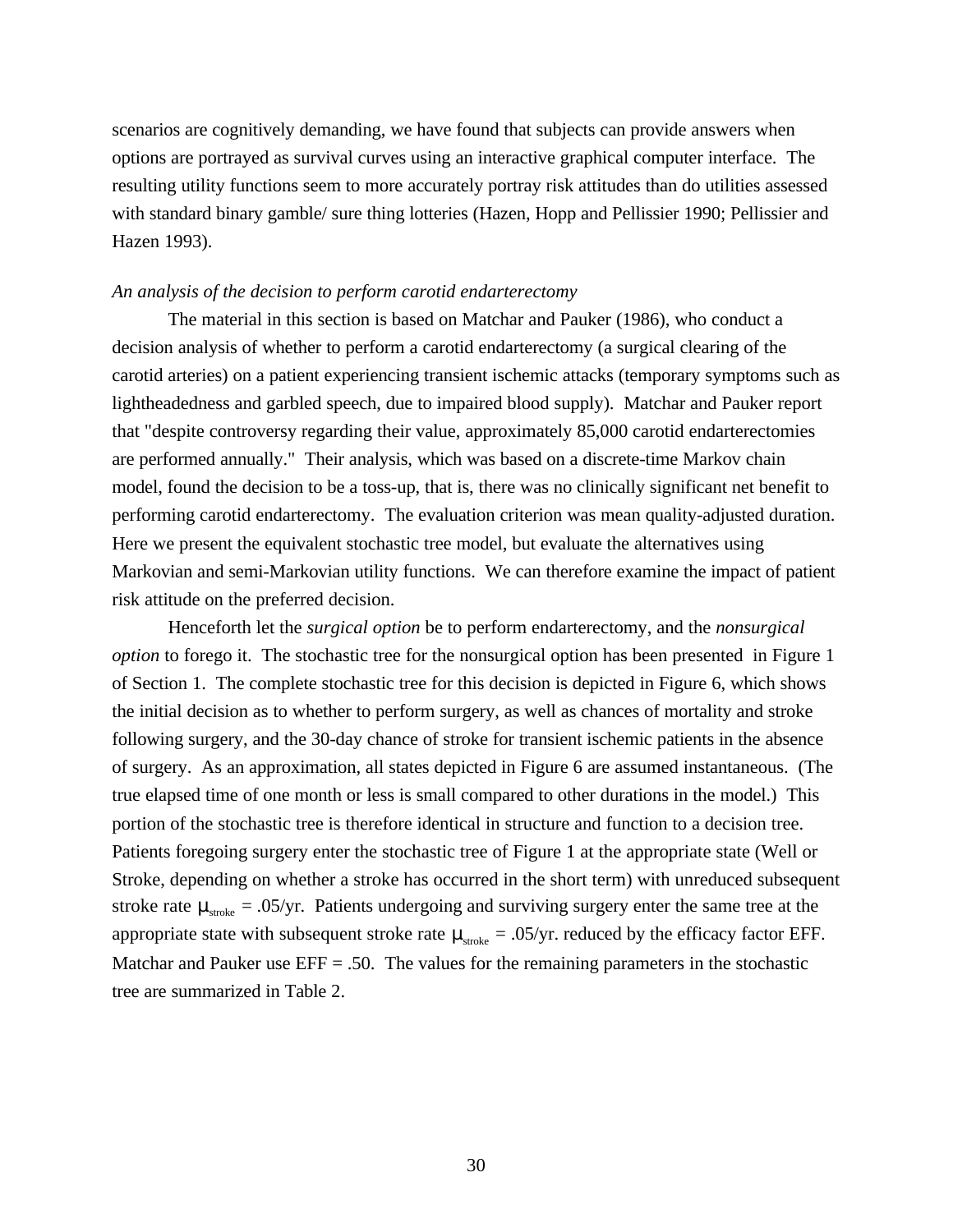scenarios are cognitively demanding, we have found that subjects can provide answers when options are portrayed as survival curves using an interactive graphical computer interface. The resulting utility functions seem to more accurately portray risk attitudes than do utilities assessed with standard binary gamble/ sure thing lotteries (Hazen, Hopp and Pellissier 1990; Pellissier and Hazen 1993).

*An analysis of the decision to perform carotid endarterectomy*

The material in this section is based on Matchar and Pauker (1986), who conduct a decision analysis of whether to perform a carotid endarterectomy (a surgical clearing of the carotid arteries) on a patient experiencing transient ischemic attacks (temporary symptoms such as lightheadedness and garbled speech, due to impaired blood supply). Matchar and Pauker report that "despite controversy regarding their value, approximately 85,000 carotid endarterectomies are performed annually." Their analysis, which was based on a discrete-time Markov chain model, found the decision to be a toss-up, that is, there was no clinically significant net benefit to performing carotid endarterectomy. The evaluation criterion was mean quality-adjusted duration. Here we present the equivalent stochastic tree model, but evaluate the alternatives using Markovian and semi-Markovian utility functions. We can therefore examine the impact of patient risk attitude on the preferred decision.

Henceforth let the *surgical option* be to perform endarterectomy, and the *nonsurgical option* to forego it. The stochastic tree for the nonsurgical option has been presented in Figure 1 of Section 1. The complete stochastic tree for this decision is depicted in Figure 6, which shows the initial decision as to whether to perform surgery, as well as chances of mortality and stroke following surgery, and the 30-day chance of stroke for transient ischemic patients in the absence of surgery. As an approximation, all states depicted in Figure 6 are assumed instantaneous. (The true elapsed time of one month or less is small compared to other durations in the model.) This portion of the stochastic tree is therefore identical in structure and function to a decision tree. Patients foregoing surgery enter the stochastic tree of Figure 1 at the appropriate state (Well or Stroke, depending on whether a stroke has occurred in the short term) with unreduced subsequent stroke rate $\mu_{stroke}$ = .05/yr. Patients undergoing and surviving surgery enter the same tree at the appropriate state with subsequent stroke rate $\mu_{stroke}$ = .05/yr. reduced by the efficacy factor EFF. Matchar and Pauker use EFF = .50. The values for the remaining parameters in the stochastic tree are summarized in Table 2.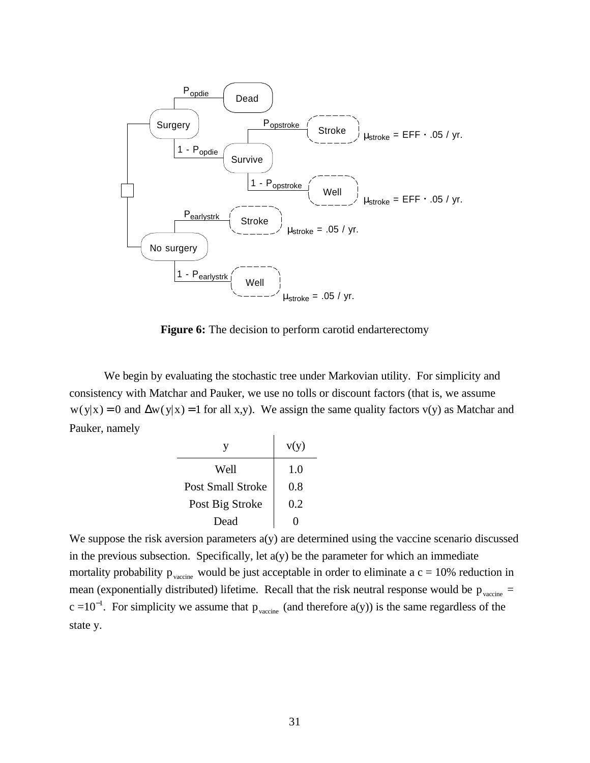**Figure 6:** The decision to perform carotid endarterectomy

We begin by evaluating the stochastic tree under Markovian utility. For simplicity and consistency with Matchar and Pauker, we use no tolls or discount factors (that is, we assume $w(y|x) = 0$ and $\Delta w(y|x) = 1$ for all x,y). We assign the same quality factors v(y) as Matchar and Pauker, namely

| y | v(y) |
|---|---|
| Well | 1.0 |
| Post Small Stroke | 0.8 |
| Post Big Stroke | 0.2 |
| Dead | 0 |

We suppose the risk aversion parameters a(y) are determined using the vaccine scenario discussed in the previous subsection. Specifically, let a(y) be the parameter for which an immediate mortality probability $p_{vaccine}$ would be just acceptable in order to eliminate a c = 10% reduction in mean (exponentially distributed) lifetime. Recall that the risk neutral response would be $p_{vaccine}$ = $c = 10^{-1}$. For simplicity we assume that $p_{vaccine}$ (and therefore a(y)) is the same regardless of the state y.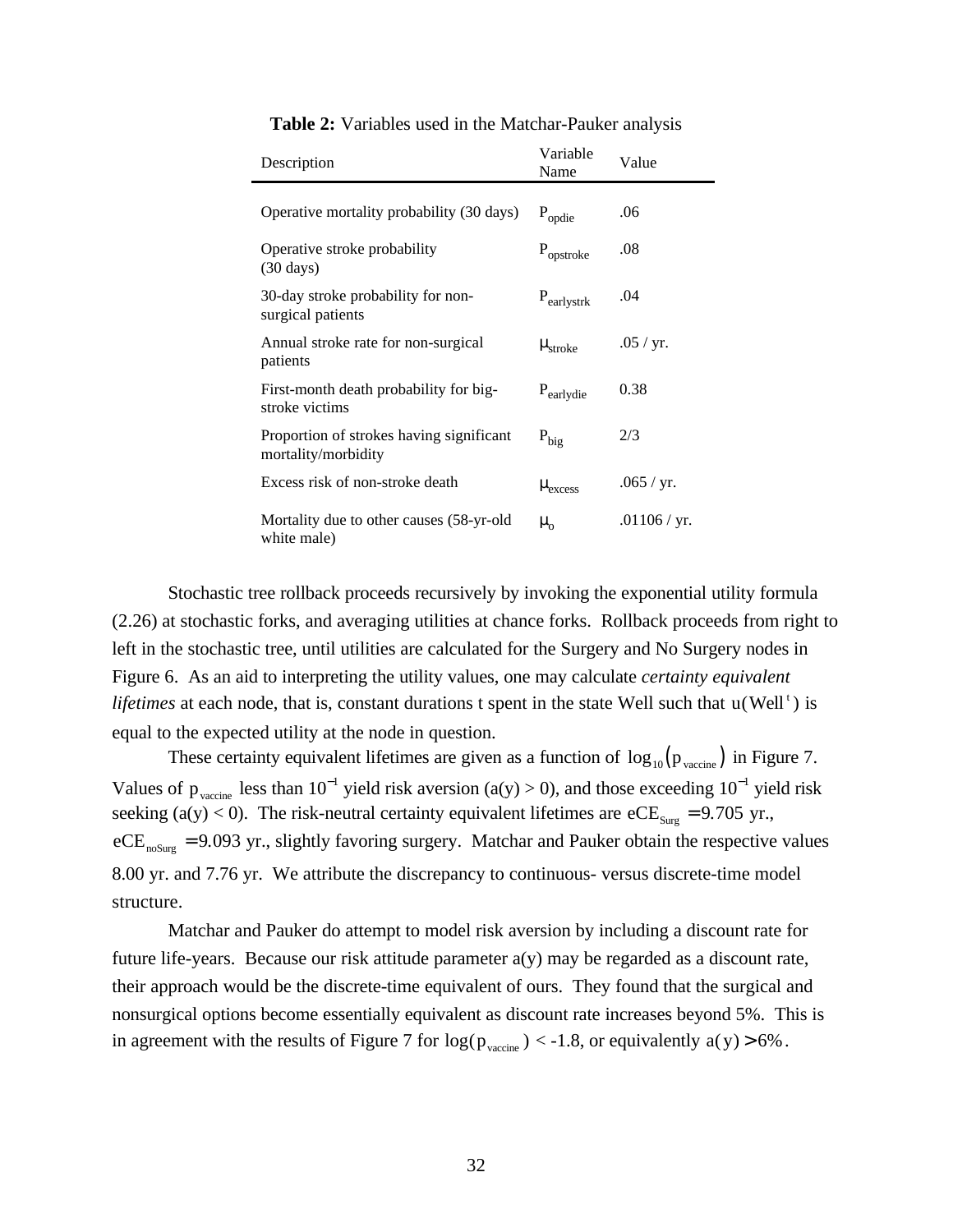**Table 2:** Variables used in the Matchar-Pauker analysis

| Description | Variable Name | Value |
|---|---|---|
| Operative mortality probability (30 days) | $P_{opdie}$ | .06 |
| Operative stroke probability (30 days) | $P_{opstroke}$ | .08 |
| 30-day stroke probability for non-surgical patients | $P_{earlystrk}$ | .04 |
| Annual stroke rate for non-surgical patients | $\mu_{stroke}$ | .05 / yr. |
| First-month death probability for big-stroke victims | $P_{earlydie}$ | 0.38 |
| Proportion of strokes having significant mortality/morbidity | $P_{big}$ | 2/3 |
| Excess risk of non-stroke death | $\mu_{excess}$ | .065 / yr. |
| Mortality due to other causes (58-yr-old white male) | $\mu_o$ | .01106 / yr. |

Stochastic tree rollback proceeds recursively by invoking the exponential utility formula (2.26) at stochastic forks, and averaging utilities at chance forks. Rollback proceeds from right to left in the stochastic tree, until utilities are calculated for the Surgery and No Surgery nodes in Figure 6. As an aid to interpreting the utility values, one may calculate *certainty equivalent lifetimes* at each node, that is, constant durations t spent in the state Well such that $u(\text{Well}^t)$ is equal to the expected utility at the node in question.

These certainty equivalent lifetimes are given as a function of $\log_{10}(p_{vaccine})$ in Figure 7. Values of $p_{vaccine}$ less than $10^{-1}$ yield risk aversion (a(y) > 0), and those exceeding $10^{-1}$ yield risk seeking (a(y) < 0). The risk-neutral certainty equivalent lifetimes are $eCE_{Surg} = 9.705$ yr., $eCE_{noSurg} = 9.093$ yr., slightly favoring surgery. Matchar and Pauker obtain the respective values 8.00 yr. and 7.76 yr. We attribute the discrepancy to continuous- versus discrete-time model structure.

Matchar and Pauker do attempt to model risk aversion by including a discount rate for future life-years. Because our risk attitude parameter a(y) may be regarded as a discount rate, their approach would be the discrete-time equivalent of ours. They found that the surgical and nonsurgical options become essentially equivalent as discount rate increases beyond 5%. This is in agreement with the results of Figure 7 for $\log(p_{vaccine}) < -1.8$, or equivalently $a(y) > 6\%$.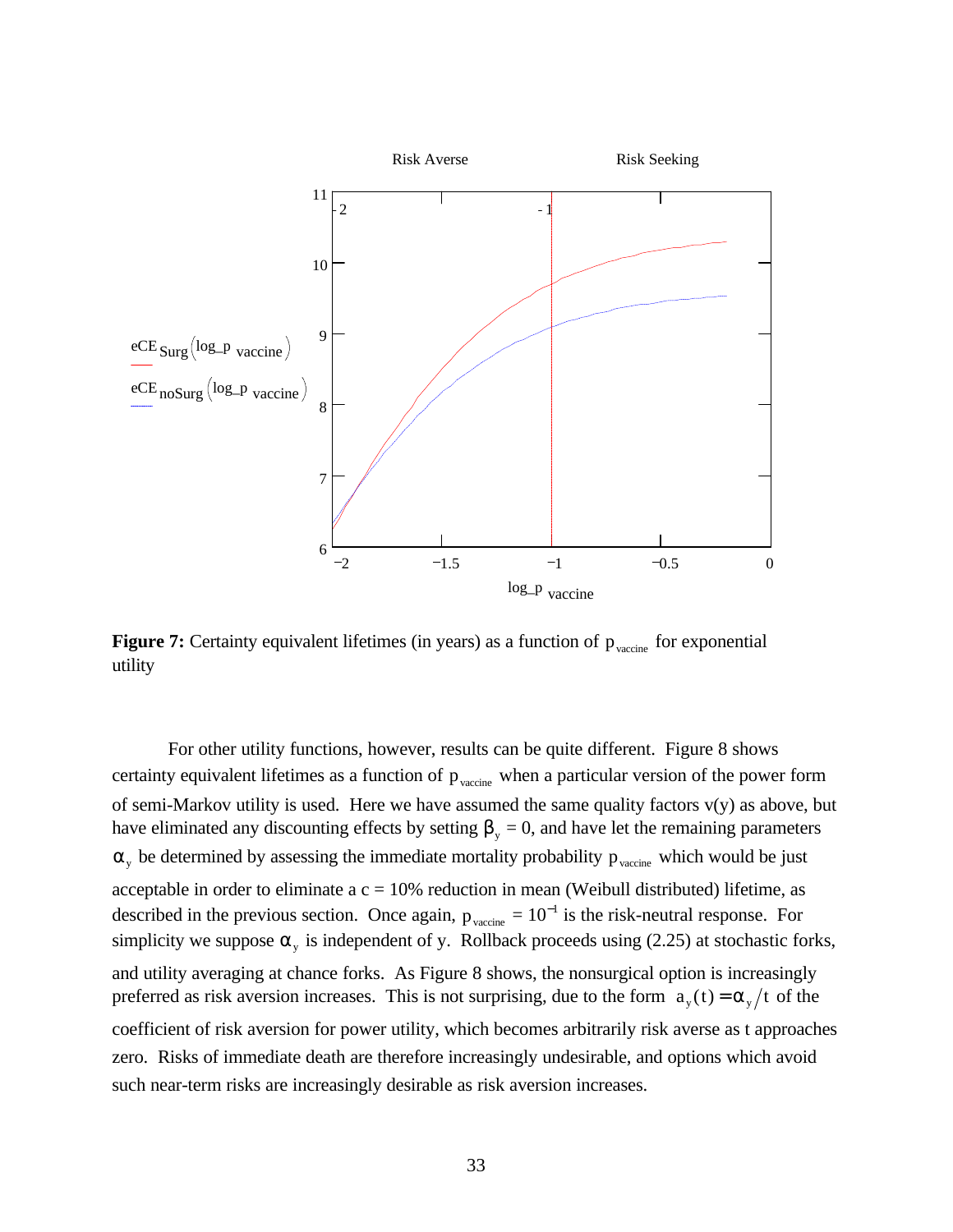**Figure 7:** Certainty equivalent lifetimes (in years) as a function of $p_{vaccine}$ for exponential utility

For other utility functions, however, results can be quite different. Figure 8 shows certainty equivalent lifetimes as a function of $p_{vaccine}$ when a particular version of the power form of semi-Markov utility is used. Here we have assumed the same quality factors v(y) as above, but have eliminated any discounting effects by setting $\beta_y = 0$, and have let the remaining parameters $\alpha_y$ be determined by assessing the immediate mortality probability $p_{vaccine}$ which would be just acceptable in order to eliminate a c = 10% reduction in mean (Weibull distributed) lifetime, as described in the previous section. Once again, $p_{vaccine} = 10^{-1}$ is the risk-neutral response. For simplicity we suppose $\alpha_y$ is independent of y. Rollback proceeds using (2.25) at stochastic forks, and utility averaging at chance forks. As Figure 8 shows, the nonsurgical option is increasingly preferred as risk aversion increases. This is not surprising, due to the form $a_y(t) = \alpha_y / t$ of the coefficient of risk aversion for power utility, which becomes arbitrarily risk averse as t approaches zero. Risks of immediate death are therefore increasingly undesirable, and options which avoid such near-term risks are increasingly desirable as risk aversion increases.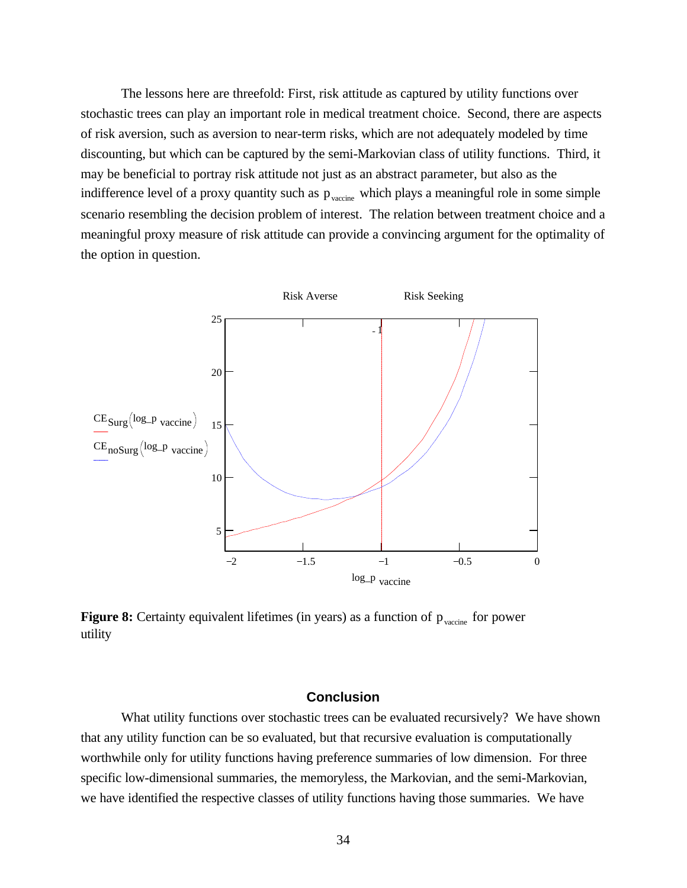The lessons here are threefold: First, risk attitude as captured by utility functions over stochastic trees can play an important role in medical treatment choice. Second, there are aspects of risk aversion, such as aversion to near-term risks, which are not adequately modeled by time discounting, but which can be captured by the semi-Markovian class of utility functions. Third, it may be beneficial to portray risk attitude not just as an abstract parameter, but also as the indifference level of a proxy quantity such as $p_{vaccine}$ which plays a meaningful role in some simple scenario resembling the decision problem of interest. The relation between treatment choice and a meaningful proxy measure of risk attitude can provide a convincing argument for the optimality of the option in question.

**Figure 8:** Certainty equivalent lifetimes (in years) as a function of $p_{vaccine}$ for power utility

## Conclusion

What utility functions over stochastic trees can be evaluated recursively? We have shown that any utility function can be so evaluated, but that recursive evaluation is computationally worthwhile only for utility functions having preference summaries of low dimension. For three specific low-dimensional summaries, the memoryless, the Markovian, and the semi-Markovian, we have identified the respective classes of utility functions having those summaries. We have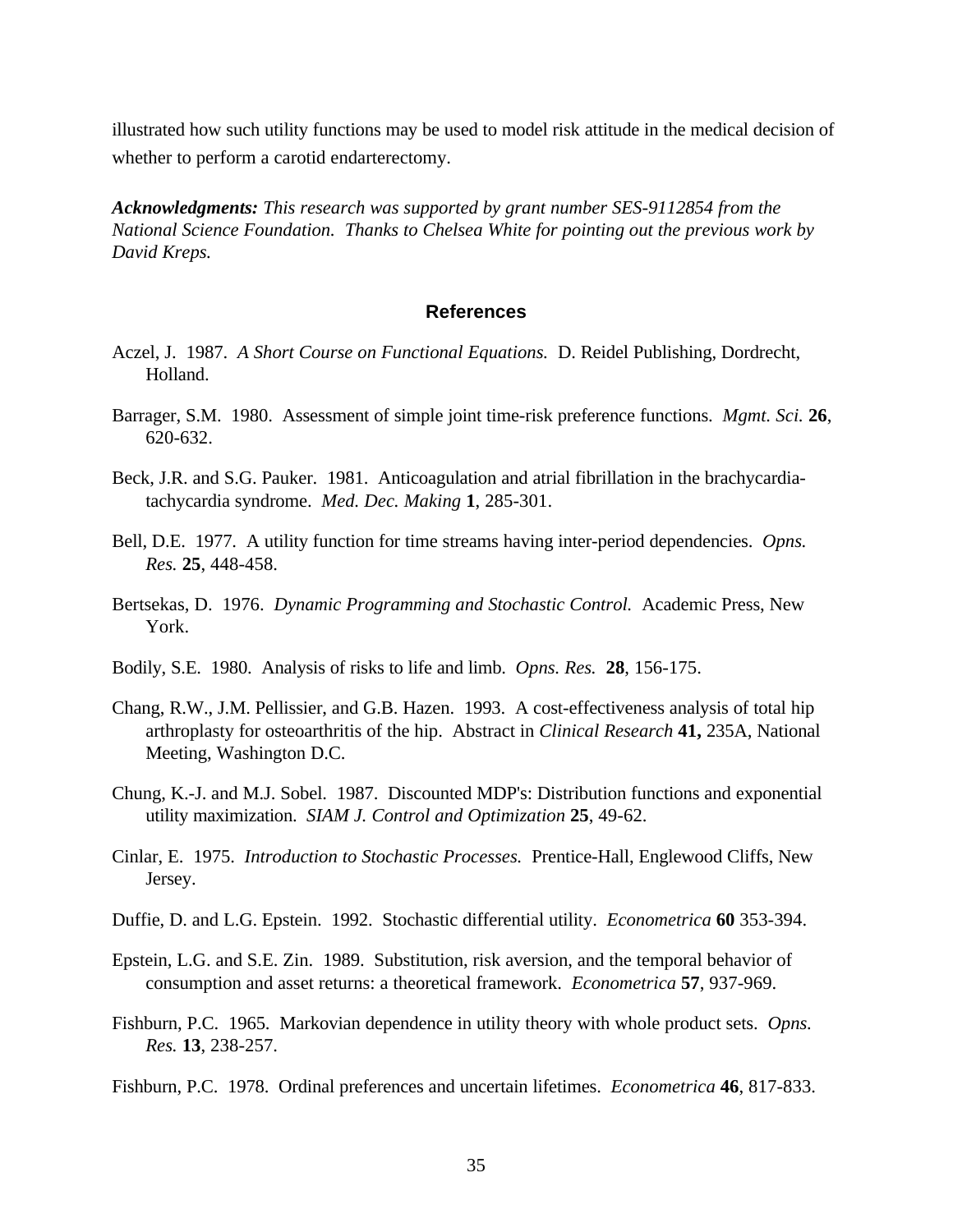illustrated how such utility functions may be used to model risk attitude in the medical decision of whether to perform a carotid endarterectomy.

***Acknowledgments:*** *This research was supported by grant number SES-9112854 from the National Science Foundation. Thanks to Chelsea White for pointing out the previous work by David Kreps.*

## References

Aczel, J. 1987. *A Short Course on Functional Equations.* D. Reidel Publishing, Dordrecht, Holland.

Barrager, S.M. 1980. Assessment of simple joint time-risk preference functions. *Mgmt. Sci.* **26**, 620-632.

Beck, J.R. and S.G. Pauker. 1981. Anticoagulation and atrial fibrillation in the brachycardia-tachycardia syndrome. *Med. Dec. Making* **1**, 285-301.

Bell, D.E. 1977. A utility function for time streams having inter-period dependencies. *Opns. Res.* **25**, 448-458.

Bertsekas, D. 1976. *Dynamic Programming and Stochastic Control.* Academic Press, New York.

Bodily, S.E. 1980. Analysis of risks to life and limb. *Opns. Res.* **28**, 156-175.

Chang, R.W., J.M. Pellissier, and G.B. Hazen. 1993. A cost-effectiveness analysis of total hip arthroplasty for osteoarthritis of the hip. Abstract in *Clinical Research* **41,** 235A, National Meeting, Washington D.C.

Chung, K.-J. and M.J. Sobel. 1987. Discounted MDP's: Distribution functions and exponential utility maximization. *SIAM J. Control and Optimization* **25**, 49-62.

Cinlar, E. 1975. *Introduction to Stochastic Processes.* Prentice-Hall, Englewood Cliffs, New Jersey.

Duffie, D. and L.G. Epstein. 1992. Stochastic differential utility. *Econometrica* **60** 353-394.

Epstein, L.G. and S.E. Zin. 1989. Substitution, risk aversion, and the temporal behavior of consumption and asset returns: a theoretical framework. *Econometrica* **57**, 937-969.

Fishburn, P.C. 1965. Markovian dependence in utility theory with whole product sets. *Opns. Res.* **13**, 238-257.

Fishburn, P.C. 1978. Ordinal preferences and uncertain lifetimes. *Econometrica* **46**, 817-833.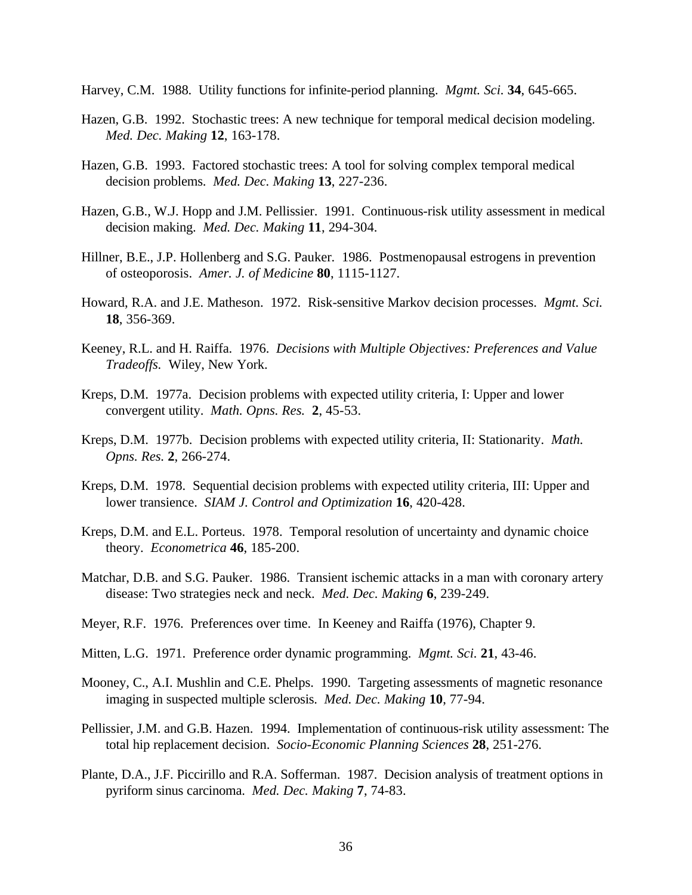Harvey, C.M. 1988. Utility functions for infinite-period planning. *Mgmt. Sci.* **34**, 645-665.

Hazen, G.B. 1992. Stochastic trees: A new technique for temporal medical decision modeling. *Med. Dec. Making* **12**, 163-178.

Hazen, G.B. 1993. Factored stochastic trees: A tool for solving complex temporal medical decision problems. *Med. Dec. Making* **13**, 227-236.

Hazen, G.B., W.J. Hopp and J.M. Pellissier. 1991. Continuous-risk utility assessment in medical decision making. *Med. Dec. Making* **11**, 294-304.

Hillner, B.E., J.P. Hollenberg and S.G. Pauker. 1986. Postmenopausal estrogens in prevention of osteoporosis. *Amer. J. of Medicine* **80**, 1115-1127.

Howard, R.A. and J.E. Matheson. 1972. Risk-sensitive Markov decision processes. *Mgmt. Sci.* **18**, 356-369.

Keeney, R.L. and H. Raiffa. 1976. *Decisions with Multiple Objectives: Preferences and Value Tradeoffs.* Wiley, New York.

Kreps, D.M. 1977a. Decision problems with expected utility criteria, I: Upper and lower convergent utility. *Math. Opns. Res.* **2**, 45-53.

Kreps, D.M. 1977b. Decision problems with expected utility criteria, II: Stationarity. *Math. Opns. Res.* **2**, 266-274.

Kreps, D.M. 1978. Sequential decision problems with expected utility criteria, III: Upper and lower transience. *SIAM J. Control and Optimization* **16**, 420-428.

Kreps, D.M. and E.L. Porteus. 1978. Temporal resolution of uncertainty and dynamic choice theory. *Econometrica* **46**, 185-200.

Matchar, D.B. and S.G. Pauker. 1986. Transient ischemic attacks in a man with coronary artery disease: Two strategies neck and neck. *Med. Dec. Making* **6**, 239-249.

Meyer, R.F. 1976. Preferences over time. In Keeney and Raiffa (1976), Chapter 9.

Mitten, L.G. 1971. Preference order dynamic programming. *Mgmt. Sci.* **21**, 43-46.

Mooney, C., A.I. Mushlin and C.E. Phelps. 1990. Targeting assessments of magnetic resonance imaging in suspected multiple sclerosis. *Med. Dec. Making* **10**, 77-94.

Pellissier, J.M. and G.B. Hazen. 1994. Implementation of continuous-risk utility assessment: The total hip replacement decision. *Socio-Economic Planning Sciences* **28**, 251-276.

Plante, D.A., J.F. Piccirillo and R.A. Sofferman. 1987. Decision analysis of treatment options in pyriform sinus carcinoma. *Med. Dec. Making* **7**, 74-83.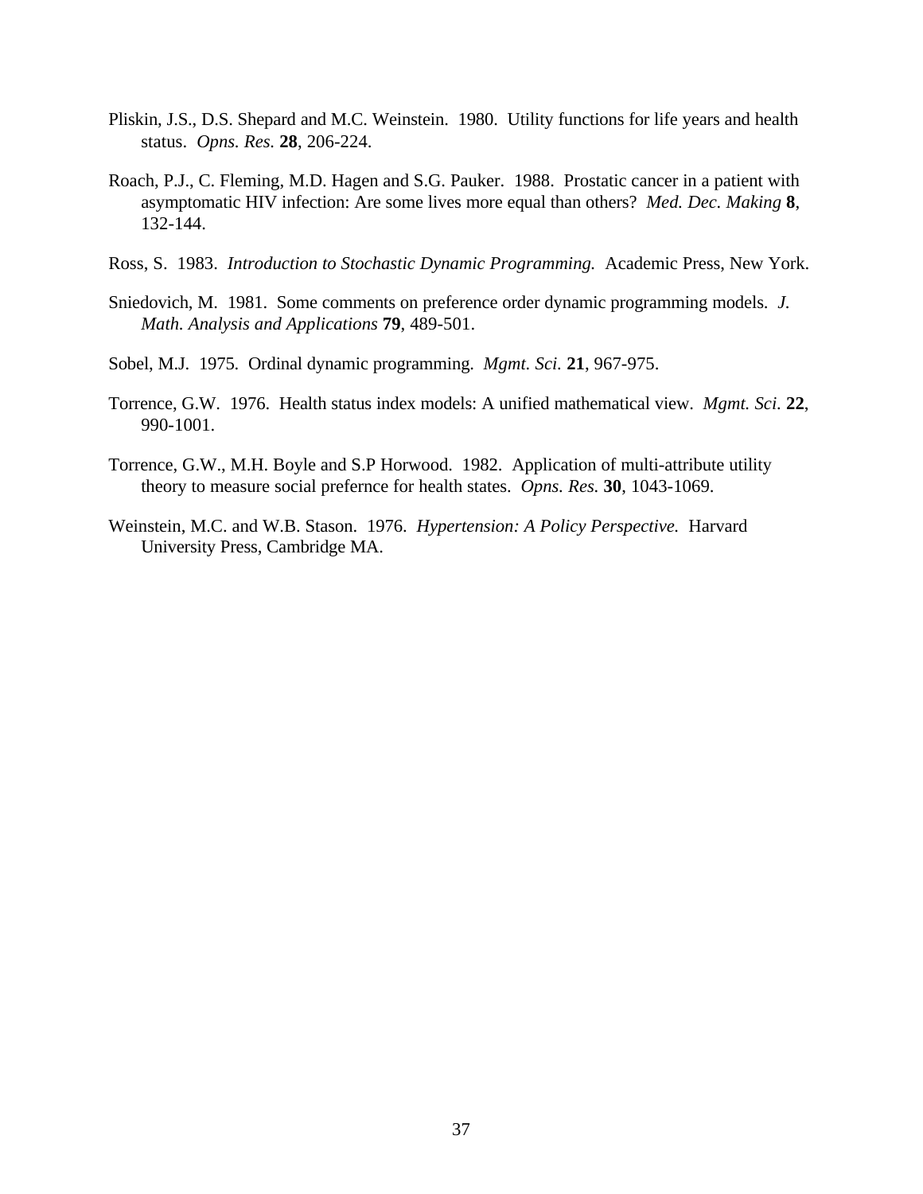Pliskin, J.S., D.S. Shepard and M.C. Weinstein. 1980. Utility functions for life years and health status. *Opns. Res.* **28**, 206-224.

Roach, P.J., C. Fleming, M.D. Hagen and S.G. Pauker. 1988. Prostatic cancer in a patient with asymptomatic HIV infection: Are some lives more equal than others? *Med. Dec. Making* **8**, 132-144.

Ross, S. 1983. *Introduction to Stochastic Dynamic Programming.* Academic Press, New York.

Sniedovich, M. 1981. Some comments on preference order dynamic programming models. *J. Math. Analysis and Applications* **79**, 489-501.

Sobel, M.J. 1975. Ordinal dynamic programming. *Mgmt. Sci.* **21**, 967-975.

Torrence, G.W. 1976. Health status index models: A unified mathematical view. *Mgmt. Sci.* **22**, 990-1001.

Torrence, G.W., M.H. Boyle and S.P Horwood. 1982. Application of multi-attribute utility theory to measure social prefernce for health states. *Opns. Res.* **30**, 1043-1069.

Weinstein, M.C. and W.B. Stason. 1976. *Hypertension: A Policy Perspective.* Harvard University Press, Cambridge MA.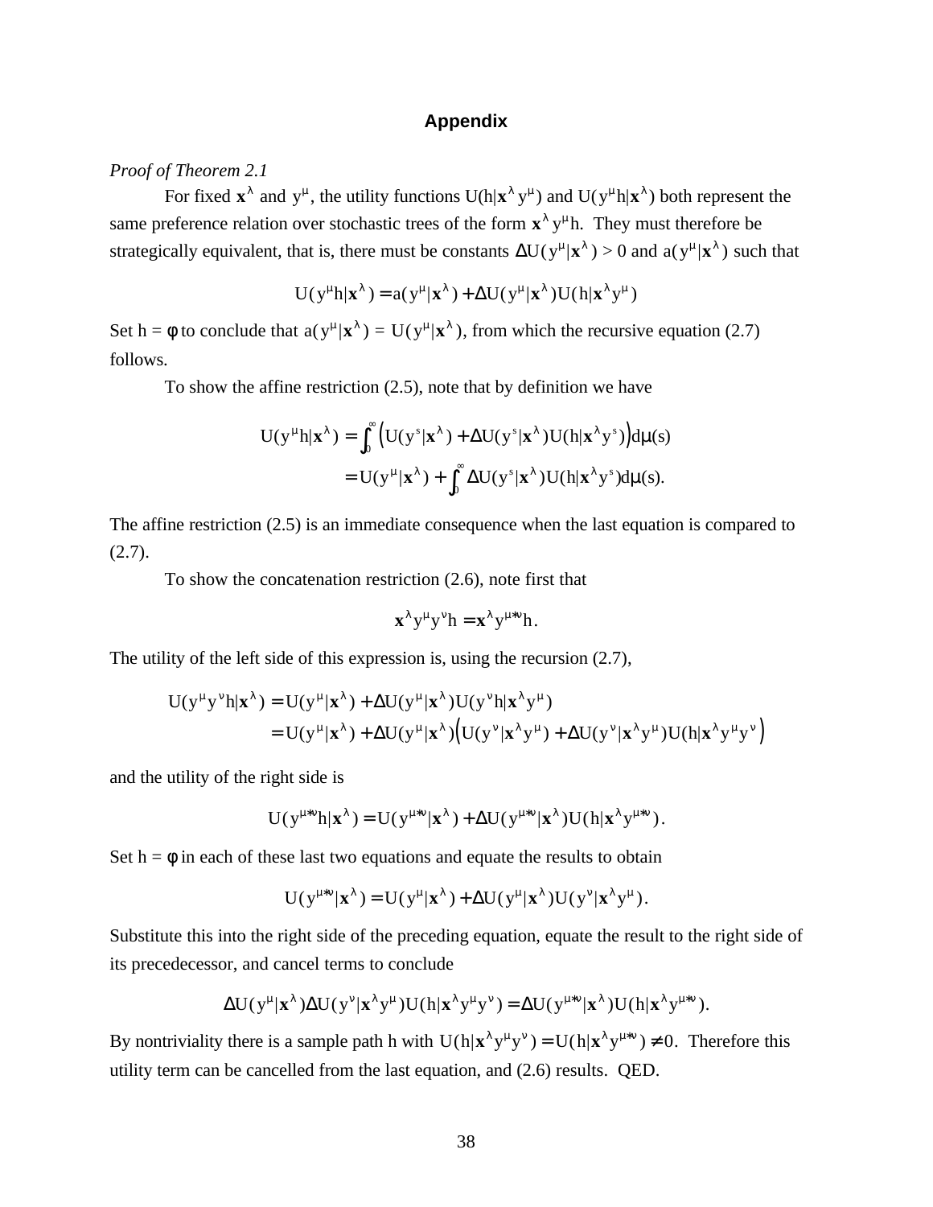## Appendix

*Proof of Theorem 2.1*

For fixed $\mathbf{x}^\lambda$ and $y^\mu$, the utility functions $U(h|\mathbf{x}^\lambda y^\mu)$ and $U(y^\mu h|\mathbf{x}^\lambda)$ both represent the same preference relation over stochastic trees of the form $\mathbf{x}^\lambda y^\mu h$. They must therefore be strategically equivalent, that is, there must be constants $\Delta U(y^\mu|\mathbf{x}^\lambda) > 0$ and $a(y^\mu|\mathbf{x}^\lambda)$ such that

$$U(y^\mu h|\mathbf{x}^\lambda) = a(y^\mu|\mathbf{x}^\lambda) + \Delta U(y^\mu|\mathbf{x}^\lambda)U(h|\mathbf{x}^\lambda y^\mu)$$

Set $h = \phi$ to conclude that $a(y^\mu|\mathbf{x}^\lambda) = U(y^\mu|\mathbf{x}^\lambda)$, from which the recursive equation (2.7) follows.

To show the affine restriction (2.5), note that by definition we have

$$\begin{aligned} U(y^\mu h|\mathbf{x}^\lambda) &= \int_0^\infty \left(U(y^s|\mathbf{x}^\lambda) + \Delta U(y^s|\mathbf{x}^\lambda)U(h|\mathbf{x}^\lambda y^s)\right)d\mu(s) \\ &= U(y^\mu|\mathbf{x}^\lambda) + \int_0^\infty \Delta U(y^s|\mathbf{x}^\lambda)U(h|\mathbf{x}^\lambda y^s)d\mu(s). \end{aligned}$$

The affine restriction (2.5) is an immediate consequence when the last equation is compared to (2.7).

To show the concatenation restriction (2.6), note first that

$$\mathbf{x}^\lambda y^\mu y^\nu h = \mathbf{x}^\lambda y^{\mu*\nu} h.$$

The utility of the left side of this expression is, using the recursion (2.7),

$$\begin{aligned} U(y^\mu y^\nu h|\mathbf{x}^\lambda) &= U(y^\mu|\mathbf{x}^\lambda) + \Delta U(y^\mu|\mathbf{x}^\lambda)U(y^\nu h|\mathbf{x}^\lambda y^\mu) \\ &= U(y^\mu|\mathbf{x}^\lambda) + \Delta U(y^\mu|\mathbf{x}^\lambda)\left(U(y^\nu|\mathbf{x}^\lambda y^\mu) + \Delta U(y^\nu|\mathbf{x}^\lambda y^\mu)U(h|\mathbf{x}^\lambda y^\mu y^\nu)\right) \end{aligned}$$

and the utility of the right side is

$$U(y^{\mu*\nu} h|\mathbf{x}^\lambda) = U(y^{\mu*\nu}|\mathbf{x}^\lambda) + \Delta U(y^{\mu*\nu}|\mathbf{x}^\lambda)U(h|\mathbf{x}^\lambda y^{\mu*\nu}).$$

Set $h = \phi$ in each of these last two equations and equate the results to obtain

$$U(y^{\mu*\nu}|\mathbf{x}^\lambda) = U(y^\mu|\mathbf{x}^\lambda) + \Delta U(y^\mu|\mathbf{x}^\lambda)U(y^\nu|\mathbf{x}^\lambda y^\mu).$$

Substitute this into the right side of the preceding equation, equate the result to the right side of its precededecessor, and cancel terms to conclude

$$\Delta U(y^\mu|\mathbf{x}^\lambda)\Delta U(y^\nu|\mathbf{x}^\lambda y^\mu)U(h|\mathbf{x}^\lambda y^\mu y^\nu) = \Delta U(y^{\mu*\nu}|\mathbf{x}^\lambda)U(h|\mathbf{x}^\lambda y^{\mu*\nu}).$$

By nontriviality there is a sample path h with $U(h|\mathbf{x}^\lambda y^\mu y^\nu) = U(h|\mathbf{x}^\lambda y^{\mu*\nu}) \neq 0$. Therefore this utility term can be cancelled from the last equation, and (2.6) results. QED.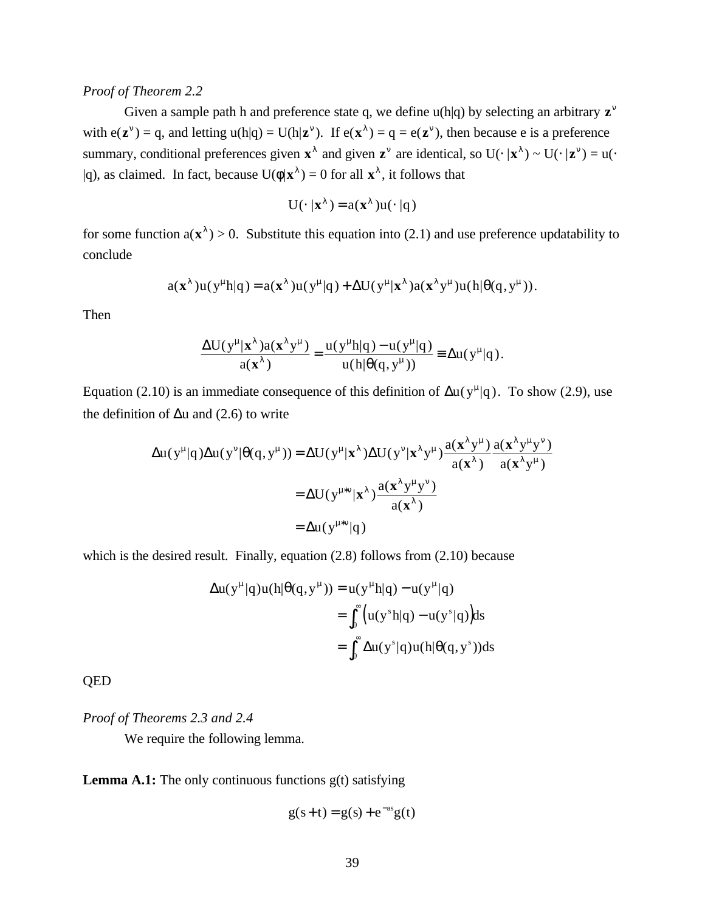*Proof of Theorem 2.2*

Given a sample path h and preference state q, we define u(h|q) by selecting an arbitrary $\mathbf{z}^\nu$ with $e(\mathbf{z}^\nu) = q$, and letting $u(h|q) = U(h|\mathbf{z}^\nu)$. If $e(\mathbf{x}^\lambda) = q = e(\mathbf{z}^\nu)$, then because e is a preference summary, conditional preferences given $\mathbf{x}^\lambda$ and given $\mathbf{z}^\nu$ are identical, so $U(\cdot\,|\mathbf{x}^\lambda) \sim U(\cdot\,|\mathbf{z}^\nu) = u(\cdot\,|q)$, as claimed. In fact, because $U(\phi|\mathbf{x}^\lambda) = 0$ for all $\mathbf{x}^\lambda$, it follows that

$$U(\cdot\,|\mathbf{x}^\lambda) = a(\mathbf{x}^\lambda)u(\cdot\,|q)$$

for some function $a(\mathbf{x}^\lambda) > 0$. Substitute this equation into (2.1) and use preference updatability to conclude

$$a(\mathbf{x}^\lambda)u(y^\mu h|q) = a(\mathbf{x}^\lambda)u(y^\mu|q) + \Delta U(y^\mu|\mathbf{x}^\lambda)a(\mathbf{x}^\lambda y^\mu)u(h|\theta(q, y^\mu)).$$

Then

$$\frac{\Delta U(y^\mu|\mathbf{x}^\lambda)a(\mathbf{x}^\lambda y^\mu)}{a(\mathbf{x}^\lambda)} = \frac{u(y^\mu h|q) - u(y^\mu|q)}{u(h|\theta(q, y^\mu))} \equiv \Delta u(y^\mu|q).$$

Equation (2.10) is an immediate consequence of this definition of $\Delta u(y^\mu|q)$. To show (2.9), use the definition of $\Delta u$ and (2.6) to write

$$\begin{aligned}
\Delta u(y^\mu|q)\Delta u(y^\nu|\theta(q, y^\mu)) &= \Delta U(y^\mu|\mathbf{x}^\lambda)\Delta U(y^\nu|\mathbf{x}^\lambda y^\mu)\frac{a(\mathbf{x}^\lambda y^\mu)}{a(\mathbf{x}^\lambda)}\frac{a(\mathbf{x}^\lambda y^\mu y^\nu)}{a(\mathbf{x}^\lambda y^\mu)} \\
&= \Delta U(y^{\mu*\nu}|\mathbf{x}^\lambda)\frac{a(\mathbf{x}^\lambda y^\mu y^\nu)}{a(\mathbf{x}^\lambda)} \\
&= \Delta u(y^{\mu*\nu}|q)
\end{aligned}$$

which is the desired result. Finally, equation (2.8) follows from (2.10) because

$$\begin{aligned}
\Delta u(y^\mu|q)u(h|\theta(q, y^\mu)) &= u(y^\mu h|q) - u(y^\mu|q) \\
&= \int_0^\infty \left(u(y^s h|q) - u(y^s|q)\right)ds \\
&= \int_0^\infty \Delta u(y^s|q)u(h|\theta(q, y^s))ds
\end{aligned}$$

QED

*Proof of Theorems 2.3 and 2.4*

We require the following lemma.

**Lemma A.1:** The only continuous functions g(t) satisfying

$$g(s + t) = g(s) + e^{-as}g(t)$$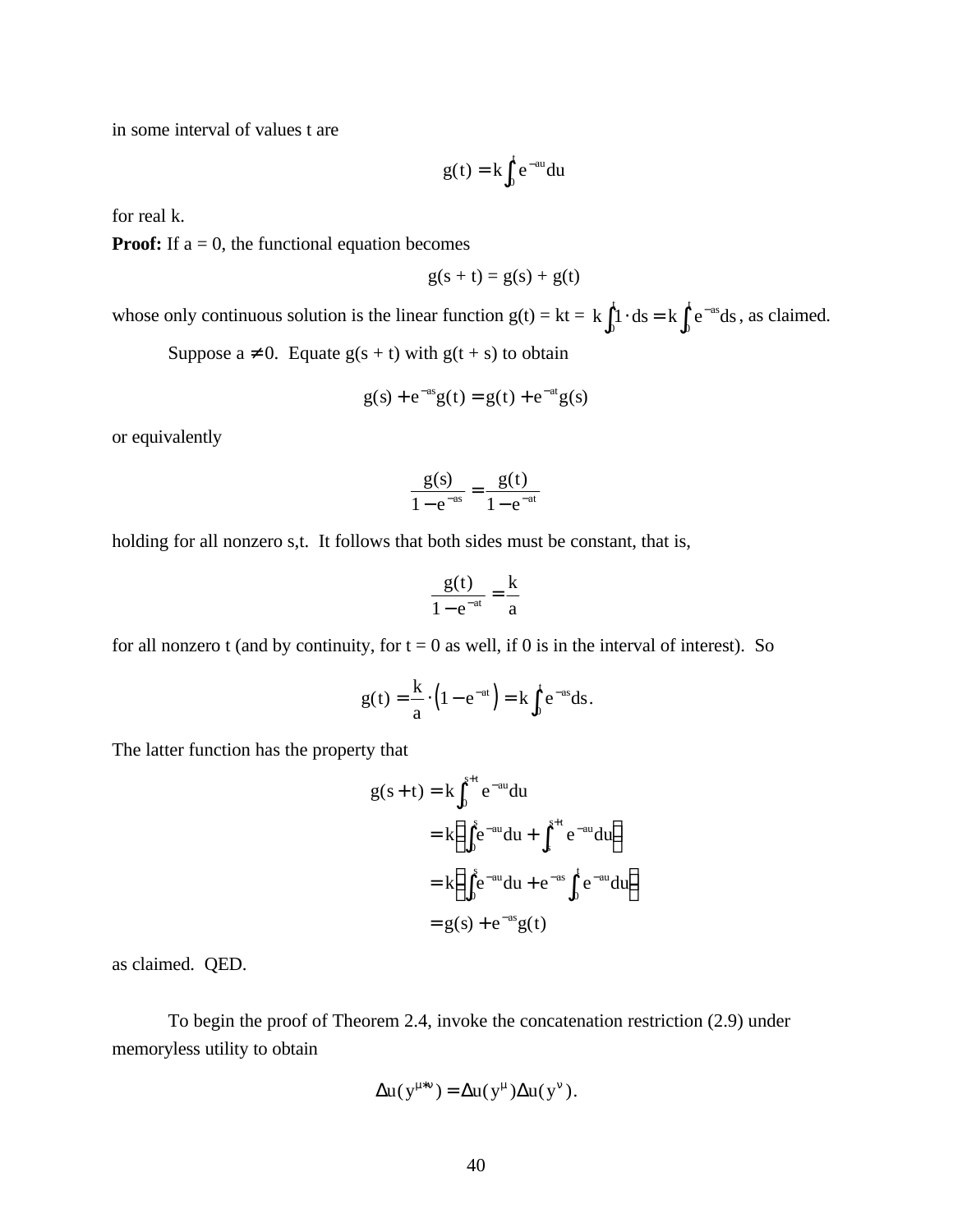in some interval of values t are

$$g(t) = k\int_0^t e^{-au}du$$

for real k.

**Proof:** If a = 0, the functional equation becomes

$$g(s + t) = g(s) + g(t)$$

whose only continuous solution is the linear function g(t) = kt = $k\int_0^t 1 \cdot ds = k\int_0^t e^{-as}ds$, as claimed.

Suppose $a \neq 0$. Equate g(s + t) with g(t + s) to obtain

$$g(s) + e^{-as}g(t) = g(t) + e^{-at}g(s)$$

or equivalently

$$\frac{g(s)}{1 - e^{-as}} = \frac{g(t)}{1 - e^{-at}}$$

holding for all nonzero s,t. It follows that both sides must be constant, that is,

$$\frac{g(t)}{1 - e^{-at}} = \frac{k}{a}$$

for all nonzero t (and by continuity, for t = 0 as well, if 0 is in the interval of interest). So

$$g(t) = \frac{k}{a} \cdot \left(1 - e^{-at}\right) = k\int_0^t e^{-as}ds.$$

The latter function has the property that

$$\begin{aligned}
g(s + t) &= k\int_0^{s+t} e^{-au}du \\
&= k\left(\int_0^s e^{-au}du + \int_s^{s+t} e^{-au}du\right) \\
&= k\left(\int_0^s e^{-au}du + e^{-as}\int_0^t e^{-au}du\right) \\
&= g(s) + e^{-as}g(t)
\end{aligned}$$

as claimed. QED.

To begin the proof of Theorem 2.4, invoke the concatenation restriction (2.9) under memoryless utility to obtain

$$\Delta u(y^{\mu * \nu}) = \Delta u(y^{\mu})\Delta u(y^{\nu}).$$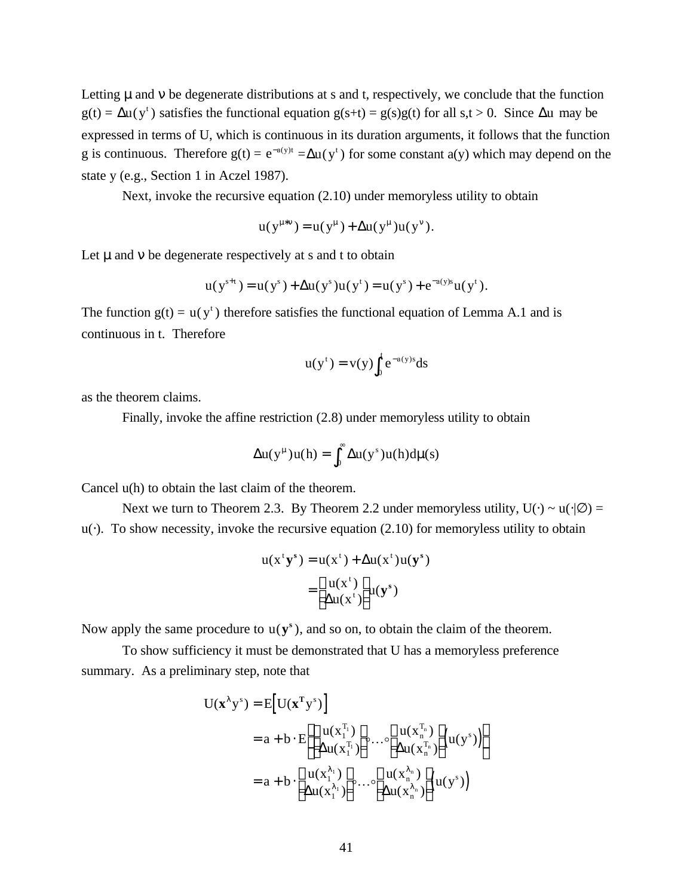Letting $\mu$ and $\nu$ be degenerate distributions at s and t, respectively, we conclude that the function $g(t) = \Delta u(y^t)$ satisfies the functional equation $g(s+t) = g(s)g(t)$ for all $s,t > 0$. Since $\Delta u$ may be expressed in terms of U, which is continuous in its duration arguments, it follows that the function g is continuous. Therefore $g(t) = e^{-a(y)t} = \Delta u(y^t)$ for some constant $a(y)$ which may depend on the state y (e.g., Section 1 in Aczel 1987).

Next, invoke the recursive equation (2.10) under memoryless utility to obtain

$$u(y^{\mu * \nu}) = u(y^\mu) + \Delta u(y^\mu) u(y^\nu).$$

Let $\mu$ and $\nu$ be degenerate respectively at s and t to obtain

$$u(y^{s+t}) = u(y^s) + \Delta u(y^s) u(y^t) = u(y^s) + e^{-a(y)s} u(y^t).$$

The function $g(t) = u(y^t)$ therefore satisfies the functional equation of Lemma A.1 and is continuous in t. Therefore

$$u(y^t) = v(y) \int_0^t e^{-a(y)s} ds$$

as the theorem claims.

Finally, invoke the affine restriction (2.8) under memoryless utility to obtain

$$\Delta u(y^\mu) u(h) = \int_0^\infty \Delta u(y^s) u(h) d\mu(s)$$

Cancel u(h) to obtain the last claim of the theorem.

Next we turn to Theorem 2.3. By Theorem 2.2 under memoryless utility, $U(\cdot) \sim u(\cdot|\varnothing) = u(\cdot)$. To show necessity, invoke the recursive equation (2.10) for memoryless utility to obtain

$$\begin{aligned} u(x^t \mathbf{y}^s) &= u(x^t) + \Delta u(x^t) u(\mathbf{y}^s) \\ &= \begin{pmatrix} u(x^t) \\ \Delta u(x^t) \end{pmatrix} u(\mathbf{y}^s) \end{aligned}$$

Now apply the same procedure to $u(\mathbf{y}^s)$, and so on, to obtain the claim of the theorem.

To show sufficiency it must be demonstrated that U has a memoryless preference summary. As a preliminary step, note that

$$\begin{aligned} U(\mathbf{x}^\lambda y^s) &= E\left[U(\mathbf{x}^\mathbf{T} y^s)\right] \\ &= a + b \cdot E\left[\begin{pmatrix} u(x_1^{T_1}) \\ \Delta u(x_1^{T_1}) \end{pmatrix} \circ \ldots \circ \begin{pmatrix} u(x_n^{T_n}) \\ \Delta u(x_n^{T_n}) \end{pmatrix} \left(u(y^s)\right)\right] \\ &= a + b \cdot \begin{pmatrix} u(x_1^{\lambda_1}) \\ \Delta u(x_1^{\lambda_1}) \end{pmatrix} \circ \ldots \circ \begin{pmatrix} u(x_n^{\lambda_n}) \\ \Delta u(x_n^{\lambda_n}) \end{pmatrix} \left(u(y^s)\right) \end{aligned}$$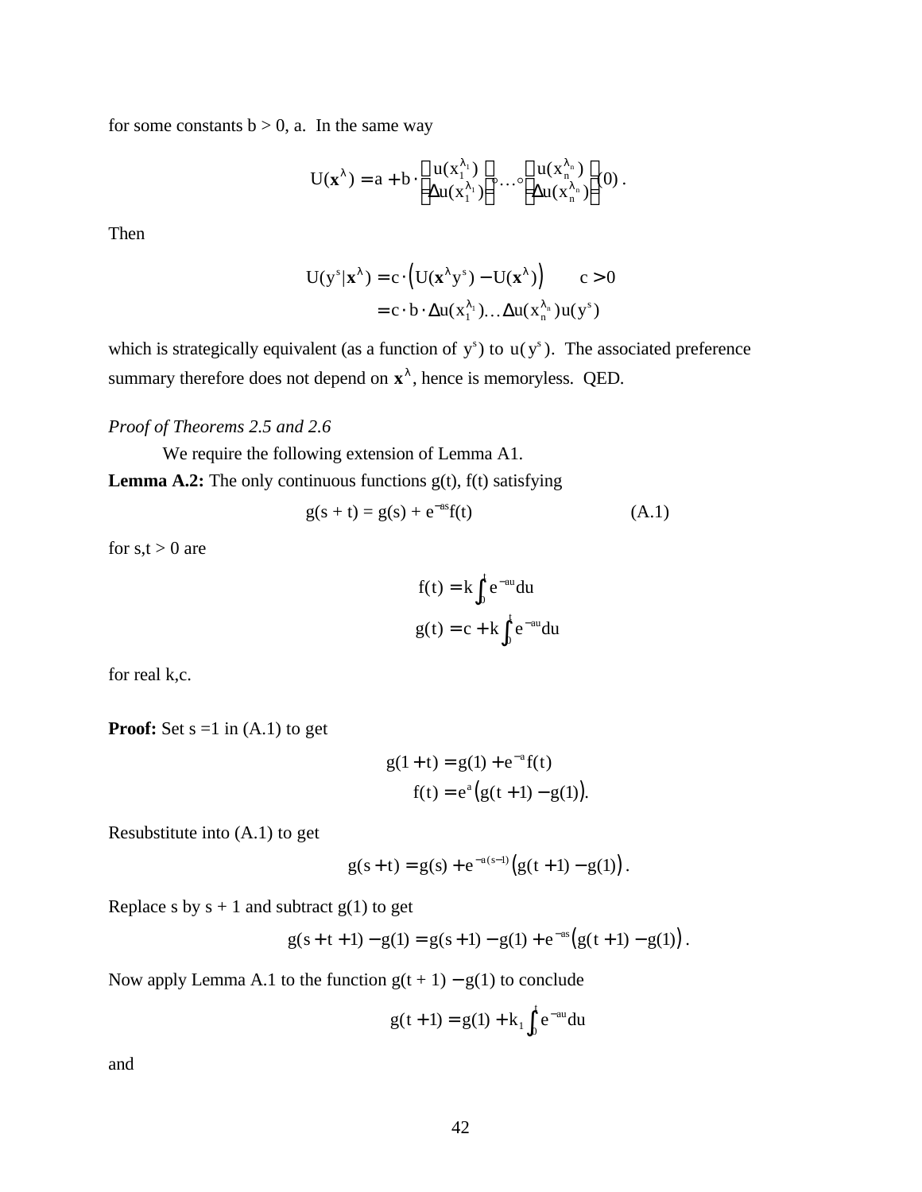for some constants b > 0, a. In the same way

$$U(\mathbf{x}^{\lambda}) = a + b \cdot \left(\frac{u(x_1^{\lambda_1})}{\Delta u(x_1^{\lambda_1})}\right) \circ \ldots \circ \left(\frac{u(x_n^{\lambda_n})}{\Delta u(x_n^{\lambda_n})}\right)(0) \,.$$

Then

$$\begin{aligned} U(y^s|\mathbf{x}^{\lambda}) &= c \cdot \left(U(\mathbf{x}^{\lambda} y^s) - U(\mathbf{x}^{\lambda})\right) \qquad c > 0 \\ &= c \cdot b \cdot \Delta u(x_1^{\lambda_1}) \ldots \Delta u(x_n^{\lambda_n}) u(y^s) \end{aligned}$$

which is strategically equivalent (as a function of $y^s$) to $u(y^s)$. The associated preference summary therefore does not depend on $\mathbf{x}^{\lambda}$, hence is memoryless. QED.

*Proof of Theorems 2.5 and 2.6*

We require the following extension of Lemma A1.

**Lemma A.2:** The only continuous functions g(t), f(t) satisfying

$$g(s + t) = g(s) + e^{-as} f(t) \qquad \text{(A.1)}$$

for s,t > 0 are

$$\begin{aligned} f(t) &= k \int_0^t e^{-au} du \\ g(t) &= c + k \int_0^t e^{-au} du \end{aligned}$$

for real k,c.

**Proof:** Set s =1 in (A.1) to get

$$\begin{aligned} g(1 + t) &= g(1) + e^{-a} f(t) \\ f(t) &= e^{a}\left(g(t + 1) - g(1)\right). \end{aligned}$$

Resubstitute into (A.1) to get

$$g(s + t) = g(s) + e^{-a(s-1)}\left(g(t + 1) - g(1)\right).$$

Replace s by s + 1 and subtract g(1) to get

$$g(s + t + 1) - g(1) = g(s + 1) - g(1) + e^{-as}\left(g(t + 1) - g(1)\right).$$

Now apply Lemma A.1 to the function g(t + 1) − g(1) to conclude

$$g(t + 1) = g(1) + k_1 \int_0^t e^{-au} du$$

and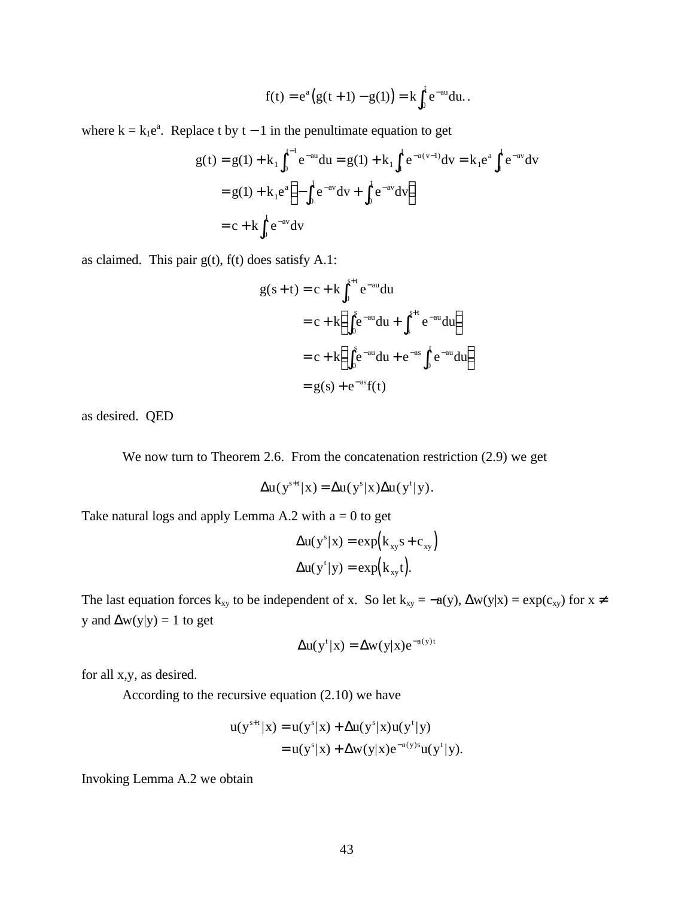$$f(t) = e^a\left(g(t+1) - g(1)\right) = k\int_0^t e^{-au}du..$$

where $k = k_1e^a$. Replace t by $t - 1$ in the penultimate equation to get

$$\begin{aligned}
g(t) &= g(1) + k_1\int_0^{t-1} e^{-au}du = g(1) + k_1\int_1^t e^{-a(v-1)}dv = k_1e^a\int_1^t e^{-av}dv \\
&= g(1) + k_1e^a\left(-\int_0^1 e^{-av}dv + \int_0^t e^{-av}dv\right) \\
&= c + k\int_0^t e^{-av}dv
\end{aligned}$$

as claimed. This pair g(t), f(t) does satisfy A.1:

$$\begin{aligned}
g(s+t) &= c + k\int_0^{s+t} e^{-au}du \\
&= c + k\left(\int_0^s e^{-au}du + \int_s^{s+t} e^{-au}du\right) \\
&= c + k\left(\int_0^s e^{-au}du + e^{-as}\int_0^t e^{-au}du\right) \\
&= g(s) + e^{-as}f(t)
\end{aligned}$$

as desired. QED

We now turn to Theorem 2.6. From the concatenation restriction (2.9) we get

$$\Delta u(y^{s+t}|x) = \Delta u(y^s|x)\Delta u(y^t|y).$$

Take natural logs and apply Lemma A.2 with a = 0 to get

$$\begin{aligned}
\Delta u(y^s|x) &= \exp\left(k_{xy}s + c_{xy}\right) \\
\Delta u(y^t|y) &= \exp\left(k_{xy}t\right).
\end{aligned}$$

The last equation forces $k_{xy}$ to be independent of x. So let $k_{xy} = -a(y)$, $\Delta w(y|x) = \exp(c_{xy})$ for $x \neq y$ and $\Delta w(y|y) = 1$ to get

$$\Delta u(y^t|x) = \Delta w(y|x)e^{-a(y)t}$$

for all x,y, as desired.

According to the recursive equation (2.10) we have

$$\begin{aligned}
u(y^{s+t}|x) &= u(y^s|x) + \Delta u(y^s|x)u(y^t|y) \\
&= u(y^s|x) + \Delta w(y|x)e^{-a(y)s}u(y^t|y).
\end{aligned}$$

Invoking Lemma A.2 we obtain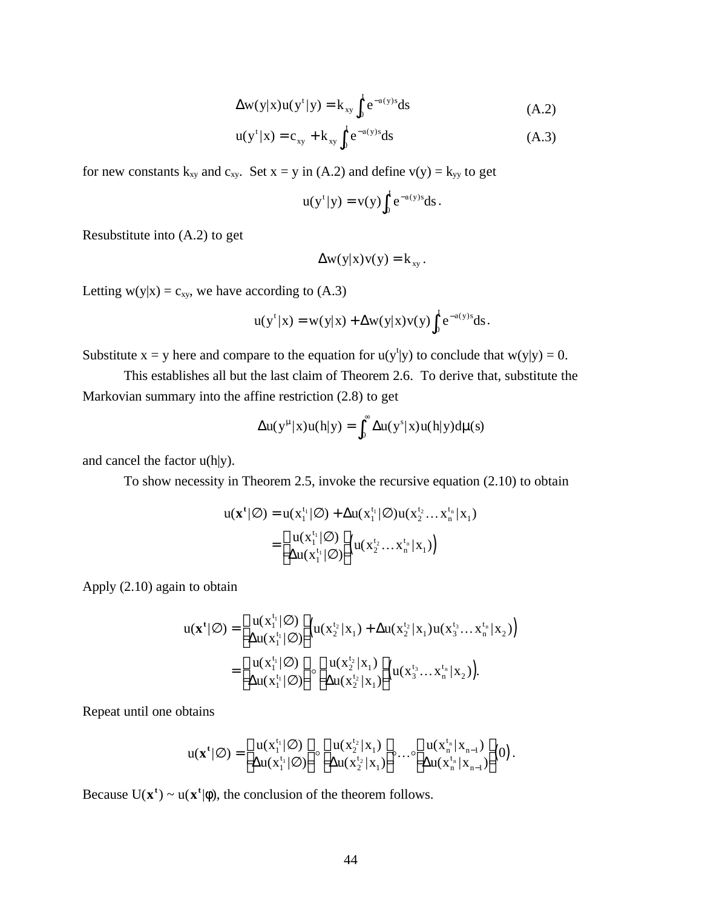$$\Delta w(y|x)u(y^t|y) = k_{xy}\int_0^t e^{-a(y)s}ds \tag{A.2}$$

$$u(y^t|x) = c_{xy} + k_{xy}\int_0^t e^{-a(y)s}ds \tag{A.3}$$

for new constants $k_{xy}$ and $c_{xy}$. Set x = y in (A.2) and define $v(y) = k_{yy}$ to get

$$u(y^t|y) = v(y)\int_0^t e^{-a(y)s}ds.$$

Resubstitute into (A.2) to get

$$\Delta w(y|x)v(y) = k_{xy}.$$

Letting $w(y|x) = c_{xy}$, we have according to (A.3)

$$u(y^t|x) = w(y|x) + \Delta w(y|x)v(y)\int_0^t e^{-a(y)s}ds.$$

Substitute x = y here and compare to the equation for $u(y^t|y)$ to conclude that $w(y|y) = 0$.

This establishes all but the last claim of Theorem 2.6. To derive that, substitute the Markovian summary into the affine restriction (2.8) to get

$$\Delta u(y^\mu|x)u(h|y) = \int_0^\infty \Delta u(y^s|x)u(h|y)d\mu(s)$$

and cancel the factor $u(h|y)$.

To show necessity in Theorem 2.5, invoke the recursive equation (2.10) to obtain

$$\begin{aligned}
u(\mathbf{x^t}|\varnothing) &= u(x_1^{t_1}|\varnothing) + \Delta u(x_1^{t_1}|\varnothing)u(x_2^{t_2}\ldots x_n^{t_n}|x_1) \\
&= \begin{bmatrix} u(x_1^{t_1}|\varnothing) \\ \Delta u(x_1^{t_1}|\varnothing) \end{bmatrix}\left(u(x_2^{t_2}\ldots x_n^{t_n}|x_1)\right)
\end{aligned}$$

Apply (2.10) again to obtain

$$\begin{aligned}
u(\mathbf{x^t}|\varnothing) &= \begin{bmatrix} u(x_1^{t_1}|\varnothing) \\ \Delta u(x_1^{t_1}|\varnothing) \end{bmatrix}\left(u(x_2^{t_2}|x_1) + \Delta u(x_2^{t_2}|x_1)u(x_3^{t_3}\ldots x_n^{t_n}|x_2)\right) \\
&= \begin{bmatrix} u(x_1^{t_1}|\varnothing) \\ \Delta u(x_1^{t_1}|\varnothing) \end{bmatrix} \circ \begin{bmatrix} u(x_2^{t_2}|x_1) \\ \Delta u(x_2^{t_2}|x_1) \end{bmatrix}\left(u(x_3^{t_3}\ldots x_n^{t_n}|x_2)\right).
\end{aligned}$$

Repeat until one obtains

$$u(\mathbf{x^t}|\varnothing) = \begin{bmatrix} u(x_1^{t_1}|\varnothing) \\ \Delta u(x_1^{t_1}|\varnothing) \end{bmatrix} \circ \begin{bmatrix} u(x_2^{t_2}|x_1) \\ \Delta u(x_2^{t_2}|x_1) \end{bmatrix} \circ \ldots \circ \begin{bmatrix} u(x_n^{t_n}|x_{n-1}) \\ \Delta u(x_n^{t_n}|x_{n-1}) \end{bmatrix}(0).$$

Because $U(\mathbf{x^t}) \sim u(\mathbf{x^t}|\phi)$, the conclusion of the theorem follows.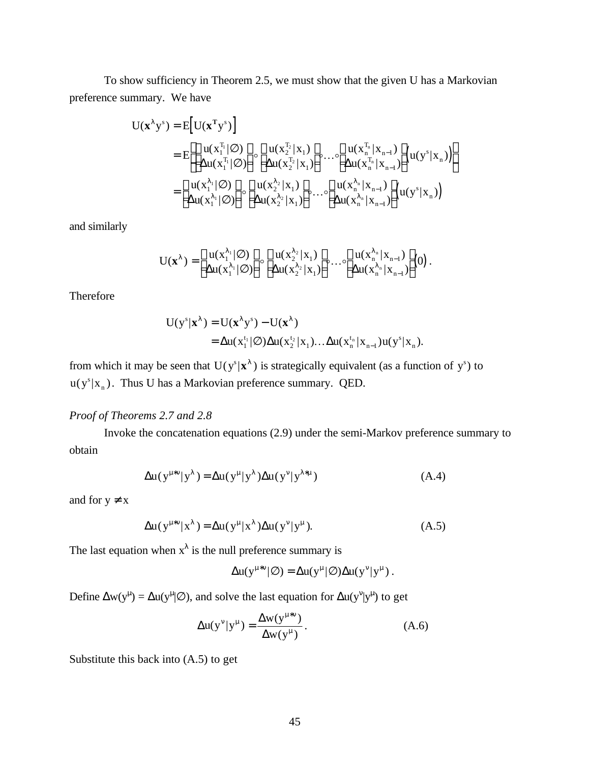To show sufficiency in Theorem 2.5, we must show that the given U has a Markovian preference summary. We have

$$
\begin{aligned}
U(\mathbf{x}^\lambda y^s) &= E\left[U(\mathbf{x}^T y^s)\right] \\
&= E\left[\begin{pmatrix} u(x_1^{T_1}|\varnothing) \\ \Delta u(x_1^{T_1}|\varnothing) \end{pmatrix} \circ \begin{pmatrix} u(x_2^{T_2}|x_1) \\ \Delta u(x_2^{T_2}|x_1) \end{pmatrix} \circ \ldots \circ \begin{pmatrix} u(x_n^{T_n}|x_{n-1}) \\ \Delta u(x_n^{T_n}|x_{n-1}) \end{pmatrix} \left(u(y^s|x_n)\right)\right] \\
&= \begin{pmatrix} u(x_1^{\lambda_1}|\varnothing) \\ \Delta u(x_1^{\lambda_1}|\varnothing) \end{pmatrix} \circ \begin{pmatrix} u(x_2^{\lambda_2}|x_1) \\ \Delta u(x_2^{\lambda_2}|x_1) \end{pmatrix} \circ \ldots \circ \begin{pmatrix} u(x_n^{\lambda_n}|x_{n-1}) \\ \Delta u(x_n^{\lambda_n}|x_{n-1}) \end{pmatrix} \left(u(y^s|x_n)\right)
\end{aligned}
$$

and similarly

$$
U(\mathbf{x}^\lambda) = \begin{pmatrix} u(x_1^{\lambda_1}|\varnothing) \\ \Delta u(x_1^{\lambda_1}|\varnothing) \end{pmatrix} \circ \begin{pmatrix} u(x_2^{\lambda_2}|x_1) \\ \Delta u(x_2^{\lambda_2}|x_1) \end{pmatrix} \circ \ldots \circ \begin{pmatrix} u(x_n^{\lambda_n}|x_{n-1}) \\ \Delta u(x_n^{\lambda_n}|x_{n-1}) \end{pmatrix} (0).
$$

Therefore

$$
\begin{aligned}
U(y^s|\mathbf{x}^\lambda) &= U(\mathbf{x}^\lambda y^s) - U(\mathbf{x}^\lambda) \\
&= \Delta u(x_1^{t_1}|\varnothing)\Delta u(x_2^{t_2}|x_1)\ldots\Delta u(x_n^{t_n}|x_{n-1})u(y^s|x_n).
\end{aligned}
$$

from which it may be seen that $U(y^s|\mathbf{x}^\lambda)$ is strategically equivalent (as a function of $y^s$) to $u(y^s|x_n)$. Thus U has a Markovian preference summary. QED.

*Proof of Theorems 2.7 and 2.8*

Invoke the concatenation equations (2.9) under the semi-Markov preference summary to obtain

$$
\Delta u(y^{\mu*\nu}|y^\lambda) = \Delta u(y^\mu|y^\lambda)\Delta u(y^\nu|y^{\lambda*\mu}) \tag{A.4}
$$

and for $y \neq x$

$$
\Delta u(y^{\mu*\nu}|x^\lambda) = \Delta u(y^\mu|x^\lambda)\Delta u(y^\nu|y^\mu). \tag{A.5}
$$

The last equation when $x^\lambda$ is the null preference summary is

$$
\Delta u(y^{\mu*\nu}|\varnothing) = \Delta u(y^\mu|\varnothing)\Delta u(y^\nu|y^\mu).
$$

Define $\Delta w(y^\mu) = \Delta u(y^\mu|\varnothing)$, and solve the last equation for $\Delta u(y^\nu|y^\mu)$ to get

$$
\Delta u(y^\nu|y^\mu) = \frac{\Delta w(y^{\mu*\nu})}{\Delta w(y^\mu)}. \tag{A.6}
$$

Substitute this back into (A.5) to get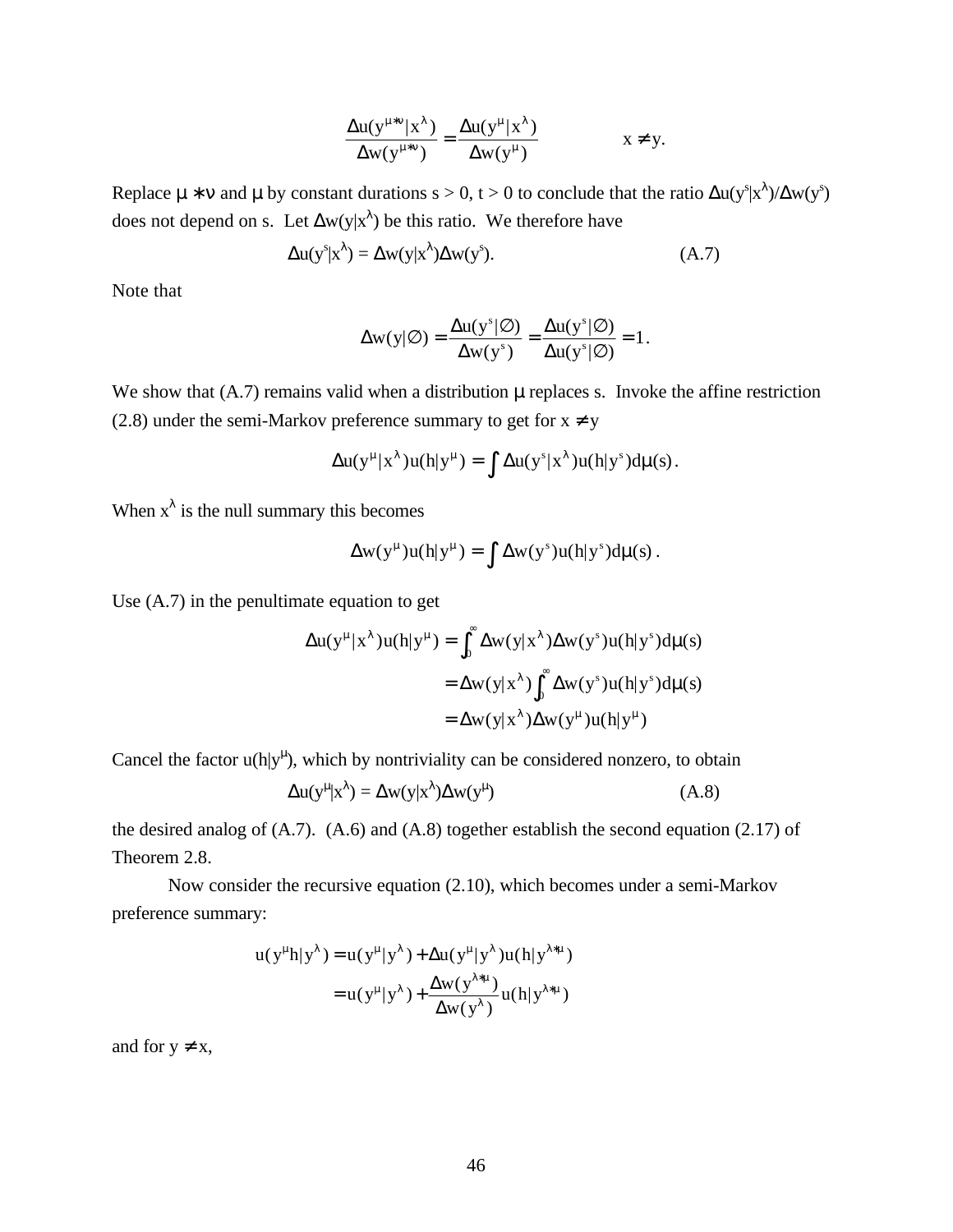$$\frac{\Delta u(y^{\mu*\nu}|x^{\lambda})}{\Delta w(y^{\mu*\nu})} = \frac{\Delta u(y^{\mu}|x^{\lambda})}{\Delta w(y^{\mu})} \qquad\qquad x \neq y.$$

Replace $\mu * \nu$ and $\mu$ by constant durations s > 0, t > 0 to conclude that the ratio $\Delta u(y^s|x^\lambda)/\Delta w(y^s)$ does not depend on s. Let $\Delta w(y|x^\lambda)$ be this ratio. We therefore have

$$\Delta u(y^s|x^\lambda) = \Delta w(y|x^\lambda)\Delta w(y^s). \qquad\qquad (A.7)$$

Note that

$$\Delta w(y|\varnothing) = \frac{\Delta u(y^s|\varnothing)}{\Delta w(y^s)} = \frac{\Delta u(y^s|\varnothing)}{\Delta u(y^s|\varnothing)} = 1.$$

We show that (A.7) remains valid when a distribution $\mu$ replaces s. Invoke the affine restriction (2.8) under the semi-Markov preference summary to get for $x \neq y$

$$\Delta u(y^{\mu}|x^{\lambda})u(h|y^{\mu}) = \int \Delta u(y^s|x^{\lambda})u(h|y^s)d\mu(s).$$

When $x^\lambda$ is the null summary this becomes

$$\Delta w(y^{\mu})u(h|y^{\mu}) = \int \Delta w(y^s)u(h|y^s)d\mu(s).$$

Use (A.7) in the penultimate equation to get

$$\begin{aligned}
\Delta u(y^{\mu}|x^{\lambda})u(h|y^{\mu}) &= \int_0^\infty \Delta w(y|x^{\lambda})\Delta w(y^s)u(h|y^s)d\mu(s) \\
&= \Delta w(y|x^{\lambda})\int_0^\infty \Delta w(y^s)u(h|y^s)d\mu(s) \\
&= \Delta w(y|x^{\lambda})\Delta w(y^{\mu})u(h|y^{\mu})
\end{aligned}$$

Cancel the factor $u(h|y^\mu)$, which by nontriviality can be considered nonzero, to obtain

$$\Delta u(y^\mu|x^\lambda) = \Delta w(y|x^\lambda)\Delta w(y^\mu) \qquad\qquad (A.8)$$

the desired analog of (A.7). (A.6) and (A.8) together establish the second equation (2.17) of Theorem 2.8.

Now consider the recursive equation (2.10), which becomes under a semi-Markov preference summary:

$$\begin{aligned}
u(y^{\mu}h|y^{\lambda}) &= u(y^{\mu}|y^{\lambda}) + \Delta u(y^{\mu}|y^{\lambda})u(h|y^{\lambda*\mu}) \\
&= u(y^{\mu}|y^{\lambda}) + \frac{\Delta w(y^{\lambda*\mu})}{\Delta w(y^{\lambda})}u(h|y^{\lambda*\mu})
\end{aligned}$$

and for $y \neq x$,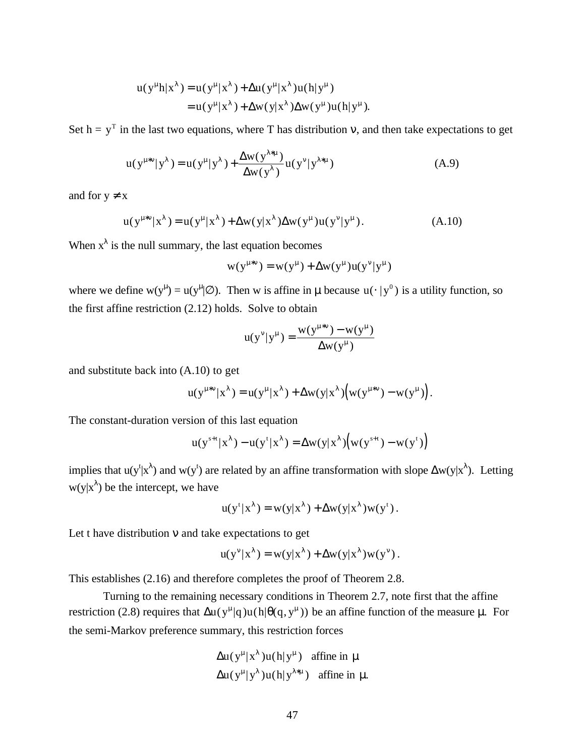$$u(y^{\mu}h|x^{\lambda}) = u(y^{\mu}|x^{\lambda}) + \Delta u(y^{\mu}|x^{\lambda})u(h|y^{\mu})$$
$$= u(y^{\mu}|x^{\lambda}) + \Delta w(y|x^{\lambda})\Delta w(y^{\mu})u(h|y^{\mu}).$$

Set h = $y^T$ in the last two equations, where T has distribution $\nu$, and then take expectations to get

$$u(y^{\mu*\nu}|y^{\lambda}) = u(y^{\mu}|y^{\lambda}) + \frac{\Delta w(y^{\lambda*\mu})}{\Delta w(y^{\lambda})}u(y^{\nu}|y^{\lambda*\mu}) \tag{A.9}$$

and for $y \neq x$

$$u(y^{\mu*\nu}|x^{\lambda}) = u(y^{\mu}|x^{\lambda}) + \Delta w(y|x^{\lambda})\Delta w(y^{\mu})u(y^{\nu}|y^{\mu}). \tag{A.10}$$

When $x^{\lambda}$ is the null summary, the last equation becomes

$$w(y^{\mu*\nu}) = w(y^{\mu}) + \Delta w(y^{\mu})u(y^{\nu}|y^{\mu})$$

where we define $w(y^{\mu}) = u(y^{\mu}|\varnothing)$. Then w is affine in $\mu$ because $u(\cdot\,|y^0)$ is a utility function, so the first affine restriction (2.12) holds. Solve to obtain

$$u(y^{\nu}|y^{\mu}) = \frac{w(y^{\mu*\nu}) - w(y^{\mu})}{\Delta w(y^{\mu})}$$

and substitute back into (A.10) to get

$$u(y^{\mu*\nu}|x^{\lambda}) = u(y^{\mu}|x^{\lambda}) + \Delta w(y|x^{\lambda})\left(w(y^{\mu*\nu}) - w(y^{\mu})\right).$$

The constant-duration version of this last equation

$$u(y^{s+t}|x^{\lambda}) - u(y^{t}|x^{\lambda}) = \Delta w(y|x^{\lambda})\left(w(y^{s+t}) - w(y^{t})\right)$$

implies that $u(y^t|x^{\lambda})$ and $w(y^t)$ are related by an affine transformation with slope $\Delta w(y|x^{\lambda})$. Letting $w(y|x^{\lambda})$ be the intercept, we have

$$u(y^{t}|x^{\lambda}) = w(y|x^{\lambda}) + \Delta w(y|x^{\lambda})w(y^{t}).$$

Let t have distribution $\nu$ and take expectations to get

$$u(y^{\nu}|x^{\lambda}) = w(y|x^{\lambda}) + \Delta w(y|x^{\lambda})w(y^{\nu}).$$

This establishes (2.16) and therefore completes the proof of Theorem 2.8.

Turning to the remaining necessary conditions in Theorem 2.7, note first that the affine restriction (2.8) requires that $\Delta u(y^{\mu}|q)u(h|\theta(q, y^{\mu}))$ be an affine function of the measure $\mu$. For the semi-Markov preference summary, this restriction forces

$$\Delta u(y^{\mu}|x^{\lambda})u(h|y^{\mu}) \quad \text{affine in } \mu$$
$$\Delta u(y^{\mu}|y^{\lambda})u(h|y^{\lambda*\mu}) \quad \text{affine in } \mu.$$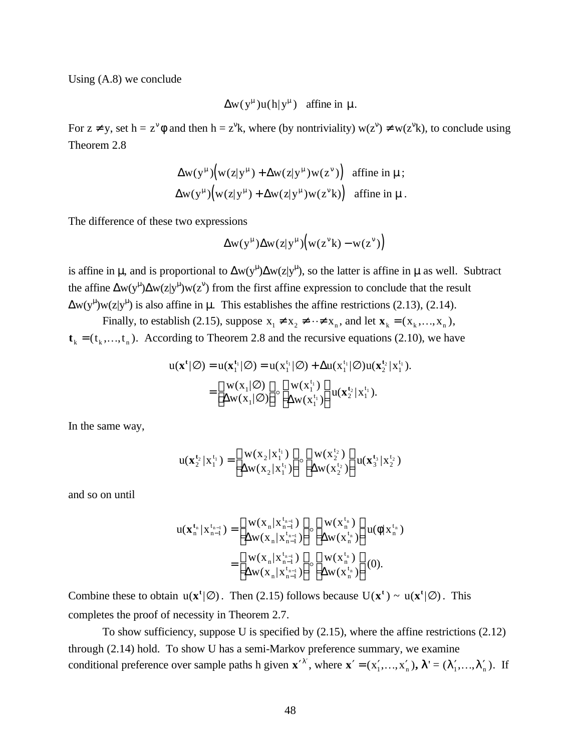Using (A.8) we conclude

$$\Delta w(y^\mu)u(h|y^\mu) \quad \text{affine in } \mu.$$

For $z \neq y$, set $h = z^\nu\phi$ and then $h = z^\nu k$, where (by nontriviality) $w(z^\nu) \neq w(z^\nu k)$, to conclude using Theorem 2.8

$$\Delta w(y^\mu)\big(w(z|y^\mu) + \Delta w(z|y^\mu)w(z^\nu)\big) \quad \text{affine in } \mu;$$
$$\Delta w(y^\mu)\big(w(z|y^\mu) + \Delta w(z|y^\mu)w(z^\nu k)\big) \quad \text{affine in } \mu.$$

The difference of these two expressions

$$\Delta w(y^\mu)\Delta w(z|y^\mu)\big(w(z^\nu k) - w(z^\nu)\big)$$

is affine in $\mu$, and is proportional to $\Delta w(y^\mu)\Delta w(z|y^\mu)$, so the latter is affine in $\mu$ as well. Subtract the affine $\Delta w(y^\mu)\Delta w(z|y^\mu)w(z^\nu)$ from the first affine expression to conclude that the result $\Delta w(y^\mu)w(z|y^\mu)$ is also affine in $\mu$. This establishes the affine restrictions (2.13), (2.14).

Finally, to establish (2.15), suppose $x_1 \neq x_2 \neq \cdots \neq x_n$, and let $\mathbf{x}_k = (x_k,\ldots,x_n)$, $\mathbf{t}_k = (t_k,\ldots,t_n)$. According to Theorem 2.8 and the recursive equations (2.10), we have

$$\begin{aligned}
u(\mathbf{x}^{\mathbf{t}}|\varnothing) = u(\mathbf{x}_1^{\mathbf{t}_1}|\varnothing) &= u(x_1^{t_1}|\varnothing) + \Delta u(x_1^{t_1}|\varnothing)u(\mathbf{x}_2^{\mathbf{t}_2}|x_1^{t_1}). \\
&= \begin{bmatrix} w(x_1|\varnothing) \\ \Delta w(x_1|\varnothing) \end{bmatrix} \circ \begin{bmatrix} w(x_1^{t_1}) \\ \Delta w(x_1^{t_1}) \end{bmatrix} u(\mathbf{x}_2^{\mathbf{t}_2}|x_1^{t_1}).
\end{aligned}$$

In the same way,

$$u(\mathbf{x}_2^{\mathbf{t}_2}|x_1^{t_1}) = \begin{bmatrix} w(x_2|x_1^{t_1}) \\ \Delta w(x_2|x_1^{t_1}) \end{bmatrix} \circ \begin{bmatrix} w(x_2^{t_2}) \\ \Delta w(x_2^{t_2}) \end{bmatrix} u(\mathbf{x}_3^{\mathbf{t}_3}|x_2^{t_2})$$

and so on until

$$\begin{aligned}
u(\mathbf{x}_n^{\mathbf{t}_n}|x_{n-1}^{t_{n-1}}) &= \begin{bmatrix} w(x_n|x_{n-1}^{t_{n-1}}) \\ \Delta w(x_n|x_{n-1}^{t_{n-1}}) \end{bmatrix} \circ \begin{bmatrix} w(x_n^{t_n}) \\ \Delta w(x_n^{t_n}) \end{bmatrix} u(\phi|x_n^{t_n}) \\
&= \begin{bmatrix} w(x_n|x_{n-1}^{t_{n-1}}) \\ \Delta w(x_n|x_{n-1}^{t_{n-1}}) \end{bmatrix} \circ \begin{bmatrix} w(x_n^{t_n}) \\ \Delta w(x_n^{t_n}) \end{bmatrix} (0).
\end{aligned}$$

Combine these to obtain $u(\mathbf{x}^{\mathbf{t}}|\varnothing)$. Then (2.15) follows because $U(\mathbf{x}^{\mathbf{t}}) \sim u(\mathbf{x}^{\mathbf{t}}|\varnothing)$. This completes the proof of necessity in Theorem 2.7.

To show sufficiency, suppose U is specified by (2.15), where the affine restrictions (2.12) through (2.14) hold. To show U has a semi-Markov preference summary, we examine conditional preference over sample paths h given $\mathbf{x}'^{\lambda'}$, where $\mathbf{x}' = (x_1',\ldots,x_n')$, $\boldsymbol{\lambda}' = (\lambda_1',\ldots,\lambda_n')$. If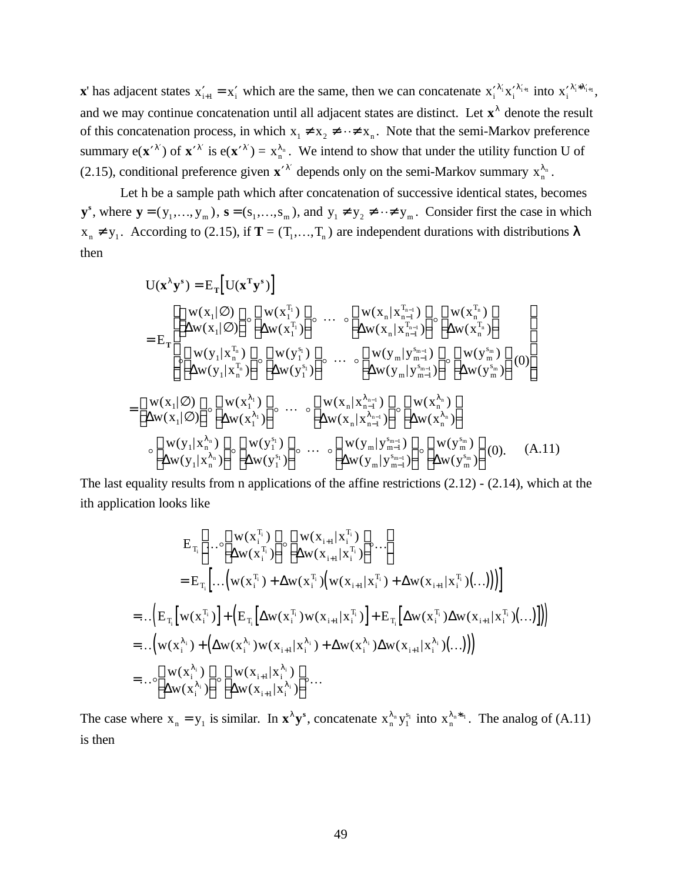**x**' has adjacent states $x'_{i+1} = x'_i$ which are the same, then we can concatenate $x_i'^{\lambda_i'} x_i'^{\lambda_{i+1}'}$ into $x_i'^{\lambda_i' * \lambda_{i+1}'}$, and we may continue concatenation until all adjacent states are distinct. Let $\mathbf{x}^\lambda$ denote the result of this concatenation process, in which $x_1 \neq x_2 \neq \cdots \neq x_n$. Note that the semi-Markov preference summary e($\mathbf{x}'^{\lambda'}$) of $\mathbf{x}'^{\lambda'}$ is e($\mathbf{x}'^{\lambda'}$) = $x_n^{\lambda_n}$. We intend to show that under the utility function U of (2.15), conditional preference given $\mathbf{x}'^{\lambda'}$ depends only on the semi-Markov summary $x_n^{\lambda_n}$.

Let h be a sample path which after concatenation of successive identical states, becomes $\mathbf{y}^\mathbf{s}$, where $\mathbf{y} = (y_1, \ldots, y_m)$, $\mathbf{s} = (s_1, \ldots, s_m)$, and $y_1 \neq y_2 \neq \cdots \neq y_m$. Consider first the case in which $x_n \neq y_1$. According to (2.15), if **T** = $(T_1, \ldots, T_n)$ are independent durations with distributions $\boldsymbol{\lambda}$ then

$$
\begin{aligned}
U(\mathbf{x}^\lambda \mathbf{y}^\mathbf{s}) &= E_\mathbf{T}\left[U(\mathbf{x}^\mathbf{T}\mathbf{y}^\mathbf{s})\right] \\
&= E_\mathbf{T}\left[\begin{pmatrix} w(x_1|\varnothing) \\ \Delta w(x_1|\varnothing) \end{pmatrix} \circ \begin{pmatrix} w(x_1^{T_1}) \\ \Delta w(x_1^{T_1}) \end{pmatrix} \circ \cdots \circ \begin{pmatrix} w(x_n|x_{n-1}^{T_{n-1}}) \\ \Delta w(x_n|x_{n-1}^{T_{n-1}}) \end{pmatrix} \circ \begin{pmatrix} w(x_n^{T_n}) \\ \Delta w(x_n^{T_n}) \end{pmatrix} \right. \\
&\qquad \left. \circ \begin{pmatrix} w(y_1|x_n^{T_n}) \\ \Delta w(y_1|x_n^{T_n}) \end{pmatrix} \circ \begin{pmatrix} w(y_1^{s_1}) \\ \Delta w(y_1^{s_1}) \end{pmatrix} \circ \cdots \circ \begin{pmatrix} w(y_m|y_{m-1}^{s_{m-1}}) \\ \Delta w(y_m|y_{m-1}^{s_{m-1}}) \end{pmatrix} \circ \begin{pmatrix} w(y_m^{s_m}) \\ \Delta w(y_m^{s_m}) \end{pmatrix}(0)\right]
\end{aligned}
$$

$$
\begin{aligned}
&= \begin{pmatrix} w(x_1|\varnothing) \\ \Delta w(x_1|\varnothing) \end{pmatrix} \circ \begin{pmatrix} w(x_1^{\lambda_1}) \\ \Delta w(x_1^{\lambda_1}) \end{pmatrix} \circ \cdots \circ \begin{pmatrix} w(x_n|x_{n-1}^{\lambda_{n-1}}) \\ \Delta w(x_n|x_{n-1}^{\lambda_{n-1}}) \end{pmatrix} \circ \begin{pmatrix} w(x_n^{\lambda_n}) \\ \Delta w(x_n^{\lambda_n}) \end{pmatrix} \\
&\qquad \circ \begin{pmatrix} w(y_1|x_n^{\lambda_n}) \\ \Delta w(y_1|x_n^{\lambda_n}) \end{pmatrix} \circ \begin{pmatrix} w(y_1^{s_1}) \\ \Delta w(y_1^{s_1}) \end{pmatrix} \circ \cdots \circ \begin{pmatrix} w(y_m|y_{m-1}^{s_{m-1}}) \\ \Delta w(y_m|y_{m-1}^{s_{m-1}}) \end{pmatrix} \circ \begin{pmatrix} w(y_m^{s_m}) \\ \Delta w(y_m^{s_m}) \end{pmatrix}(0). \qquad \text{(A.11)}
\end{aligned}
$$

The last equality results from n applications of the affine restrictions (2.12) - (2.14), which at the ith application looks like

$$
\begin{aligned}
& E_{T_i}\left[\cdots \circ \begin{pmatrix} w(x_i^{T_i}) \\ \Delta w(x_i^{T_i}) \end{pmatrix} \circ \begin{pmatrix} w(x_{i+1}|x_i^{T_i}) \\ \Delta w(x_{i+1}|x_i^{T_i}) \end{pmatrix} \circ \cdots \right] \\
&= E_{T_i}\left[\ldots\left(w(x_i^{T_i}) + \Delta w(x_i^{T_i})\left(w(x_{i+1}|x_i^{T_i}) + \Delta w(x_{i+1}|x_i^{T_i})(\ldots)\right)\right)\right] \\
&= \ldots\left(E_{T_i}\left[w(x_i^{T_i})\right] + \left(E_{T_i}\left[\Delta w(x_i^{T_i}) w(x_{i+1}|x_i^{T_i})\right] + E_{T_i}\left[\Delta w(x_i^{T_i})\Delta w(x_{i+1}|x_i^{T_i})(\ldots)\right]\right)\right) \\
&= \ldots\left(w(x_i^{\lambda_i}) + \left(\Delta w(x_i^{\lambda_i}) w(x_{i+1}|x_i^{\lambda_i}) + \Delta w(x_i^{\lambda_i})\Delta w(x_{i+1}|x_i^{\lambda_i})(\ldots)\right)\right) \\
&= \ldots \circ \begin{pmatrix} w(x_i^{\lambda_i}) \\ \Delta w(x_i^{\lambda_i}) \end{pmatrix} \circ \begin{pmatrix} w(x_{i+1}|x_i^{\lambda_i}) \\ \Delta w(x_{i+1}|x_i^{\lambda_i}) \end{pmatrix} \circ \cdots
\end{aligned}
$$

The case where $x_n = y_1$ is similar. In $\mathbf{x}^\lambda \mathbf{y}^\mathbf{s}$, concatenate $x_n^{\lambda_n} y_1^{s_1}$ into $x_n^{\lambda_n * s_1}$. The analog of (A.11) is then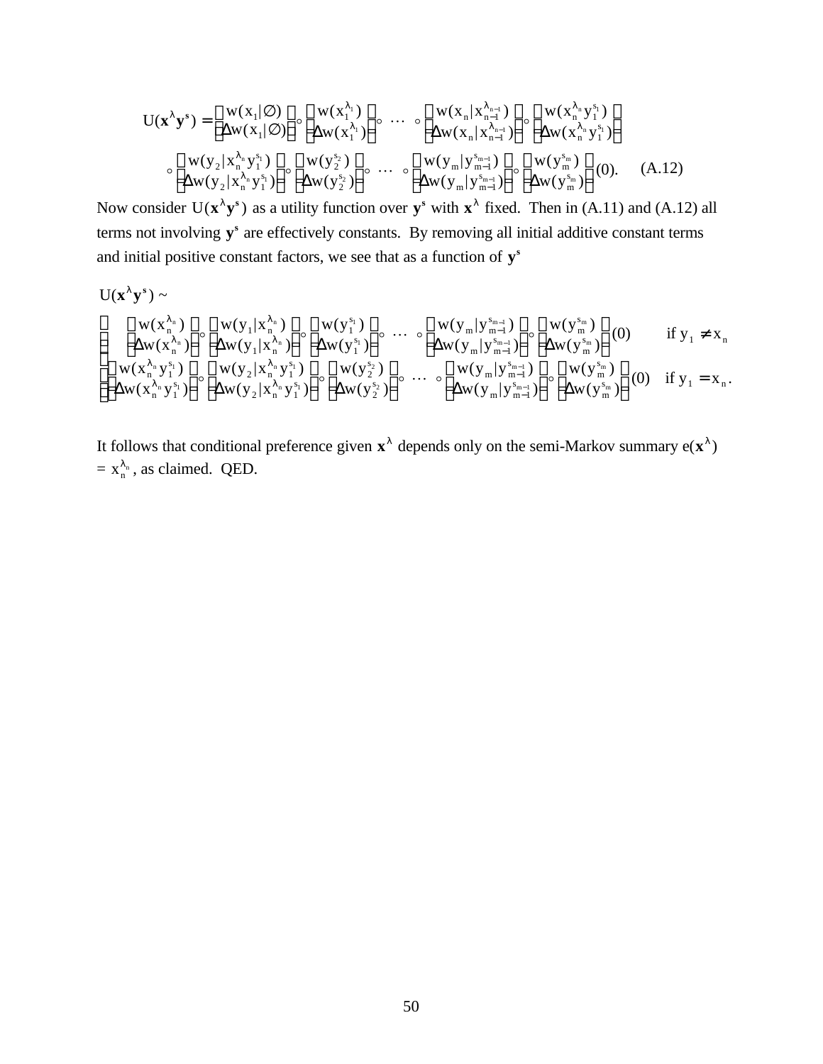$$U(\mathbf{x}^\lambda \mathbf{y}^s) = \begin{pmatrix} w(x_1|\varnothing) \\ \Delta w(x_1|\varnothing) \end{pmatrix} \circ \begin{pmatrix} w(x_1^{\lambda_1}) \\ \Delta w(x_1^{\lambda_1}) \end{pmatrix} \circ \cdots \circ \begin{pmatrix} w(x_n|x_{n-1}^{\lambda_{n-1}}) \\ \Delta w(x_n|x_{n-1}^{\lambda_{n-1}}) \end{pmatrix} \circ \begin{pmatrix} w(x_n^{\lambda_n} y_1^{s_1}) \\ \Delta w(x_n^{\lambda_n} y_1^{s_1}) \end{pmatrix}$$

$$\circ \begin{pmatrix} w(y_2|x_n^{\lambda_n} y_1^{s_1}) \\ \Delta w(y_2|x_n^{\lambda_n} y_1^{s_1}) \end{pmatrix} \circ \begin{pmatrix} w(y_2^{s_2}) \\ \Delta w(y_2^{s_2}) \end{pmatrix} \circ \cdots \circ \begin{pmatrix} w(y_m|y_{m-1}^{s_{m-1}}) \\ \Delta w(y_m|y_{m-1}^{s_{m-1}}) \end{pmatrix} \circ \begin{pmatrix} w(y_m^{s_m}) \\ \Delta w(y_m^{s_m}) \end{pmatrix} (0). \qquad \text{(A.12)}$$

Now consider $U(\mathbf{x}^\lambda \mathbf{y}^s)$ as a utility function over $\mathbf{y}^s$ with $\mathbf{x}^\lambda$ fixed. Then in (A.11) and (A.12) all terms not involving $\mathbf{y}^s$ are effectively constants. By removing all initial additive constant terms and initial positive constant factors, we see that as a function of $\mathbf{y}^s$

$$U(\mathbf{x}^\lambda \mathbf{y}^s) \sim$$

$$\begin{cases} \begin{pmatrix} w(x_n^{\lambda_n}) \\ \Delta w(x_n^{\lambda_n}) \end{pmatrix} \circ \begin{pmatrix} w(y_1|x_n^{\lambda_n}) \\ \Delta w(y_1|x_n^{\lambda_n}) \end{pmatrix} \circ \begin{pmatrix} w(y_1^{s_1}) \\ \Delta w(y_1^{s_1}) \end{pmatrix} \circ \cdots \circ \begin{pmatrix} w(y_m|y_{m-1}^{s_{m-1}}) \\ \Delta w(y_m|y_{m-1}^{s_{m-1}}) \end{pmatrix} \circ \begin{pmatrix} w(y_m^{s_m}) \\ \Delta w(y_m^{s_m}) \end{pmatrix} (0) & \text{if } y_1 \neq x_n \\ \begin{pmatrix} w(x_n^{\lambda_n} y_1^{s_1}) \\ \Delta w(x_n^{\lambda_n} y_1^{s_1}) \end{pmatrix} \circ \begin{pmatrix} w(y_2|x_n^{\lambda_n} y_1^{s_1}) \\ \Delta w(y_2|x_n^{\lambda_n} y_1^{s_1}) \end{pmatrix} \circ \begin{pmatrix} w(y_2^{s_2}) \\ \Delta w(y_2^{s_2}) \end{pmatrix} \circ \cdots \circ \begin{pmatrix} w(y_m|y_{m-1}^{s_{m-1}}) \\ \Delta w(y_m|y_{m-1}^{s_{m-1}}) \end{pmatrix} \circ \begin{pmatrix} w(y_m^{s_m}) \\ \Delta w(y_m^{s_m}) \end{pmatrix} (0) & \text{if } y_1 = x_n. \end{cases}$$

It follows that conditional preference given $\mathbf{x}^\lambda$ depends only on the semi-Markov summary $e(\mathbf{x}^\lambda) = x_n^{\lambda_n}$, as claimed. QED.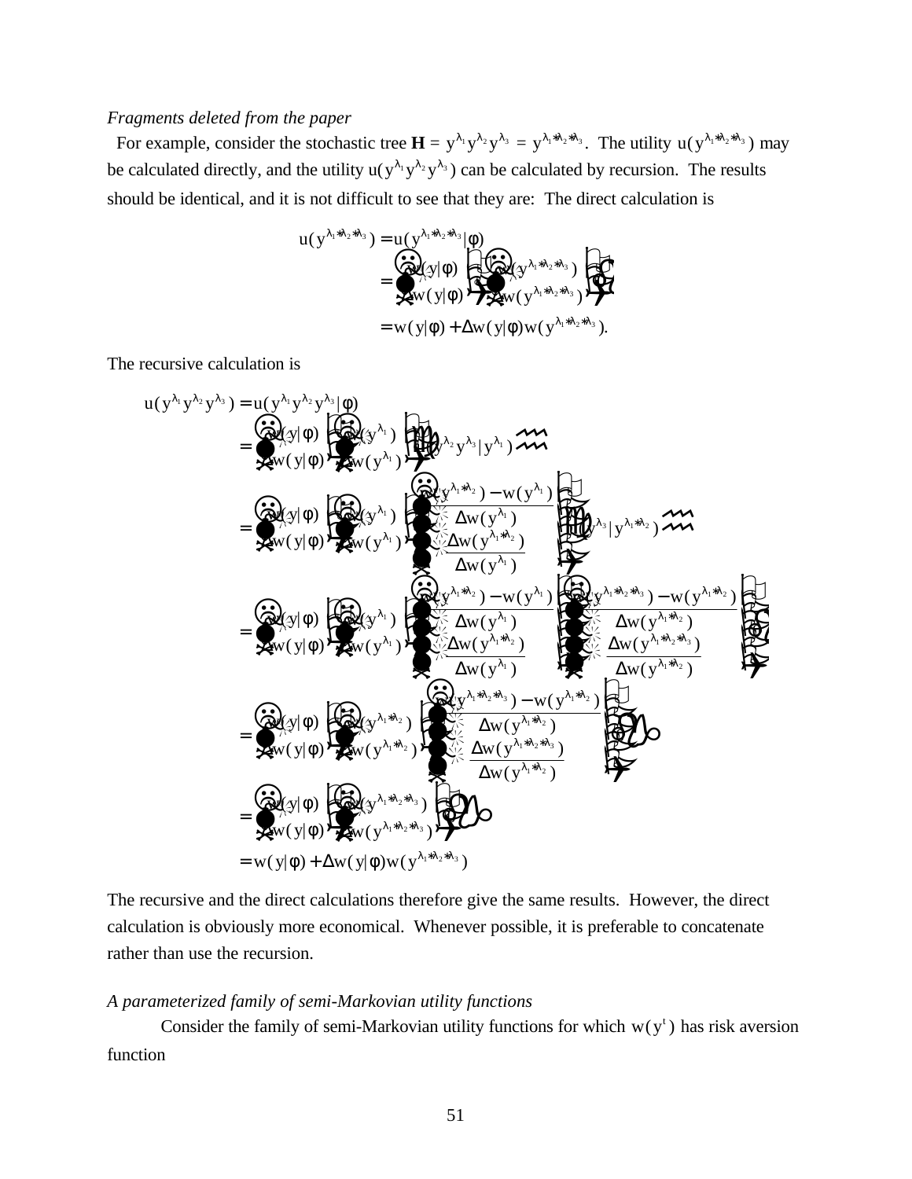*Fragments deleted from the paper*

For example, consider the stochastic tree $\mathbf{H} = y^{\lambda_1} y^{\lambda_2} y^{\lambda_3} = y^{\lambda_1+\lambda_2+\lambda_3}$. The utility $u(y^{\lambda_1+\lambda_2+\lambda_3})$ may be calculated directly, and the utility $u(y^{\lambda_1} y^{\lambda_2} y^{\lambda_3})$ can be calculated by recursion. The results should be identical, and it is not difficult to see that they are: The direct calculation is

$$
\begin{aligned}
u(y^{\lambda_1+\lambda_2+\lambda_3}) &= u(y^{\lambda_1+\lambda_2+\lambda_3}|\phi) \\
&= \begin{pmatrix} 1 & 0 \\ w(y|\phi) & \Delta w(y|\phi) \end{pmatrix} \begin{pmatrix} 1 & 0 \\ w(y^{\lambda_1+\lambda_2+\lambda_3}) & \Delta w(y^{\lambda_1+\lambda_2+\lambda_3}) \end{pmatrix} \begin{pmatrix} 1 \\ 0 \end{pmatrix} \\
&= w(y|\phi) + \Delta w(y|\phi) w(y^{\lambda_1+\lambda_2+\lambda_3}).
\end{aligned}
$$

The recursive calculation is

$$
\begin{aligned}
u(y^{\lambda_1} y^{\lambda_2} y^{\lambda_3}) &= u(y^{\lambda_1} y^{\lambda_2} y^{\lambda_3}|\phi) \\
&= \begin{pmatrix} 1 & 0 \\ w(y|\phi) & \Delta w(y|\phi) \end{pmatrix} \begin{pmatrix} 1 & 0 \\ w(y^{\lambda_1}) & \Delta w(y^{\lambda_1}) \end{pmatrix} \begin{pmatrix} 1 \\ u(y^{\lambda_2} y^{\lambda_3}|y^{\lambda_1}) \end{pmatrix} \\
&= \begin{pmatrix} 1 & 0 \\ w(y|\phi) & \Delta w(y|\phi) \end{pmatrix} \begin{pmatrix} 1 & 0 \\ w(y^{\lambda_1}) & \Delta w(y^{\lambda_1}) \end{pmatrix} \begin{pmatrix} 1 & 0 \\ \frac{w(y^{\lambda_1+\lambda_2}) - w(y^{\lambda_1})}{\Delta w(y^{\lambda_1})} & \frac{\Delta w(y^{\lambda_1+\lambda_2})}{\Delta w(y^{\lambda_1})} \end{pmatrix} \begin{pmatrix} 1 \\ u(y^{\lambda_3}|y^{\lambda_1+\lambda_2}) \end{pmatrix} \\
&= \begin{pmatrix} 1 & 0 \\ w(y|\phi) & \Delta w(y|\phi) \end{pmatrix} \begin{pmatrix} 1 & 0 \\ w(y^{\lambda_1}) & \Delta w(y^{\lambda_1}) \end{pmatrix} \begin{pmatrix} 1 & 0 \\ \frac{w(y^{\lambda_1+\lambda_2}) - w(y^{\lambda_1})}{\Delta w(y^{\lambda_1})} & \frac{\Delta w(y^{\lambda_1+\lambda_2})}{\Delta w(y^{\lambda_1})} \end{pmatrix} \begin{pmatrix} 1 & 0 \\ \frac{w(y^{\lambda_1+\lambda_2+\lambda_3}) - w(y^{\lambda_1+\lambda_2})}{\Delta w(y^{\lambda_1+\lambda_2})} & \frac{\Delta w(y^{\lambda_1+\lambda_2+\lambda_3})}{\Delta w(y^{\lambda_1+\lambda_2})} \end{pmatrix} \begin{pmatrix} 1 \\ 0 \end{pmatrix} \\
&= \begin{pmatrix} 1 & 0 \\ w(y|\phi) & \Delta w(y|\phi) \end{pmatrix} \begin{pmatrix} 1 & 0 \\ w(y^{\lambda_1+\lambda_2}) & \Delta w(y^{\lambda_1+\lambda_2}) \end{pmatrix} \begin{pmatrix} 1 & 0 \\ \frac{w(y^{\lambda_1+\lambda_2+\lambda_3}) - w(y^{\lambda_1+\lambda_2})}{\Delta w(y^{\lambda_1+\lambda_2})} & \frac{\Delta w(y^{\lambda_1+\lambda_2+\lambda_3})}{\Delta w(y^{\lambda_1+\lambda_2})} \end{pmatrix} \begin{pmatrix} 1 \\ 0 \end{pmatrix} \\
&= \begin{pmatrix} 1 & 0 \\ w(y|\phi) & \Delta w(y|\phi) \end{pmatrix} \begin{pmatrix} 1 & 0 \\ w(y^{\lambda_1+\lambda_2+\lambda_3}) & \Delta w(y^{\lambda_1+\lambda_2+\lambda_3}) \end{pmatrix} \begin{pmatrix} 1 \\ 0 \end{pmatrix} \\
&= w(y|\phi) + \Delta w(y|\phi) w(y^{\lambda_1+\lambda_2+\lambda_3})
\end{aligned}
$$

The recursive and the direct calculations therefore give the same results. However, the direct calculation is obviously more economical. Whenever possible, it is preferable to concatenate rather than use the recursion.

*A parameterized family of semi-Markovian utility functions*

Consider the family of semi-Markovian utility functions for which $w(y^t)$ has risk aversion function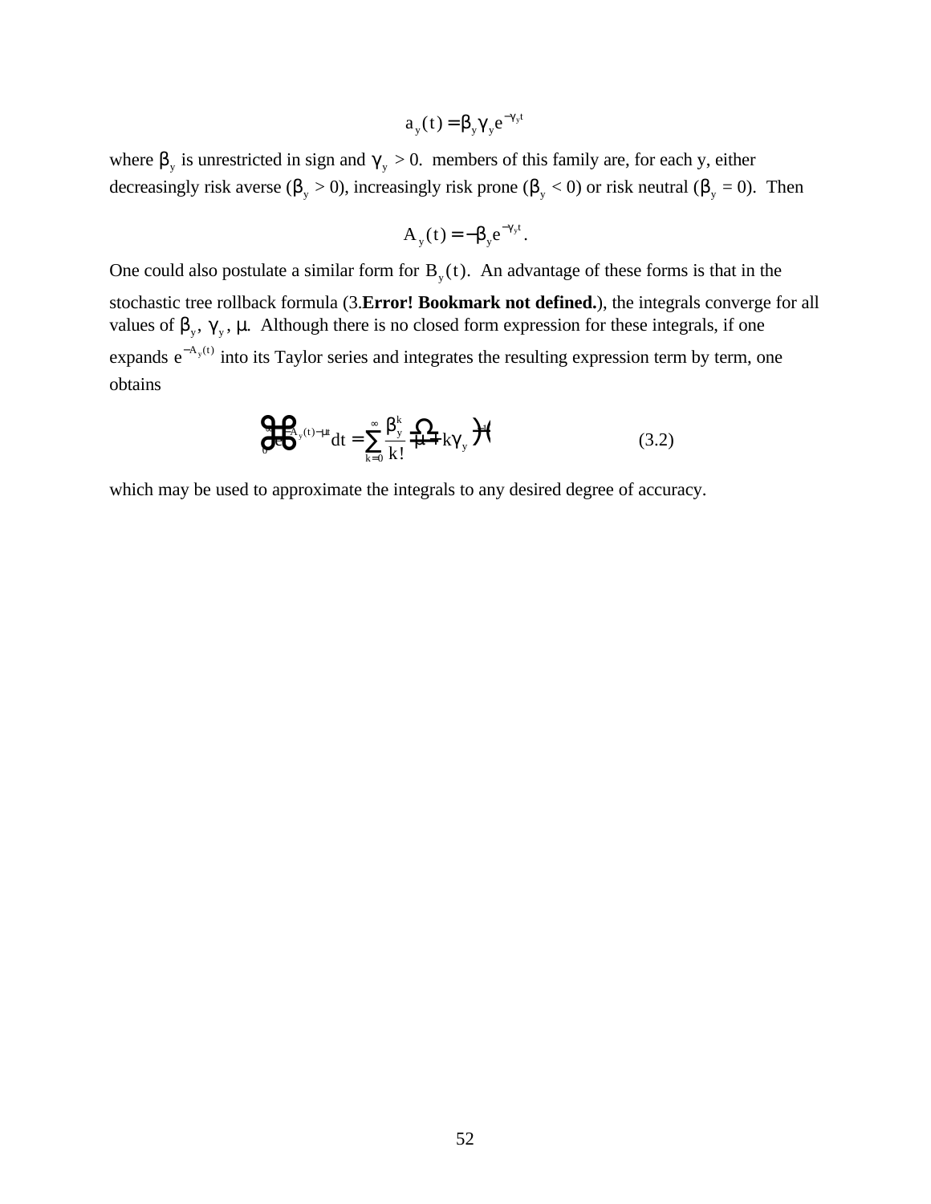$$a_y(t) = \beta_y \gamma_y e^{-\gamma_y t}$$

where $\beta_y$ is unrestricted in sign and $\gamma_y > 0$. members of this family are, for each y, either decreasingly risk averse ($\beta_y > 0$), increasingly risk prone ($\beta_y < 0$) or risk neutral ($\beta_y = 0$). Then

$$A_y(t) = -\beta_y e^{-\gamma_y t}.$$

One could also postulate a similar form for $B_y(t)$. An advantage of these forms is that in the stochastic tree rollback formula (3.**Error! Bookmark not defined.**), the integrals converge for all values of $\beta_y$, $\gamma_y$, $\mu$. Although there is no closed form expression for these integrals, if one expands $e^{-A_y(t)}$ into its Taylor series and integrates the resulting expression term by term, one obtains

$$\int_0^\infty e^{-A_y(t)-\mu t} dt = \sum_{k=0}^{\infty} \frac{\beta_y^k}{k!} \left(\mu + k\gamma_y\right)^{-1} \tag{3.2}$$

which may be used to approximate the integrals to any desired degree of accuracy.